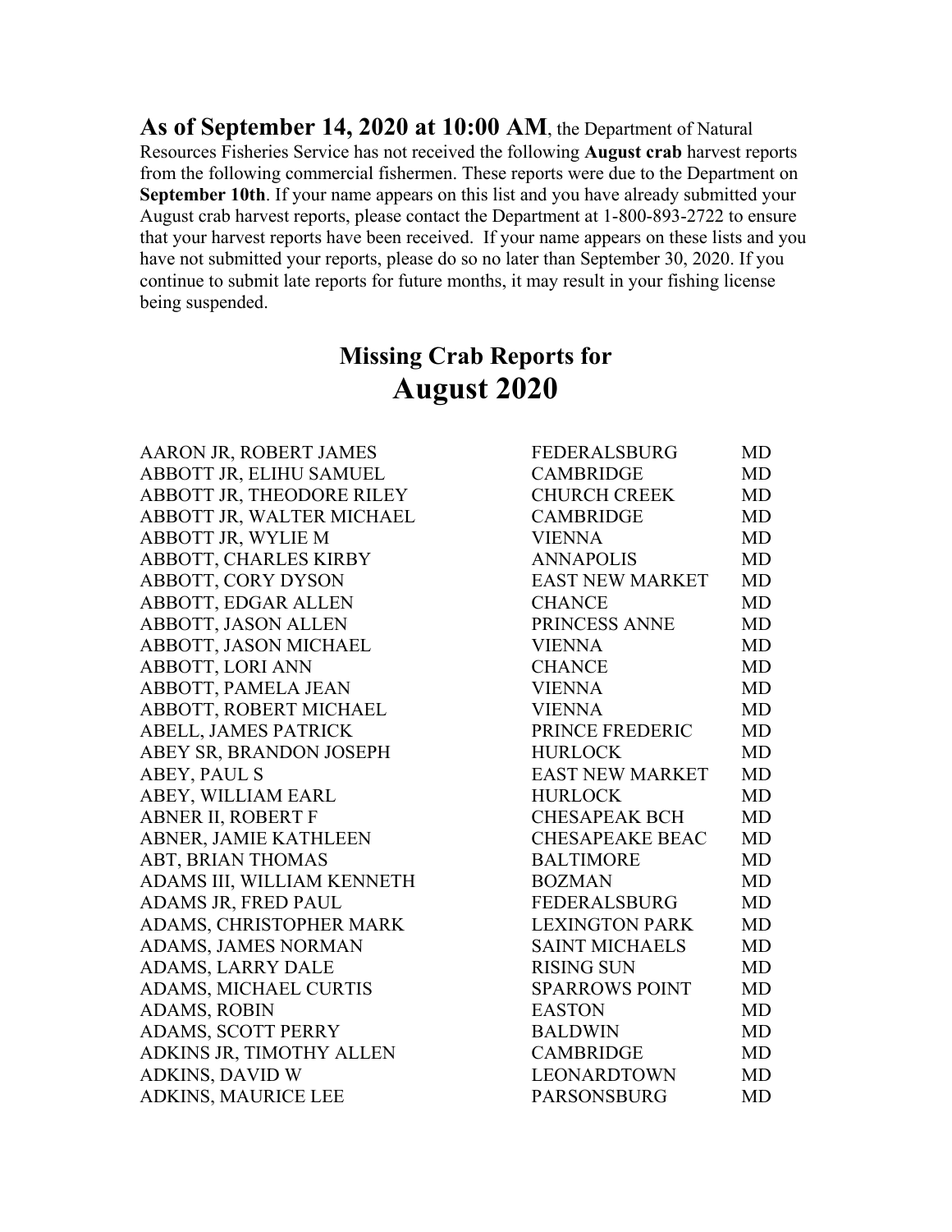**As of September 14, 2020 at 10:00 AM**, the Department of Natural Resources Fisheries Service has not received the following **August crab** harvest reports from the following commercial fishermen. These reports were due to the Department on **September 10th**. If your name appears on this list and you have already submitted your August crab harvest reports, please contact the Department at 1-800-893-2722 to ensure that your harvest reports have been received. If your name appears on these lists and you have not submitted your reports, please do so no later than September 30, 2020. If you continue to submit late reports for future months, it may result in your fishing license being suspended.

## Missing Crab Reports for
# August 2020

| | | |
|---|---|---|
| AARON JR, ROBERT JAMES | FEDERALSBURG | MD |
| ABBOTT JR, ELIHU SAMUEL | CAMBRIDGE | MD |
| ABBOTT JR, THEODORE RILEY | CHURCH CREEK | MD |
| ABBOTT JR, WALTER MICHAEL | CAMBRIDGE | MD |
| ABBOTT JR, WYLIE M | VIENNA | MD |
| ABBOTT, CHARLES KIRBY | ANNAPOLIS | MD |
| ABBOTT, CORY DYSON | EAST NEW MARKET | MD |
| ABBOTT, EDGAR ALLEN | CHANCE | MD |
| ABBOTT, JASON ALLEN | PRINCESS ANNE | MD |
| ABBOTT, JASON MICHAEL | VIENNA | MD |
| ABBOTT, LORI ANN | CHANCE | MD |
| ABBOTT, PAMELA JEAN | VIENNA | MD |
| ABBOTT, ROBERT MICHAEL | VIENNA | MD |
| ABELL, JAMES PATRICK | PRINCE FREDERIC | MD |
| ABEY SR, BRANDON JOSEPH | HURLOCK | MD |
| ABEY, PAUL S | EAST NEW MARKET | MD |
| ABEY, WILLIAM EARL | HURLOCK | MD |
| ABNER II, ROBERT F | CHESAPEAK BCH | MD |
| ABNER, JAMIE KATHLEEN | CHESAPEAKE BEAC | MD |
| ABT, BRIAN THOMAS | BALTIMORE | MD |
| ADAMS III, WILLIAM KENNETH | BOZMAN | MD |
| ADAMS JR, FRED PAUL | FEDERALSBURG | MD |
| ADAMS, CHRISTOPHER MARK | LEXINGTON PARK | MD |
| ADAMS, JAMES NORMAN | SAINT MICHAELS | MD |
| ADAMS, LARRY DALE | RISING SUN | MD |
| ADAMS, MICHAEL CURTIS | SPARROWS POINT | MD |
| ADAMS, ROBIN | EASTON | MD |
| ADAMS, SCOTT PERRY | BALDWIN | MD |
| ADKINS JR, TIMOTHY ALLEN | CAMBRIDGE | MD |
| ADKINS, DAVID W | LEONARDTOWN | MD |
| ADKINS, MAURICE LEE | PARSONSBURG | MD |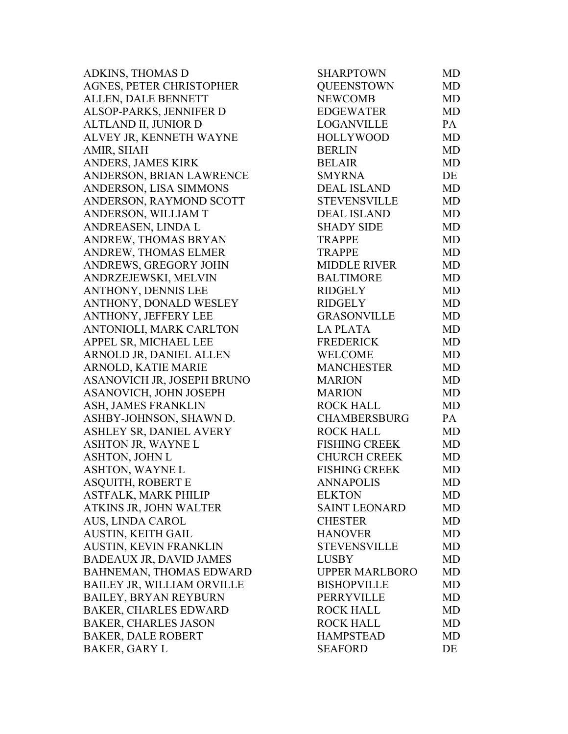| | | |
|---|---|---|
| ADKINS, THOMAS D | SHARPTOWN | MD |
| AGNES, PETER CHRISTOPHER | QUEENSTOWN | MD |
| ALLEN, DALE BENNETT | NEWCOMB | MD |
| ALSOP-PARKS, JENNIFER D | EDGEWATER | MD |
| ALTLAND II, JUNIOR D | LOGANVILLE | PA |
| ALVEY JR, KENNETH WAYNE | HOLLYWOOD | MD |
| AMIR, SHAH | BERLIN | MD |
| ANDERS, JAMES KIRK | BELAIR | MD |
| ANDERSON, BRIAN LAWRENCE | SMYRNA | DE |
| ANDERSON, LISA SIMMONS | DEAL ISLAND | MD |
| ANDERSON, RAYMOND SCOTT | STEVENSVILLE | MD |
| ANDERSON, WILLIAM T | DEAL ISLAND | MD |
| ANDREASEN, LINDA L | SHADY SIDE | MD |
| ANDREW, THOMAS BRYAN | TRAPPE | MD |
| ANDREW, THOMAS ELMER | TRAPPE | MD |
| ANDREWS, GREGORY JOHN | MIDDLE RIVER | MD |
| ANDRZEJEWSKI, MELVIN | BALTIMORE | MD |
| ANTHONY, DENNIS LEE | RIDGELY | MD |
| ANTHONY, DONALD WESLEY | RIDGELY | MD |
| ANTHONY, JEFFERY LEE | GRASONVILLE | MD |
| ANTONIOLI, MARK CARLTON | LA PLATA | MD |
| APPEL SR, MICHAEL LEE | FREDERICK | MD |
| ARNOLD JR, DANIEL ALLEN | WELCOME | MD |
| ARNOLD, KATIE MARIE | MANCHESTER | MD |
| ASANOVICH JR, JOSEPH BRUNO | MARION | MD |
| ASANOVICH, JOHN JOSEPH | MARION | MD |
| ASH, JAMES FRANKLIN | ROCK HALL | MD |
| ASHBY-JOHNSON, SHAWN D. | CHAMBERSBURG | PA |
| ASHLEY SR, DANIEL AVERY | ROCK HALL | MD |
| ASHTON JR, WAYNE L | FISHING CREEK | MD |
| ASHTON, JOHN L | CHURCH CREEK | MD |
| ASHTON, WAYNE L | FISHING CREEK | MD |
| ASQUITH, ROBERT E | ANNAPOLIS | MD |
| ASTFALK, MARK PHILIP | ELKTON | MD |
| ATKINS JR, JOHN WALTER | SAINT LEONARD | MD |
| AUS, LINDA CAROL | CHESTER | MD |
| AUSTIN, KEITH GAIL | HANOVER | MD |
| AUSTIN, KEVIN FRANKLIN | STEVENSVILLE | MD |
| BADEAUX JR, DAVID JAMES | LUSBY | MD |
| BAHNEMAN, THOMAS EDWARD | UPPER MARLBORO | MD |
| BAILEY JR, WILLIAM ORVILLE | BISHOPVILLE | MD |
| BAILEY, BRYAN REYBURN | PERRYVILLE | MD |
| BAKER, CHARLES EDWARD | ROCK HALL | MD |
| BAKER, CHARLES JASON | ROCK HALL | MD |
| BAKER, DALE ROBERT | HAMPSTEAD | MD |
| BAKER, GARY L | SEAFORD | DE |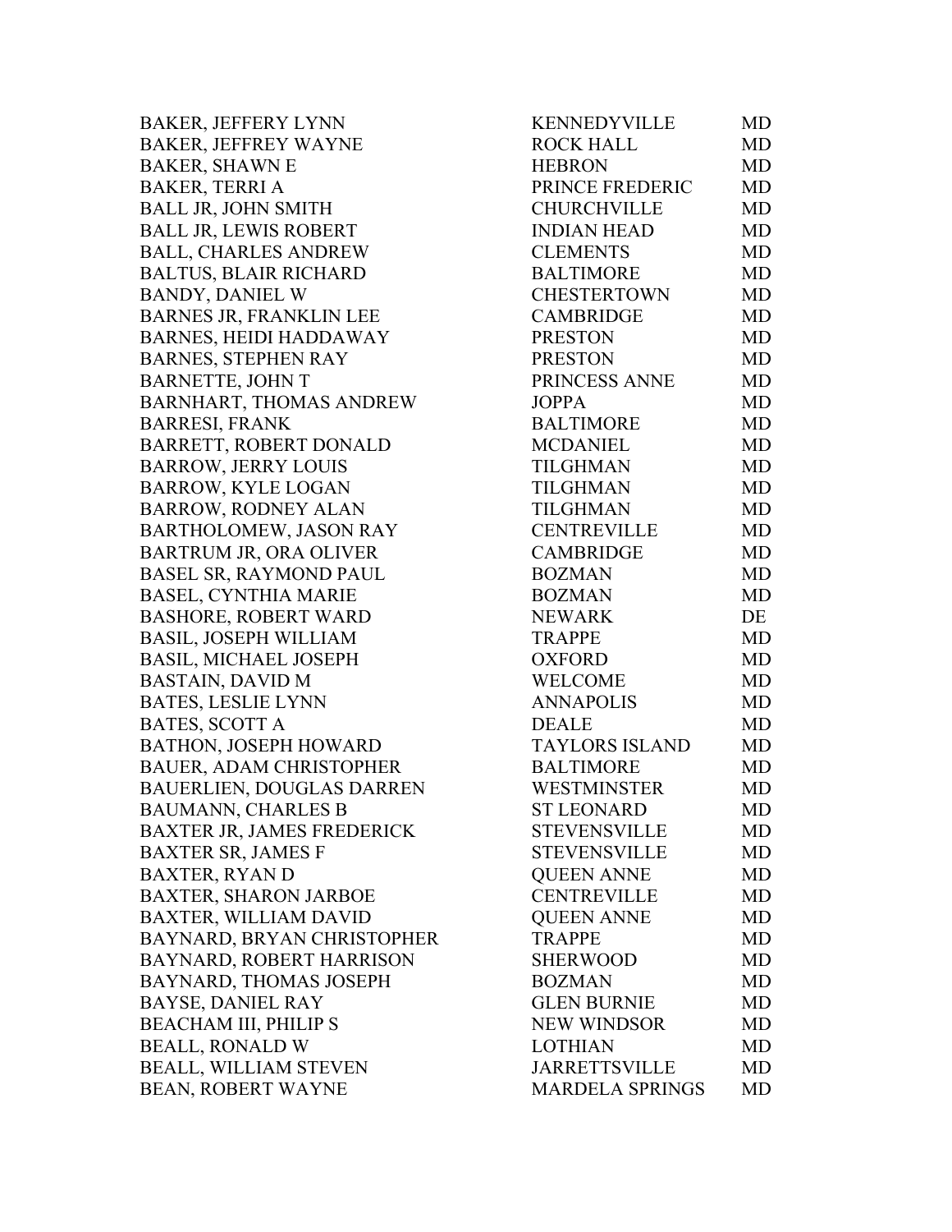| | | |
|---|---|---|
| BAKER, JEFFERY LYNN | KENNEDYVILLE | MD |
| BAKER, JEFFREY WAYNE | ROCK HALL | MD |
| BAKER, SHAWN E | HEBRON | MD |
| BAKER, TERRI A | PRINCE FREDERIC | MD |
| BALL JR, JOHN SMITH | CHURCHVILLE | MD |
| BALL JR, LEWIS ROBERT | INDIAN HEAD | MD |
| BALL, CHARLES ANDREW | CLEMENTS | MD |
| BALTUS, BLAIR RICHARD | BALTIMORE | MD |
| BANDY, DANIEL W | CHESTERTOWN | MD |
| BARNES JR, FRANKLIN LEE | CAMBRIDGE | MD |
| BARNES, HEIDI HADDAWAY | PRESTON | MD |
| BARNES, STEPHEN RAY | PRESTON | MD |
| BARNETTE, JOHN T | PRINCESS ANNE | MD |
| BARNHART, THOMAS ANDREW | JOPPA | MD |
| BARRESI, FRANK | BALTIMORE | MD |
| BARRETT, ROBERT DONALD | MCDANIEL | MD |
| BARROW, JERRY LOUIS | TILGHMAN | MD |
| BARROW, KYLE LOGAN | TILGHMAN | MD |
| BARROW, RODNEY ALAN | TILGHMAN | MD |
| BARTHOLOMEW, JASON RAY | CENTREVILLE | MD |
| BARTRUM JR, ORA OLIVER | CAMBRIDGE | MD |
| BASEL SR, RAYMOND PAUL | BOZMAN | MD |
| BASEL, CYNTHIA MARIE | BOZMAN | MD |
| BASHORE, ROBERT WARD | NEWARK | DE |
| BASIL, JOSEPH WILLIAM | TRAPPE | MD |
| BASIL, MICHAEL JOSEPH | OXFORD | MD |
| BASTAIN, DAVID M | WELCOME | MD |
| BATES, LESLIE LYNN | ANNAPOLIS | MD |
| BATES, SCOTT A | DEALE | MD |
| BATHON, JOSEPH HOWARD | TAYLORS ISLAND | MD |
| BAUER, ADAM CHRISTOPHER | BALTIMORE | MD |
| BAUERLIEN, DOUGLAS DARREN | WESTMINSTER | MD |
| BAUMANN, CHARLES B | ST LEONARD | MD |
| BAXTER JR, JAMES FREDERICK | STEVENSVILLE | MD |
| BAXTER SR, JAMES F | STEVENSVILLE | MD |
| BAXTER, RYAN D | QUEEN ANNE | MD |
| BAXTER, SHARON JARBOE | CENTREVILLE | MD |
| BAXTER, WILLIAM DAVID | QUEEN ANNE | MD |
| BAYNARD, BRYAN CHRISTOPHER | TRAPPE | MD |
| BAYNARD, ROBERT HARRISON | SHERWOOD | MD |
| BAYNARD, THOMAS JOSEPH | BOZMAN | MD |
| BAYSE, DANIEL RAY | GLEN BURNIE | MD |
| BEACHAM III, PHILIP S | NEW WINDSOR | MD |
| BEALL, RONALD W | LOTHIAN | MD |
| BEALL, WILLIAM STEVEN | JARRETTSVILLE | MD |
| BEAN, ROBERT WAYNE | MARDELA SPRINGS | MD |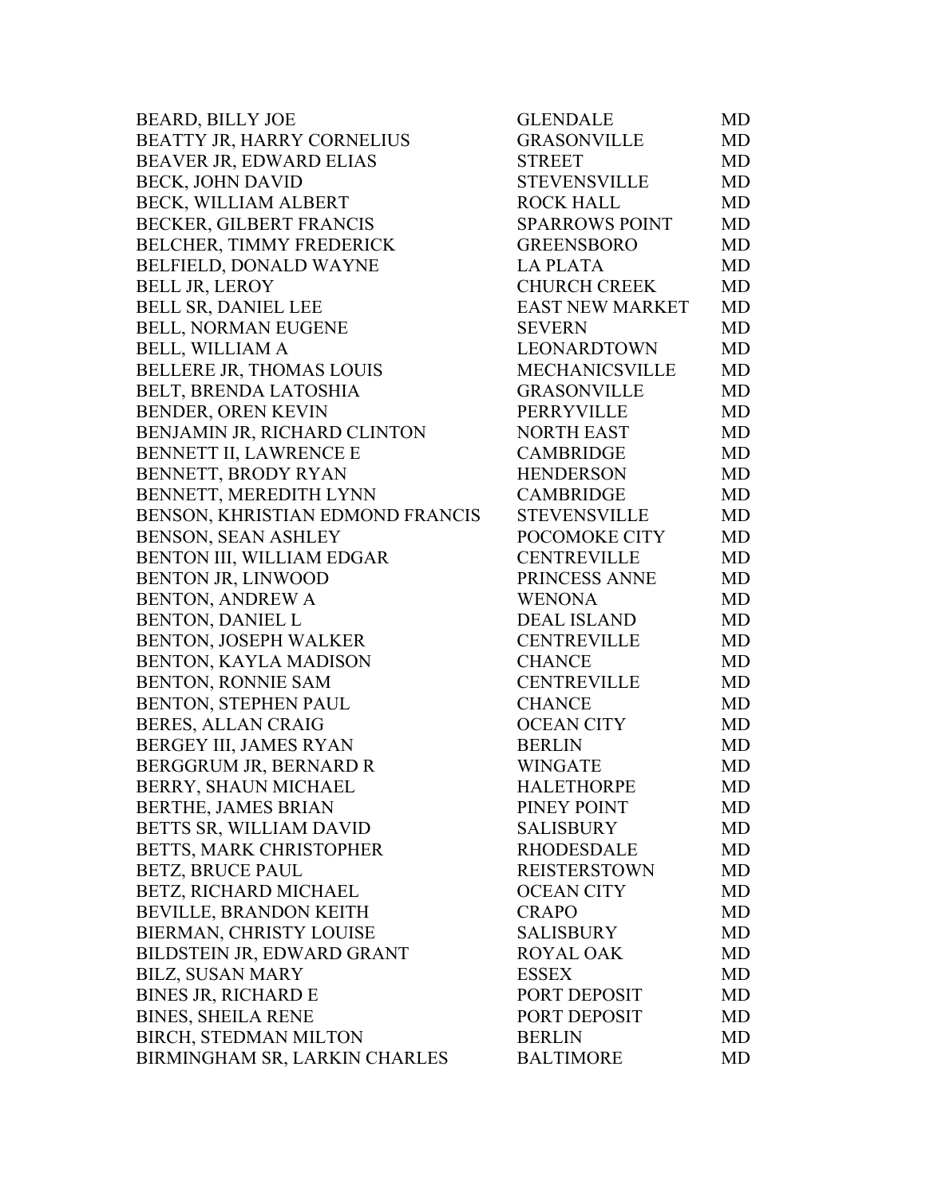| | | |
|---|---|---|
| BEARD, BILLY JOE | GLENDALE | MD |
| BEATTY JR, HARRY CORNELIUS | GRASONVILLE | MD |
| BEAVER JR, EDWARD ELIAS | STREET | MD |
| BECK, JOHN DAVID | STEVENSVILLE | MD |
| BECK, WILLIAM ALBERT | ROCK HALL | MD |
| BECKER, GILBERT FRANCIS | SPARROWS POINT | MD |
| BELCHER, TIMMY FREDERICK | GREENSBORO | MD |
| BELFIELD, DONALD WAYNE | LA PLATA | MD |
| BELL JR, LEROY | CHURCH CREEK | MD |
| BELL SR, DANIEL LEE | EAST NEW MARKET | MD |
| BELL, NORMAN EUGENE | SEVERN | MD |
| BELL, WILLIAM A | LEONARDTOWN | MD |
| BELLERE JR, THOMAS LOUIS | MECHANICSVILLE | MD |
| BELT, BRENDA LATOSHIA | GRASONVILLE | MD |
| BENDER, OREN KEVIN | PERRYVILLE | MD |
| BENJAMIN JR, RICHARD CLINTON | NORTH EAST | MD |
| BENNETT II, LAWRENCE E | CAMBRIDGE | MD |
| BENNETT, BRODY RYAN | HENDERSON | MD |
| BENNETT, MEREDITH LYNN | CAMBRIDGE | MD |
| BENSON, KHRISTIAN EDMOND FRANCIS | STEVENSVILLE | MD |
| BENSON, SEAN ASHLEY | POCOMOKE CITY | MD |
| BENTON III, WILLIAM EDGAR | CENTREVILLE | MD |
| BENTON JR, LINWOOD | PRINCESS ANNE | MD |
| BENTON, ANDREW A | WENONA | MD |
| BENTON, DANIEL L | DEAL ISLAND | MD |
| BENTON, JOSEPH WALKER | CENTREVILLE | MD |
| BENTON, KAYLA MADISON | CHANCE | MD |
| BENTON, RONNIE SAM | CENTREVILLE | MD |
| BENTON, STEPHEN PAUL | CHANCE | MD |
| BERES, ALLAN CRAIG | OCEAN CITY | MD |
| BERGEY III, JAMES RYAN | BERLIN | MD |
| BERGGRUM JR, BERNARD R | WINGATE | MD |
| BERRY, SHAUN MICHAEL | HALETHORPE | MD |
| BERTHE, JAMES BRIAN | PINEY POINT | MD |
| BETTS SR, WILLIAM DAVID | SALISBURY | MD |
| BETTS, MARK CHRISTOPHER | RHODESDALE | MD |
| BETZ, BRUCE PAUL | REISTERSTOWN | MD |
| BETZ, RICHARD MICHAEL | OCEAN CITY | MD |
| BEVILLE, BRANDON KEITH | CRAPO | MD |
| BIERMAN, CHRISTY LOUISE | SALISBURY | MD |
| BILDSTEIN JR, EDWARD GRANT | ROYAL OAK | MD |
| BILZ, SUSAN MARY | ESSEX | MD |
| BINES JR, RICHARD E | PORT DEPOSIT | MD |
| BINES, SHEILA RENE | PORT DEPOSIT | MD |
| BIRCH, STEDMAN MILTON | BERLIN | MD |
| BIRMINGHAM SR, LARKIN CHARLES | BALTIMORE | MD |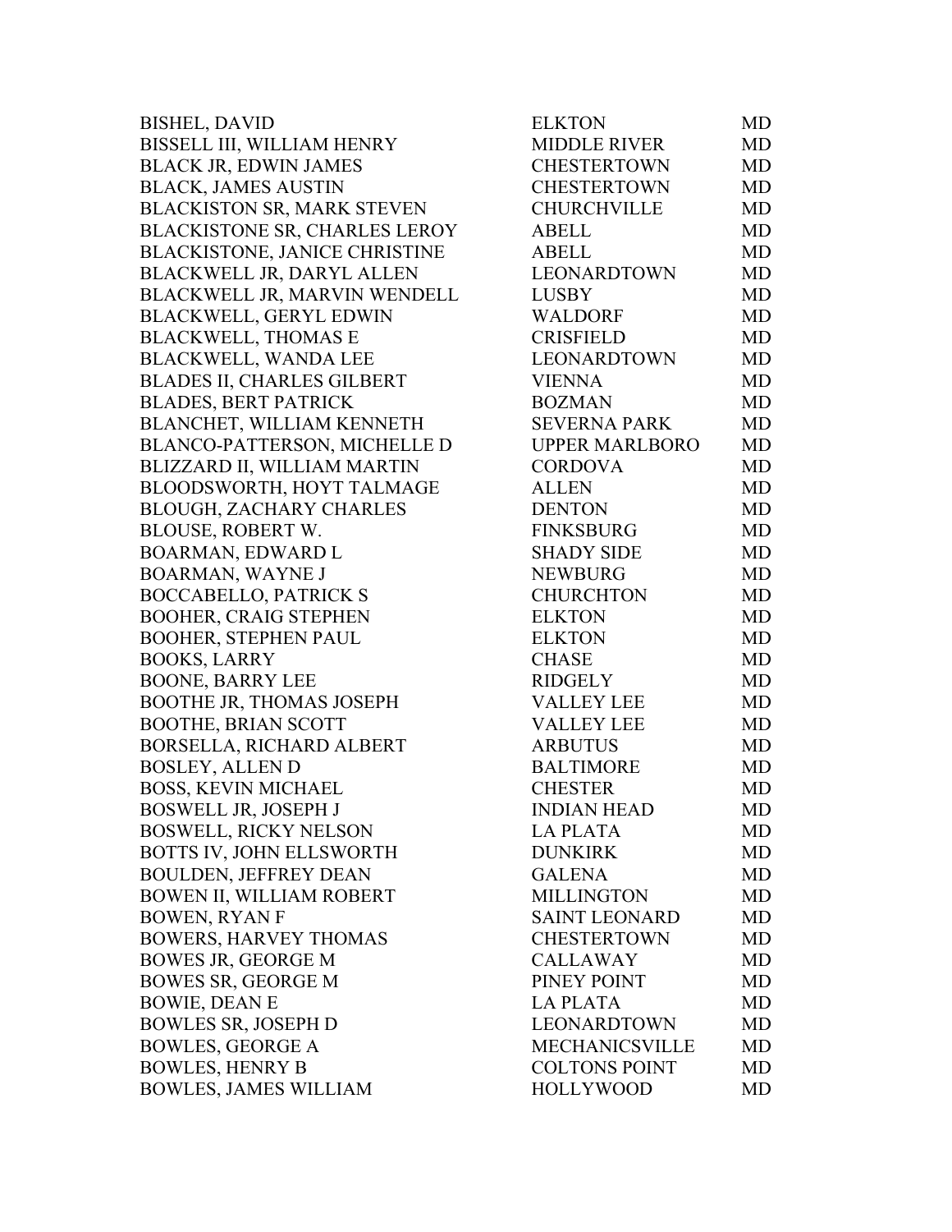| | | |
|---|---|---|
| BISHEL, DAVID | ELKTON | MD |
| BISSELL III, WILLIAM HENRY | MIDDLE RIVER | MD |
| BLACK JR, EDWIN JAMES | CHESTERTOWN | MD |
| BLACK, JAMES AUSTIN | CHESTERTOWN | MD |
| BLACKISTON SR, MARK STEVEN | CHURCHVILLE | MD |
| BLACKISTONE SR, CHARLES LEROY | ABELL | MD |
| BLACKISTONE, JANICE CHRISTINE | ABELL | MD |
| BLACKWELL JR, DARYL ALLEN | LEONARDTOWN | MD |
| BLACKWELL JR, MARVIN WENDELL | LUSBY | MD |
| BLACKWELL, GERYL EDWIN | WALDORF | MD |
| BLACKWELL, THOMAS E | CRISFIELD | MD |
| BLACKWELL, WANDA LEE | LEONARDTOWN | MD |
| BLADES II, CHARLES GILBERT | VIENNA | MD |
| BLADES, BERT PATRICK | BOZMAN | MD |
| BLANCHET, WILLIAM KENNETH | SEVERNA PARK | MD |
| BLANCO-PATTERSON, MICHELLE D | UPPER MARLBORO | MD |
| BLIZZARD II, WILLIAM MARTIN | CORDOVA | MD |
| BLOODSWORTH, HOYT TALMAGE | ALLEN | MD |
| BLOUGH, ZACHARY CHARLES | DENTON | MD |
| BLOUSE, ROBERT W. | FINKSBURG | MD |
| BOARMAN, EDWARD L | SHADY SIDE | MD |
| BOARMAN, WAYNE J | NEWBURG | MD |
| BOCCABELLO, PATRICK S | CHURCHTON | MD |
| BOOHER, CRAIG STEPHEN | ELKTON | MD |
| BOOHER, STEPHEN PAUL | ELKTON | MD |
| BOOKS, LARRY | CHASE | MD |
| BOONE, BARRY LEE | RIDGELY | MD |
| BOOTHE JR, THOMAS JOSEPH | VALLEY LEE | MD |
| BOOTHE, BRIAN SCOTT | VALLEY LEE | MD |
| BORSELLA, RICHARD ALBERT | ARBUTUS | MD |
| BOSLEY, ALLEN D | BALTIMORE | MD |
| BOSS, KEVIN MICHAEL | CHESTER | MD |
| BOSWELL JR, JOSEPH J | INDIAN HEAD | MD |
| BOSWELL, RICKY NELSON | LA PLATA | MD |
| BOTTS IV, JOHN ELLSWORTH | DUNKIRK | MD |
| BOULDEN, JEFFREY DEAN | GALENA | MD |
| BOWEN II, WILLIAM ROBERT | MILLINGTON | MD |
| BOWEN, RYAN F | SAINT LEONARD | MD |
| BOWERS, HARVEY THOMAS | CHESTERTOWN | MD |
| BOWES JR, GEORGE M | CALLAWAY | MD |
| BOWES SR, GEORGE M | PINEY POINT | MD |
| BOWIE, DEAN E | LA PLATA | MD |
| BOWLES SR, JOSEPH D | LEONARDTOWN | MD |
| BOWLES, GEORGE A | MECHANICSVILLE | MD |
| BOWLES, HENRY B | COLTONS POINT | MD |
| BOWLES, JAMES WILLIAM | HOLLYWOOD | MD |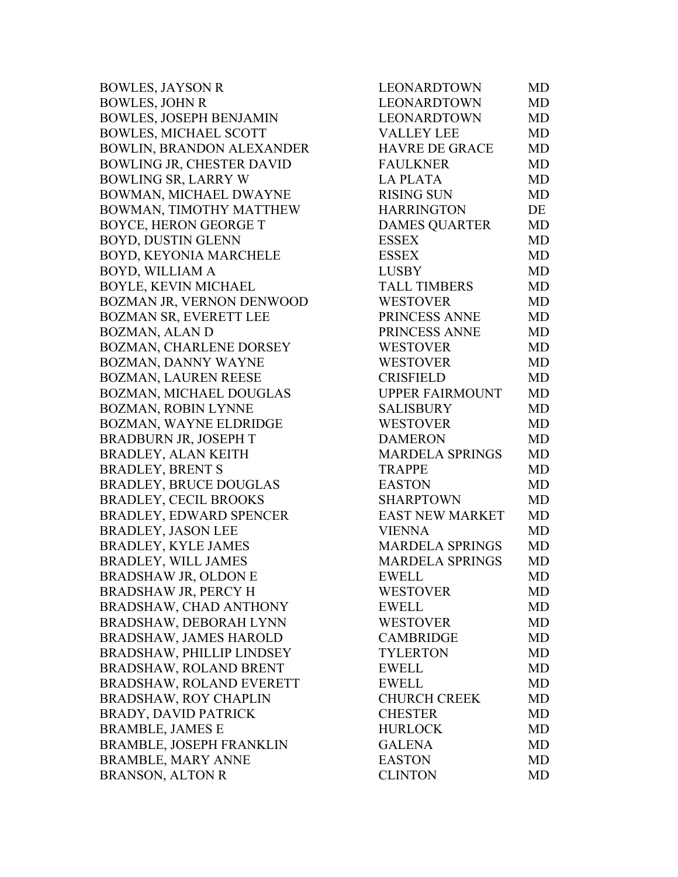| | | |
|---|---|---|
| BOWLES, JAYSON R | LEONARDTOWN | MD |
| BOWLES, JOHN R | LEONARDTOWN | MD |
| BOWLES, JOSEPH BENJAMIN | LEONARDTOWN | MD |
| BOWLES, MICHAEL SCOTT | VALLEY LEE | MD |
| BOWLIN, BRANDON ALEXANDER | HAVRE DE GRACE | MD |
| BOWLING JR, CHESTER DAVID | FAULKNER | MD |
| BOWLING SR, LARRY W | LA PLATA | MD |
| BOWMAN, MICHAEL DWAYNE | RISING SUN | MD |
| BOWMAN, TIMOTHY MATTHEW | HARRINGTON | DE |
| BOYCE, HERON GEORGE T | DAMES QUARTER | MD |
| BOYD, DUSTIN GLENN | ESSEX | MD |
| BOYD, KEYONIA MARCHELE | ESSEX | MD |
| BOYD, WILLIAM A | LUSBY | MD |
| BOYLE, KEVIN MICHAEL | TALL TIMBERS | MD |
| BOZMAN JR, VERNON DENWOOD | WESTOVER | MD |
| BOZMAN SR, EVERETT LEE | PRINCESS ANNE | MD |
| BOZMAN, ALAN D | PRINCESS ANNE | MD |
| BOZMAN, CHARLENE DORSEY | WESTOVER | MD |
| BOZMAN, DANNY WAYNE | WESTOVER | MD |
| BOZMAN, LAUREN REESE | CRISFIELD | MD |
| BOZMAN, MICHAEL DOUGLAS | UPPER FAIRMOUNT | MD |
| BOZMAN, ROBIN LYNNE | SALISBURY | MD |
| BOZMAN, WAYNE ELDRIDGE | WESTOVER | MD |
| BRADBURN JR, JOSEPH T | DAMERON | MD |
| BRADLEY, ALAN KEITH | MARDELA SPRINGS | MD |
| BRADLEY, BRENT S | TRAPPE | MD |
| BRADLEY, BRUCE DOUGLAS | EASTON | MD |
| BRADLEY, CECIL BROOKS | SHARPTOWN | MD |
| BRADLEY, EDWARD SPENCER | EAST NEW MARKET | MD |
| BRADLEY, JASON LEE | VIENNA | MD |
| BRADLEY, KYLE JAMES | MARDELA SPRINGS | MD |
| BRADLEY, WILL JAMES | MARDELA SPRINGS | MD |
| BRADSHAW JR, OLDON E | EWELL | MD |
| BRADSHAW JR, PERCY H | WESTOVER | MD |
| BRADSHAW, CHAD ANTHONY | EWELL | MD |
| BRADSHAW, DEBORAH LYNN | WESTOVER | MD |
| BRADSHAW, JAMES HAROLD | CAMBRIDGE | MD |
| BRADSHAW, PHILLIP LINDSEY | TYLERTON | MD |
| BRADSHAW, ROLAND BRENT | EWELL | MD |
| BRADSHAW, ROLAND EVERETT | EWELL | MD |
| BRADSHAW, ROY CHAPLIN | CHURCH CREEK | MD |
| BRADY, DAVID PATRICK | CHESTER | MD |
| BRAMBLE, JAMES E | HURLOCK | MD |
| BRAMBLE, JOSEPH FRANKLIN | GALENA | MD |
| BRAMBLE, MARY ANNE | EASTON | MD |
| BRANSON, ALTON R | CLINTON | MD |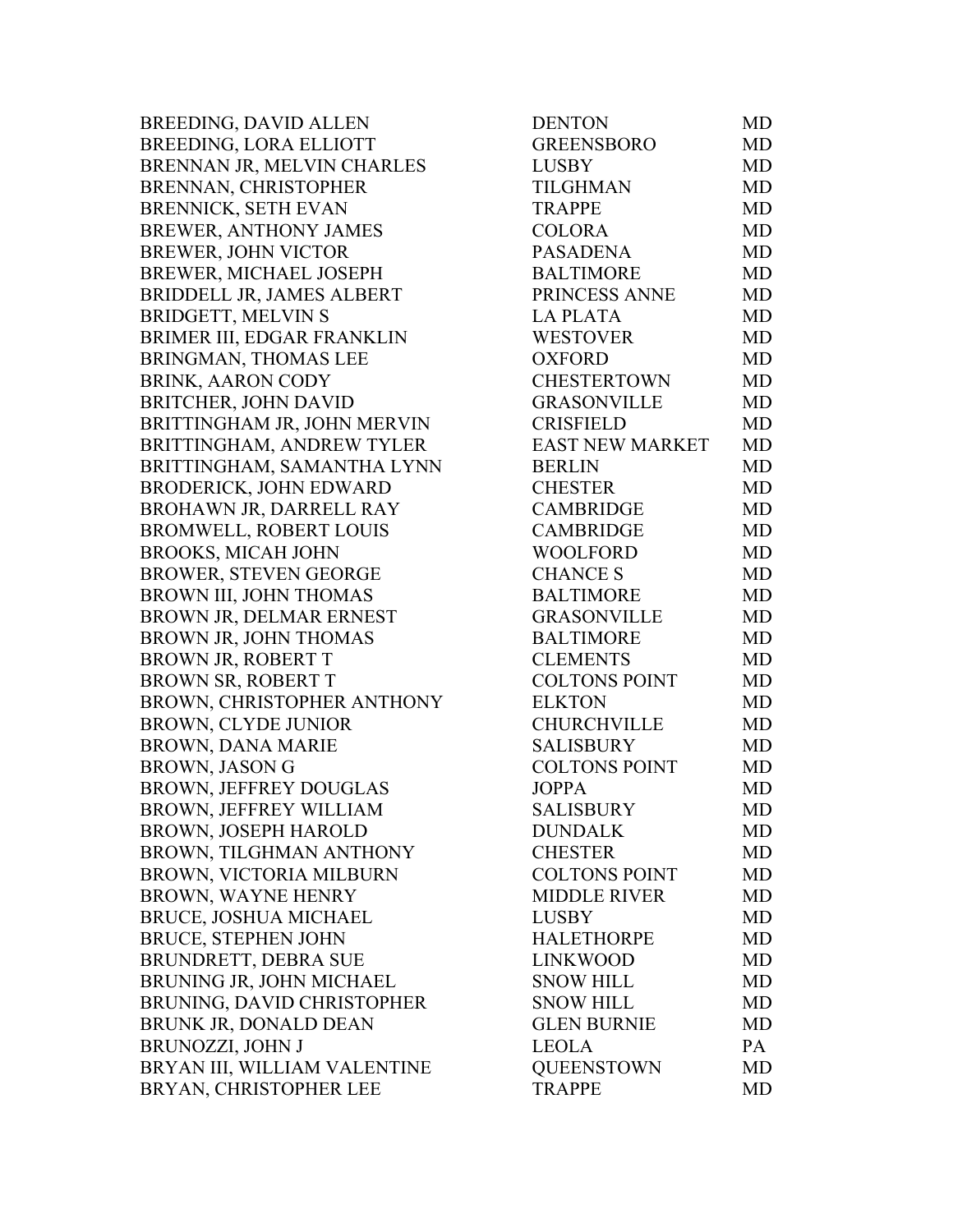| | | |
|---|---|---|
| BREEDING, DAVID ALLEN | DENTON | MD |
| BREEDING, LORA ELLIOTT | GREENSBORO | MD |
| BRENNAN JR, MELVIN CHARLES | LUSBY | MD |
| BRENNAN, CHRISTOPHER | TILGHMAN | MD |
| BRENNICK, SETH EVAN | TRAPPE | MD |
| BREWER, ANTHONY JAMES | COLORA | MD |
| BREWER, JOHN VICTOR | PASADENA | MD |
| BREWER, MICHAEL JOSEPH | BALTIMORE | MD |
| BRIDDELL JR, JAMES ALBERT | PRINCESS ANNE | MD |
| BRIDGETT, MELVIN S | LA PLATA | MD |
| BRIMER III, EDGAR FRANKLIN | WESTOVER | MD |
| BRINGMAN, THOMAS LEE | OXFORD | MD |
| BRINK, AARON CODY | CHESTERTOWN | MD |
| BRITCHER, JOHN DAVID | GRASONVILLE | MD |
| BRITTINGHAM JR, JOHN MERVIN | CRISFIELD | MD |
| BRITTINGHAM, ANDREW TYLER | EAST NEW MARKET | MD |
| BRITTINGHAM, SAMANTHA LYNN | BERLIN | MD |
| BRODERICK, JOHN EDWARD | CHESTER | MD |
| BROHAWN JR, DARRELL RAY | CAMBRIDGE | MD |
| BROMWELL, ROBERT LOUIS | CAMBRIDGE | MD |
| BROOKS, MICAH JOHN | WOOLFORD | MD |
| BROWER, STEVEN GEORGE | CHANCE S | MD |
| BROWN III, JOHN THOMAS | BALTIMORE | MD |
| BROWN JR, DELMAR ERNEST | GRASONVILLE | MD |
| BROWN JR, JOHN THOMAS | BALTIMORE | MD |
| BROWN JR, ROBERT T | CLEMENTS | MD |
| BROWN SR, ROBERT T | COLTONS POINT | MD |
| BROWN, CHRISTOPHER ANTHONY | ELKTON | MD |
| BROWN, CLYDE JUNIOR | CHURCHVILLE | MD |
| BROWN, DANA MARIE | SALISBURY | MD |
| BROWN, JASON G | COLTONS POINT | MD |
| BROWN, JEFFREY DOUGLAS | JOPPA | MD |
| BROWN, JEFFREY WILLIAM | SALISBURY | MD |
| BROWN, JOSEPH HAROLD | DUNDALK | MD |
| BROWN, TILGHMAN ANTHONY | CHESTER | MD |
| BROWN, VICTORIA MILBURN | COLTONS POINT | MD |
| BROWN, WAYNE HENRY | MIDDLE RIVER | MD |
| BRUCE, JOSHUA MICHAEL | LUSBY | MD |
| BRUCE, STEPHEN JOHN | HALETHORPE | MD |
| BRUNDRETT, DEBRA SUE | LINKWOOD | MD |
| BRUNING JR, JOHN MICHAEL | SNOW HILL | MD |
| BRUNING, DAVID CHRISTOPHER | SNOW HILL | MD |
| BRUNK JR, DONALD DEAN | GLEN BURNIE | MD |
| BRUNOZZI, JOHN J | LEOLA | PA |
| BRYAN III, WILLIAM VALENTINE | QUEENSTOWN | MD |
| BRYAN, CHRISTOPHER LEE | TRAPPE | MD |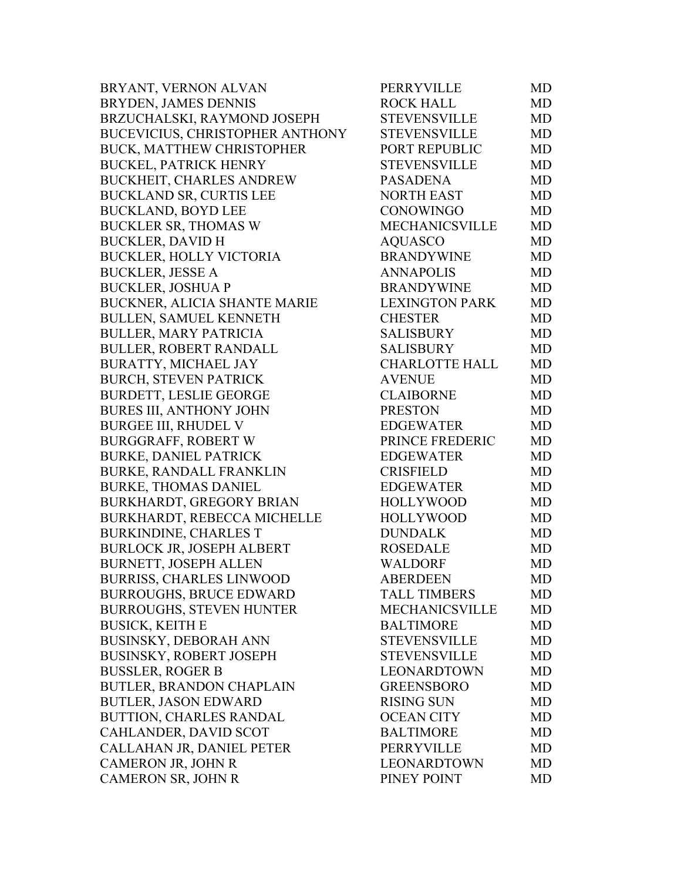| | | |
|---|---|---|
| BRYANT, VERNON ALVAN | PERRYVILLE | MD |
| BRYDEN, JAMES DENNIS | ROCK HALL | MD |
| BRZUCHALSKI, RAYMOND JOSEPH | STEVENSVILLE | MD |
| BUCEVICIUS, CHRISTOPHER ANTHONY | STEVENSVILLE | MD |
| BUCK, MATTHEW CHRISTOPHER | PORT REPUBLIC | MD |
| BUCKEL, PATRICK HENRY | STEVENSVILLE | MD |
| BUCKHEIT, CHARLES ANDREW | PASADENA | MD |
| BUCKLAND SR, CURTIS LEE | NORTH EAST | MD |
| BUCKLAND, BOYD LEE | CONOWINGO | MD |
| BUCKLER SR, THOMAS W | MECHANICSVILLE | MD |
| BUCKLER, DAVID H | AQUASCO | MD |
| BUCKLER, HOLLY VICTORIA | BRANDYWINE | MD |
| BUCKLER, JESSE A | ANNAPOLIS | MD |
| BUCKLER, JOSHUA P | BRANDYWINE | MD |
| BUCKNER, ALICIA SHANTE MARIE | LEXINGTON PARK | MD |
| BULLEN, SAMUEL KENNETH | CHESTER | MD |
| BULLER, MARY PATRICIA | SALISBURY | MD |
| BULLER, ROBERT RANDALL | SALISBURY | MD |
| BURATTY, MICHAEL JAY | CHARLOTTE HALL | MD |
| BURCH, STEVEN PATRICK | AVENUE | MD |
| BURDETT, LESLIE GEORGE | CLAIBORNE | MD |
| BURES III, ANTHONY JOHN | PRESTON | MD |
| BURGEE III, RHUDEL V | EDGEWATER | MD |
| BURGGRAFF, ROBERT W | PRINCE FREDERIC | MD |
| BURKE, DANIEL PATRICK | EDGEWATER | MD |
| BURKE, RANDALL FRANKLIN | CRISFIELD | MD |
| BURKE, THOMAS DANIEL | EDGEWATER | MD |
| BURKHARDT, GREGORY BRIAN | HOLLYWOOD | MD |
| BURKHARDT, REBECCA MICHELLE | HOLLYWOOD | MD |
| BURKINDINE, CHARLES T | DUNDALK | MD |
| BURLOCK JR, JOSEPH ALBERT | ROSEDALE | MD |
| BURNETT, JOSEPH ALLEN | WALDORF | MD |
| BURRISS, CHARLES LINWOOD | ABERDEEN | MD |
| BURROUGHS, BRUCE EDWARD | TALL TIMBERS | MD |
| BURROUGHS, STEVEN HUNTER | MECHANICSVILLE | MD |
| BUSICK, KEITH E | BALTIMORE | MD |
| BUSINSKY, DEBORAH ANN | STEVENSVILLE | MD |
| BUSINSKY, ROBERT JOSEPH | STEVENSVILLE | MD |
| BUSSLER, ROGER B | LEONARDTOWN | MD |
| BUTLER, BRANDON CHAPLAIN | GREENSBORO | MD |
| BUTLER, JASON EDWARD | RISING SUN | MD |
| BUTTION, CHARLES RANDAL | OCEAN CITY | MD |
| CAHLANDER, DAVID SCOT | BALTIMORE | MD |
| CALLAHAN JR, DANIEL PETER | PERRYVILLE | MD |
| CAMERON JR, JOHN R | LEONARDTOWN | MD |
| CAMERON SR, JOHN R | PINEY POINT | MD |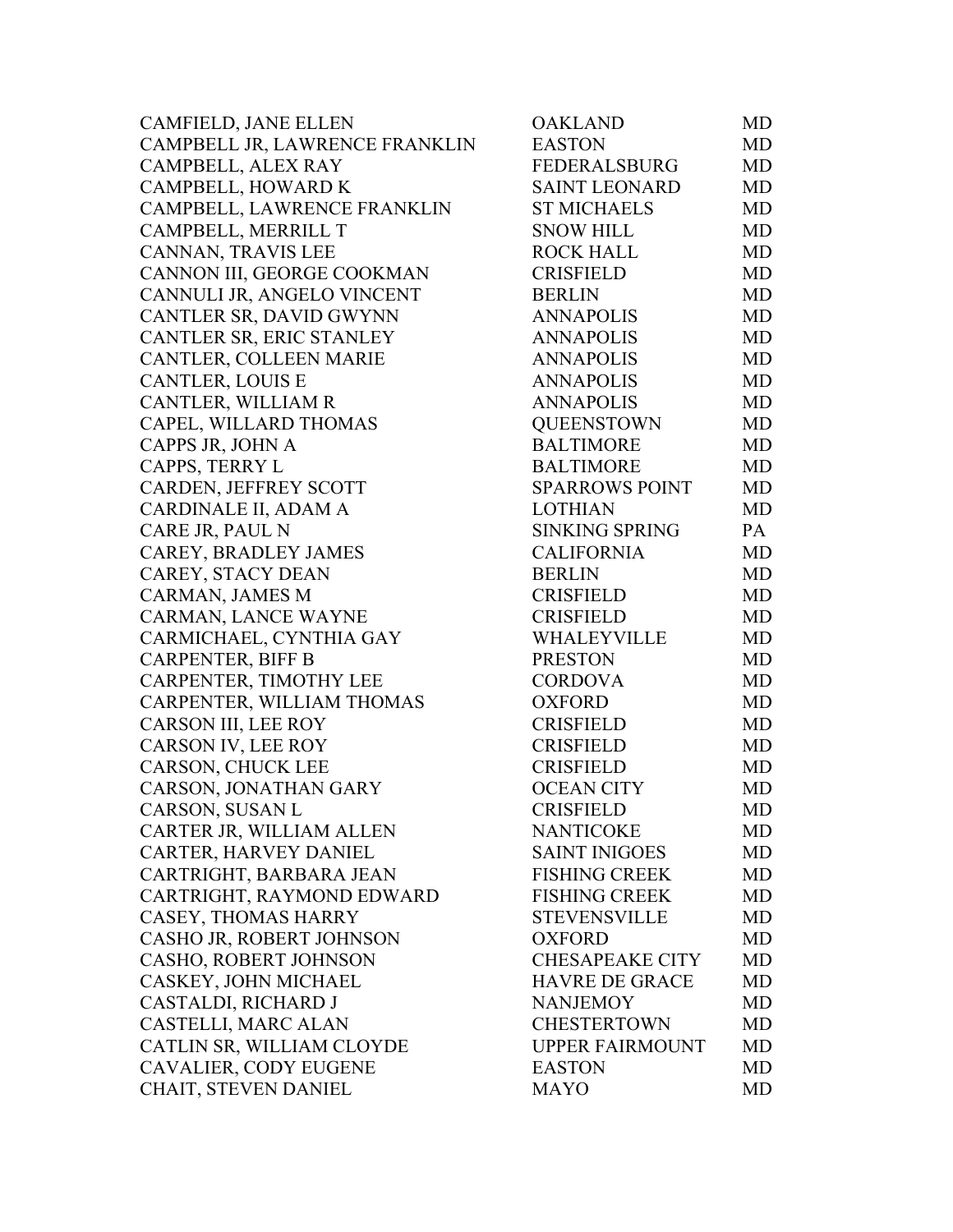| | | |
|---|---|---|
| CAMFIELD, JANE ELLEN | OAKLAND | MD |
| CAMPBELL JR, LAWRENCE FRANKLIN | EASTON | MD |
| CAMPBELL, ALEX RAY | FEDERALSBURG | MD |
| CAMPBELL, HOWARD K | SAINT LEONARD | MD |
| CAMPBELL, LAWRENCE FRANKLIN | ST MICHAELS | MD |
| CAMPBELL, MERRILL T | SNOW HILL | MD |
| CANNAN, TRAVIS LEE | ROCK HALL | MD |
| CANNON III, GEORGE COOKMAN | CRISFIELD | MD |
| CANNULI JR, ANGELO VINCENT | BERLIN | MD |
| CANTLER SR, DAVID GWYNN | ANNAPOLIS | MD |
| CANTLER SR, ERIC STANLEY | ANNAPOLIS | MD |
| CANTLER, COLLEEN MARIE | ANNAPOLIS | MD |
| CANTLER, LOUIS E | ANNAPOLIS | MD |
| CANTLER, WILLIAM R | ANNAPOLIS | MD |
| CAPEL, WILLARD THOMAS | QUEENSTOWN | MD |
| CAPPS JR, JOHN A | BALTIMORE | MD |
| CAPPS, TERRY L | BALTIMORE | MD |
| CARDEN, JEFFREY SCOTT | SPARROWS POINT | MD |
| CARDINALE II, ADAM A | LOTHIAN | MD |
| CARE JR, PAUL N | SINKING SPRING | PA |
| CAREY, BRADLEY JAMES | CALIFORNIA | MD |
| CAREY, STACY DEAN | BERLIN | MD |
| CARMAN, JAMES M | CRISFIELD | MD |
| CARMAN, LANCE WAYNE | CRISFIELD | MD |
| CARMICHAEL, CYNTHIA GAY | WHALEYVILLE | MD |
| CARPENTER, BIFF B | PRESTON | MD |
| CARPENTER, TIMOTHY LEE | CORDOVA | MD |
| CARPENTER, WILLIAM THOMAS | OXFORD | MD |
| CARSON III, LEE ROY | CRISFIELD | MD |
| CARSON IV, LEE ROY | CRISFIELD | MD |
| CARSON, CHUCK LEE | CRISFIELD | MD |
| CARSON, JONATHAN GARY | OCEAN CITY | MD |
| CARSON, SUSAN L | CRISFIELD | MD |
| CARTER JR, WILLIAM ALLEN | NANTICOKE | MD |
| CARTER, HARVEY DANIEL | SAINT INIGOES | MD |
| CARTRIGHT, BARBARA JEAN | FISHING CREEK | MD |
| CARTRIGHT, RAYMOND EDWARD | FISHING CREEK | MD |
| CASEY, THOMAS HARRY | STEVENSVILLE | MD |
| CASHO JR, ROBERT JOHNSON | OXFORD | MD |
| CASHO, ROBERT JOHNSON | CHESAPEAKE CITY | MD |
| CASKEY, JOHN MICHAEL | HAVRE DE GRACE | MD |
| CASTALDI, RICHARD J | NANJEMOY | MD |
| CASTELLI, MARC ALAN | CHESTERTOWN | MD |
| CATLIN SR, WILLIAM CLOYDE | UPPER FAIRMOUNT | MD |
| CAVALIER, CODY EUGENE | EASTON | MD |
| CHAIT, STEVEN DANIEL | MAYO | MD |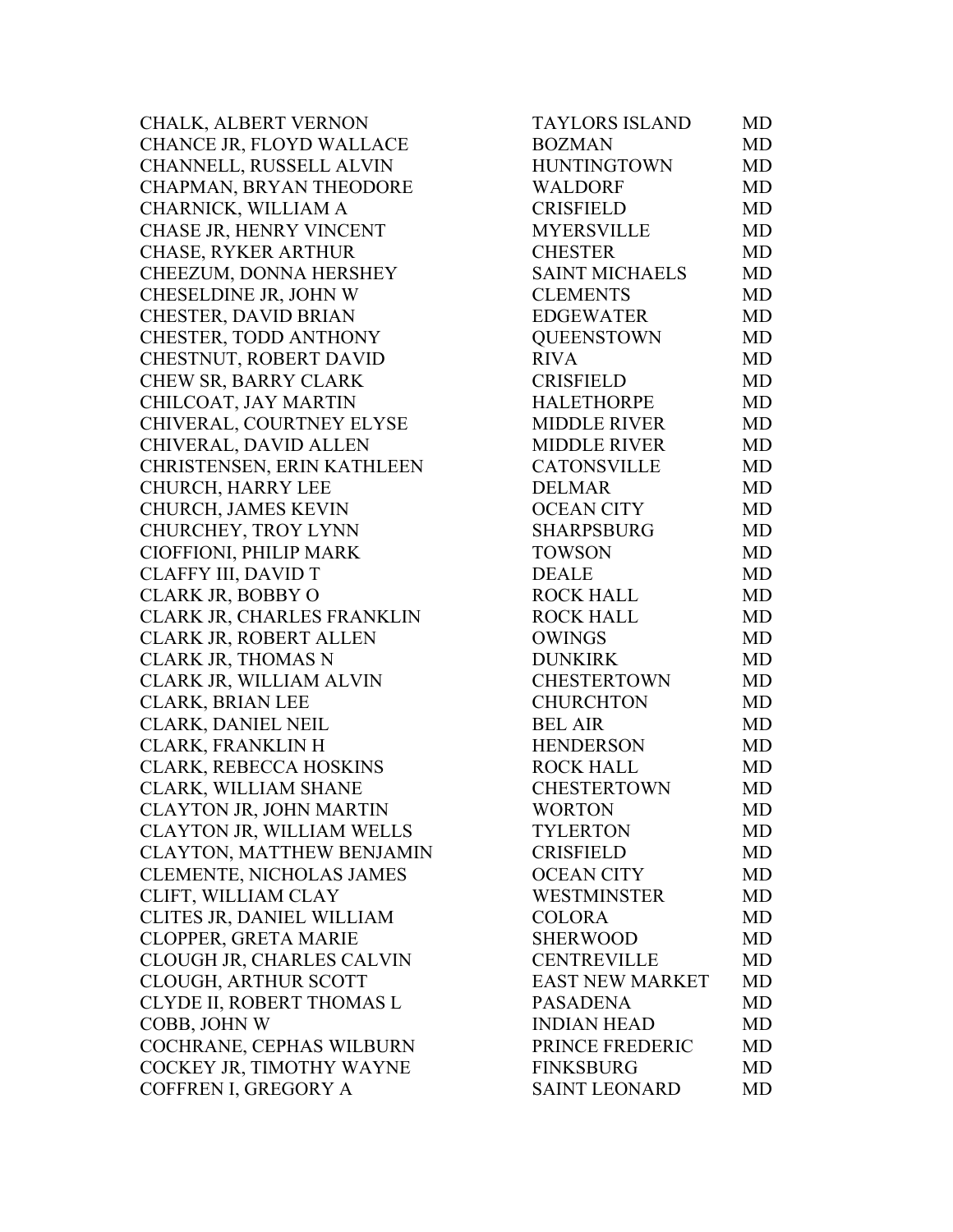| | | |
|---|---|---|
| CHALK, ALBERT VERNON | TAYLORS ISLAND | MD |
| CHANCE JR, FLOYD WALLACE | BOZMAN | MD |
| CHANNELL, RUSSELL ALVIN | HUNTINGTOWN | MD |
| CHAPMAN, BRYAN THEODORE | WALDORF | MD |
| CHARNICK, WILLIAM A | CRISFIELD | MD |
| CHASE JR, HENRY VINCENT | MYERSVILLE | MD |
| CHASE, RYKER ARTHUR | CHESTER | MD |
| CHEEZUM, DONNA HERSHEY | SAINT MICHAELS | MD |
| CHESELDINE JR, JOHN W | CLEMENTS | MD |
| CHESTER, DAVID BRIAN | EDGEWATER | MD |
| CHESTER, TODD ANTHONY | QUEENSTOWN | MD |
| CHESTNUT, ROBERT DAVID | RIVA | MD |
| CHEW SR, BARRY CLARK | CRISFIELD | MD |
| CHILCOAT, JAY MARTIN | HALETHORPE | MD |
| CHIVERAL, COURTNEY ELYSE | MIDDLE RIVER | MD |
| CHIVERAL, DAVID ALLEN | MIDDLE RIVER | MD |
| CHRISTENSEN, ERIN KATHLEEN | CATONSVILLE | MD |
| CHURCH, HARRY LEE | DELMAR | MD |
| CHURCH, JAMES KEVIN | OCEAN CITY | MD |
| CHURCHEY, TROY LYNN | SHARPSBURG | MD |
| CIOFFIONI, PHILIP MARK | TOWSON | MD |
| CLAFFY III, DAVID T | DEALE | MD |
| CLARK JR, BOBBY O | ROCK HALL | MD |
| CLARK JR, CHARLES FRANKLIN | ROCK HALL | MD |
| CLARK JR, ROBERT ALLEN | OWINGS | MD |
| CLARK JR, THOMAS N | DUNKIRK | MD |
| CLARK JR, WILLIAM ALVIN | CHESTERTOWN | MD |
| CLARK, BRIAN LEE | CHURCHTON | MD |
| CLARK, DANIEL NEIL | BEL AIR | MD |
| CLARK, FRANKLIN H | HENDERSON | MD |
| CLARK, REBECCA HOSKINS | ROCK HALL | MD |
| CLARK, WILLIAM SHANE | CHESTERTOWN | MD |
| CLAYTON JR, JOHN MARTIN | WORTON | MD |
| CLAYTON JR, WILLIAM WELLS | TYLERTON | MD |
| CLAYTON, MATTHEW BENJAMIN | CRISFIELD | MD |
| CLEMENTE, NICHOLAS JAMES | OCEAN CITY | MD |
| CLIFT, WILLIAM CLAY | WESTMINSTER | MD |
| CLITES JR, DANIEL WILLIAM | COLORA | MD |
| CLOPPER, GRETA MARIE | SHERWOOD | MD |
| CLOUGH JR, CHARLES CALVIN | CENTREVILLE | MD |
| CLOUGH, ARTHUR SCOTT | EAST NEW MARKET | MD |
| CLYDE II, ROBERT THOMAS L | PASADENA | MD |
| COBB, JOHN W | INDIAN HEAD | MD |
| COCHRANE, CEPHAS WILBURN | PRINCE FREDERIC | MD |
| COCKEY JR, TIMOTHY WAYNE | FINKSBURG | MD |
| COFFREN I, GREGORY A | SAINT LEONARD | MD |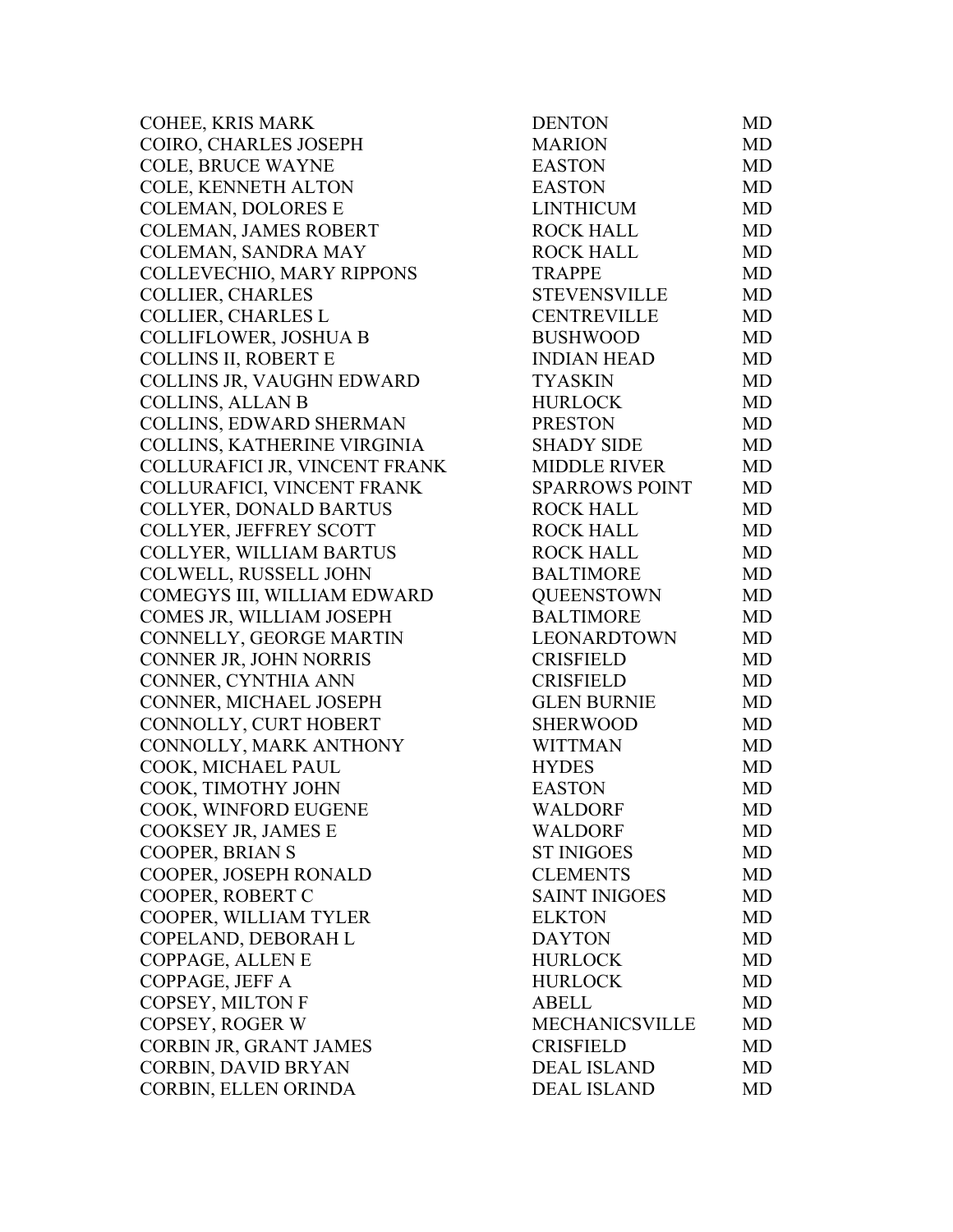| | | |
|---|---|---|
| COHEE, KRIS MARK | DENTON | MD |
| COIRO, CHARLES JOSEPH | MARION | MD |
| COLE, BRUCE WAYNE | EASTON | MD |
| COLE, KENNETH ALTON | EASTON | MD |
| COLEMAN, DOLORES E | LINTHICUM | MD |
| COLEMAN, JAMES ROBERT | ROCK HALL | MD |
| COLEMAN, SANDRA MAY | ROCK HALL | MD |
| COLLEVECHIO, MARY RIPPONS | TRAPPE | MD |
| COLLIER, CHARLES | STEVENSVILLE | MD |
| COLLIER, CHARLES L | CENTREVILLE | MD |
| COLLIFLOWER, JOSHUA B | BUSHWOOD | MD |
| COLLINS II, ROBERT E | INDIAN HEAD | MD |
| COLLINS JR, VAUGHN EDWARD | TYASKIN | MD |
| COLLINS, ALLAN B | HURLOCK | MD |
| COLLINS, EDWARD SHERMAN | PRESTON | MD |
| COLLINS, KATHERINE VIRGINIA | SHADY SIDE | MD |
| COLLURAFICI JR, VINCENT FRANK | MIDDLE RIVER | MD |
| COLLURAFICI, VINCENT FRANK | SPARROWS POINT | MD |
| COLLYER, DONALD BARTUS | ROCK HALL | MD |
| COLLYER, JEFFREY SCOTT | ROCK HALL | MD |
| COLLYER, WILLIAM BARTUS | ROCK HALL | MD |
| COLWELL, RUSSELL JOHN | BALTIMORE | MD |
| COMEGYS III, WILLIAM EDWARD | QUEENSTOWN | MD |
| COMES JR, WILLIAM JOSEPH | BALTIMORE | MD |
| CONNELLY, GEORGE MARTIN | LEONARDTOWN | MD |
| CONNER JR, JOHN NORRIS | CRISFIELD | MD |
| CONNER, CYNTHIA ANN | CRISFIELD | MD |
| CONNER, MICHAEL JOSEPH | GLEN BURNIE | MD |
| CONNOLLY, CURT HOBERT | SHERWOOD | MD |
| CONNOLLY, MARK ANTHONY | WITTMAN | MD |
| COOK, MICHAEL PAUL | HYDES | MD |
| COOK, TIMOTHY JOHN | EASTON | MD |
| COOK, WINFORD EUGENE | WALDORF | MD |
| COOKSEY JR, JAMES E | WALDORF | MD |
| COOPER, BRIAN S | ST INIGOES | MD |
| COOPER, JOSEPH RONALD | CLEMENTS | MD |
| COOPER, ROBERT C | SAINT INIGOES | MD |
| COOPER, WILLIAM TYLER | ELKTON | MD |
| COPELAND, DEBORAH L | DAYTON | MD |
| COPPAGE, ALLEN E | HURLOCK | MD |
| COPPAGE, JEFF A | HURLOCK | MD |
| COPSEY, MILTON F | ABELL | MD |
| COPSEY, ROGER W | MECHANICSVILLE | MD |
| CORBIN JR, GRANT JAMES | CRISFIELD | MD |
| CORBIN, DAVID BRYAN | DEAL ISLAND | MD |
| CORBIN, ELLEN ORINDA | DEAL ISLAND | MD |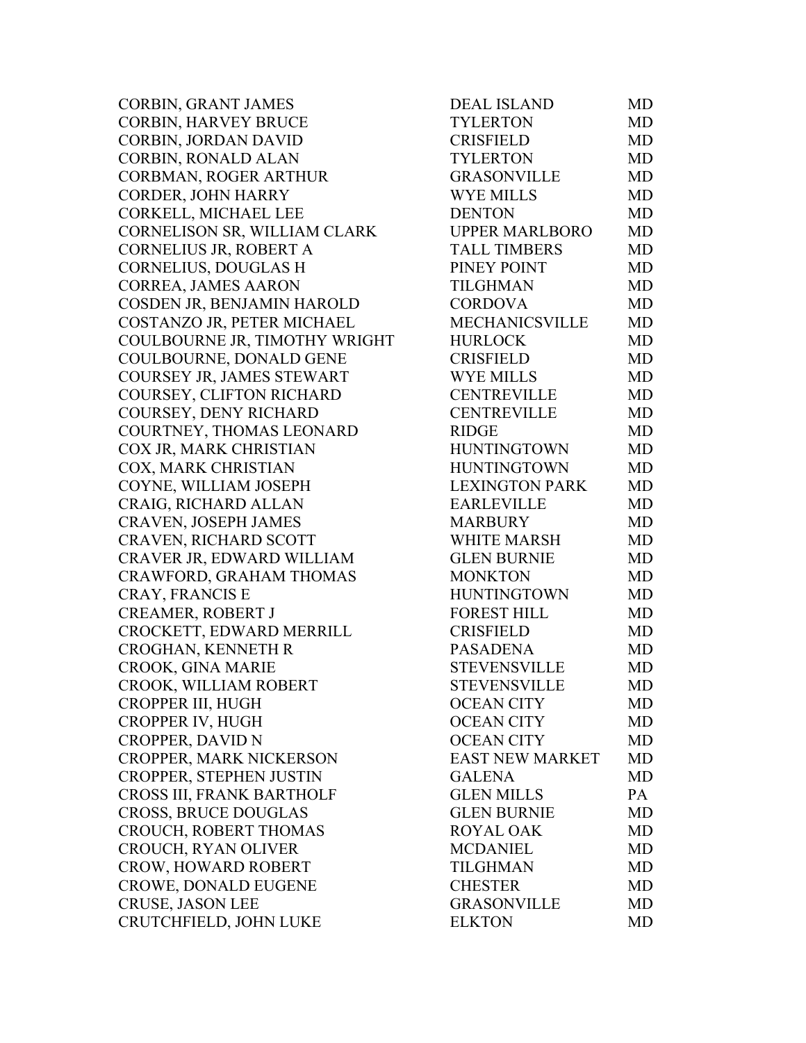| | | |
|---|---|---|
| CORBIN, GRANT JAMES | DEAL ISLAND | MD |
| CORBIN, HARVEY BRUCE | TYLERTON | MD |
| CORBIN, JORDAN DAVID | CRISFIELD | MD |
| CORBIN, RONALD ALAN | TYLERTON | MD |
| CORBMAN, ROGER ARTHUR | GRASONVILLE | MD |
| CORDER, JOHN HARRY | WYE MILLS | MD |
| CORKELL, MICHAEL LEE | DENTON | MD |
| CORNELISON SR, WILLIAM CLARK | UPPER MARLBORO | MD |
| CORNELIUS JR, ROBERT A | TALL TIMBERS | MD |
| CORNELIUS, DOUGLAS H | PINEY POINT | MD |
| CORREA, JAMES AARON | TILGHMAN | MD |
| COSDEN JR, BENJAMIN HAROLD | CORDOVA | MD |
| COSTANZO JR, PETER MICHAEL | MECHANICSVILLE | MD |
| COULBOURNE JR, TIMOTHY WRIGHT | HURLOCK | MD |
| COULBOURNE, DONALD GENE | CRISFIELD | MD |
| COURSEY JR, JAMES STEWART | WYE MILLS | MD |
| COURSEY, CLIFTON RICHARD | CENTREVILLE | MD |
| COURSEY, DENY RICHARD | CENTREVILLE | MD |
| COURTNEY, THOMAS LEONARD | RIDGE | MD |
| COX JR, MARK CHRISTIAN | HUNTINGTOWN | MD |
| COX, MARK CHRISTIAN | HUNTINGTOWN | MD |
| COYNE, WILLIAM JOSEPH | LEXINGTON PARK | MD |
| CRAIG, RICHARD ALLAN | EARLEVILLE | MD |
| CRAVEN, JOSEPH JAMES | MARBURY | MD |
| CRAVEN, RICHARD SCOTT | WHITE MARSH | MD |
| CRAVER JR, EDWARD WILLIAM | GLEN BURNIE | MD |
| CRAWFORD, GRAHAM THOMAS | MONKTON | MD |
| CRAY, FRANCIS E | HUNTINGTOWN | MD |
| CREAMER, ROBERT J | FOREST HILL | MD |
| CROCKETT, EDWARD MERRILL | CRISFIELD | MD |
| CROGHAN, KENNETH R | PASADENA | MD |
| CROOK, GINA MARIE | STEVENSVILLE | MD |
| CROOK, WILLIAM ROBERT | STEVENSVILLE | MD |
| CROPPER III, HUGH | OCEAN CITY | MD |
| CROPPER IV, HUGH | OCEAN CITY | MD |
| CROPPER, DAVID N | OCEAN CITY | MD |
| CROPPER, MARK NICKERSON | EAST NEW MARKET | MD |
| CROPPER, STEPHEN JUSTIN | GALENA | MD |
| CROSS III, FRANK BARTHOLF | GLEN MILLS | PA |
| CROSS, BRUCE DOUGLAS | GLEN BURNIE | MD |
| CROUCH, ROBERT THOMAS | ROYAL OAK | MD |
| CROUCH, RYAN OLIVER | MCDANIEL | MD |
| CROW, HOWARD ROBERT | TILGHMAN | MD |
| CROWE, DONALD EUGENE | CHESTER | MD |
| CRUSE, JASON LEE | GRASONVILLE | MD |
| CRUTCHFIELD, JOHN LUKE | ELKTON | MD |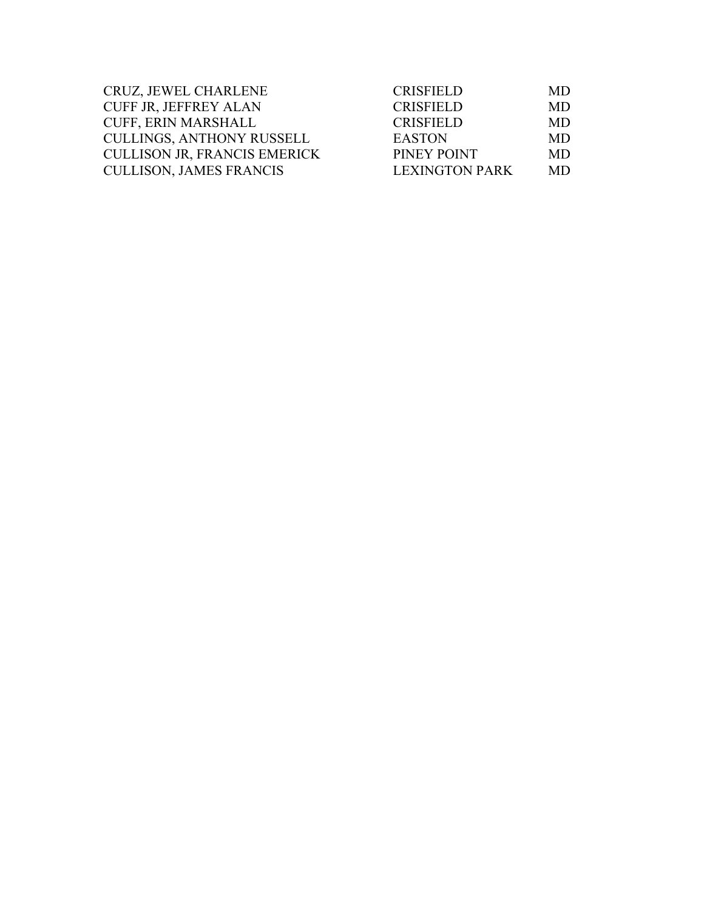| | | |
|---|---|---|
| CRUZ, JEWEL CHARLENE | CRISFIELD | MD |
| CUFF JR, JEFFREY ALAN | CRISFIELD | MD |
| CUFF, ERIN MARSHALL | CRISFIELD | MD |
| CULLINGS, ANTHONY RUSSELL | EASTON | MD |
| CULLISON JR, FRANCIS EMERICK | PINEY POINT | MD |
| CULLISON, JAMES FRANCIS | LEXINGTON PARK | MD |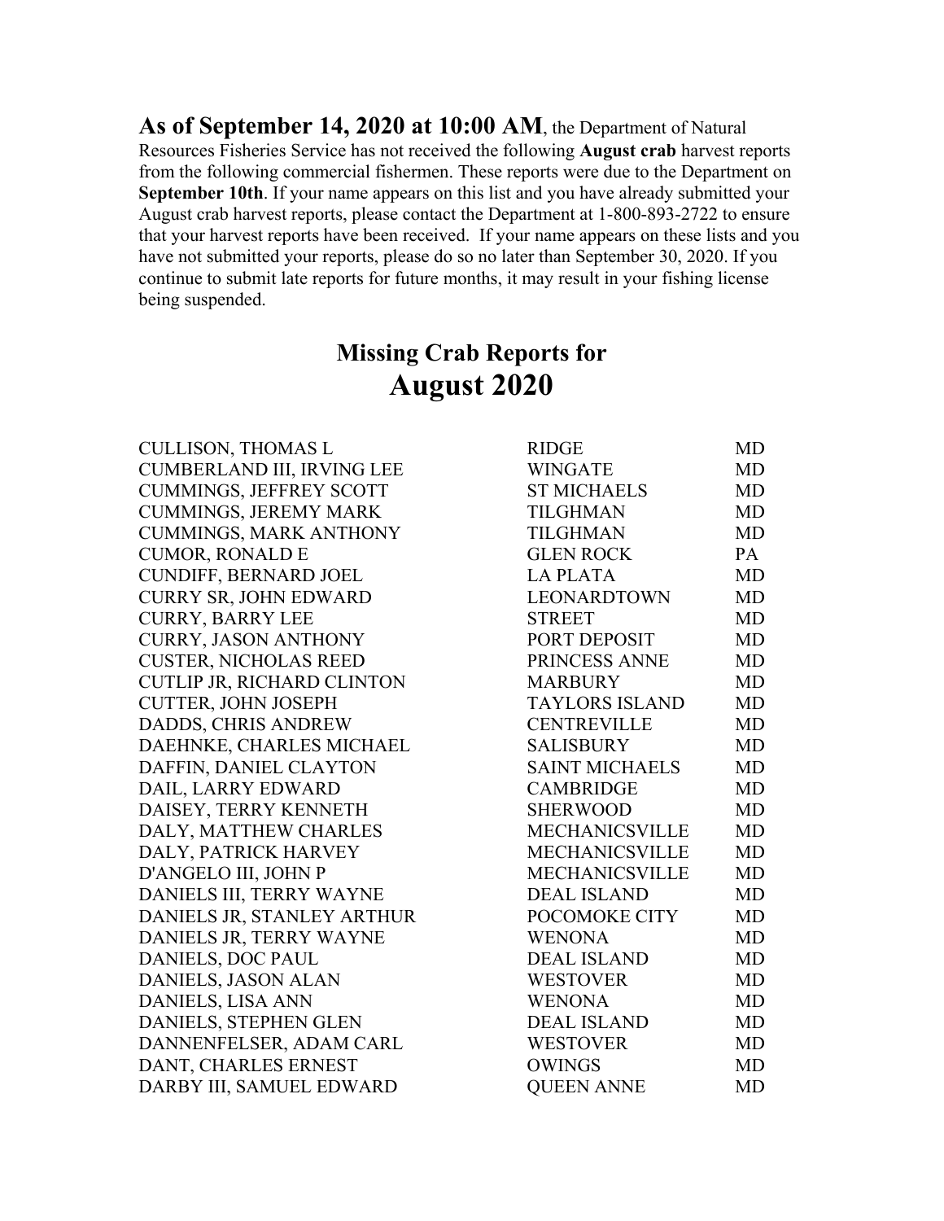**As of September 14, 2020 at 10:00 AM**, the Department of Natural Resources Fisheries Service has not received the following **August crab** harvest reports from the following commercial fishermen. These reports were due to the Department on **September 10th**. If your name appears on this list and you have already submitted your August crab harvest reports, please contact the Department at 1-800-893-2722 to ensure that your harvest reports have been received. If your name appears on these lists and you have not submitted your reports, please do so no later than September 30, 2020. If you continue to submit late reports for future months, it may result in your fishing license being suspended.

## Missing Crab Reports for
# August 2020

| | | |
|---|---|---|
| CULLISON, THOMAS L | RIDGE | MD |
| CUMBERLAND III, IRVING LEE | WINGATE | MD |
| CUMMINGS, JEFFREY SCOTT | ST MICHAELS | MD |
| CUMMINGS, JEREMY MARK | TILGHMAN | MD |
| CUMMINGS, MARK ANTHONY | TILGHMAN | MD |
| CUMOR, RONALD E | GLEN ROCK | PA |
| CUNDIFF, BERNARD JOEL | LA PLATA | MD |
| CURRY SR, JOHN EDWARD | LEONARDTOWN | MD |
| CURRY, BARRY LEE | STREET | MD |
| CURRY, JASON ANTHONY | PORT DEPOSIT | MD |
| CUSTER, NICHOLAS REED | PRINCESS ANNE | MD |
| CUTLIP JR, RICHARD CLINTON | MARBURY | MD |
| CUTTER, JOHN JOSEPH | TAYLORS ISLAND | MD |
| DADDS, CHRIS ANDREW | CENTREVILLE | MD |
| DAEHNKE, CHARLES MICHAEL | SALISBURY | MD |
| DAFFIN, DANIEL CLAYTON | SAINT MICHAELS | MD |
| DAIL, LARRY EDWARD | CAMBRIDGE | MD |
| DAISEY, TERRY KENNETH | SHERWOOD | MD |
| DALY, MATTHEW CHARLES | MECHANICSVILLE | MD |
| DALY, PATRICK HARVEY | MECHANICSVILLE | MD |
| D'ANGELO III, JOHN P | MECHANICSVILLE | MD |
| DANIELS III, TERRY WAYNE | DEAL ISLAND | MD |
| DANIELS JR, STANLEY ARTHUR | POCOMOKE CITY | MD |
| DANIELS JR, TERRY WAYNE | WENONA | MD |
| DANIELS, DOC PAUL | DEAL ISLAND | MD |
| DANIELS, JASON ALAN | WESTOVER | MD |
| DANIELS, LISA ANN | WENONA | MD |
| DANIELS, STEPHEN GLEN | DEAL ISLAND | MD |
| DANNENFELSER, ADAM CARL | WESTOVER | MD |
| DANT, CHARLES ERNEST | OWINGS | MD |
| DARBY III, SAMUEL EDWARD | QUEEN ANNE | MD |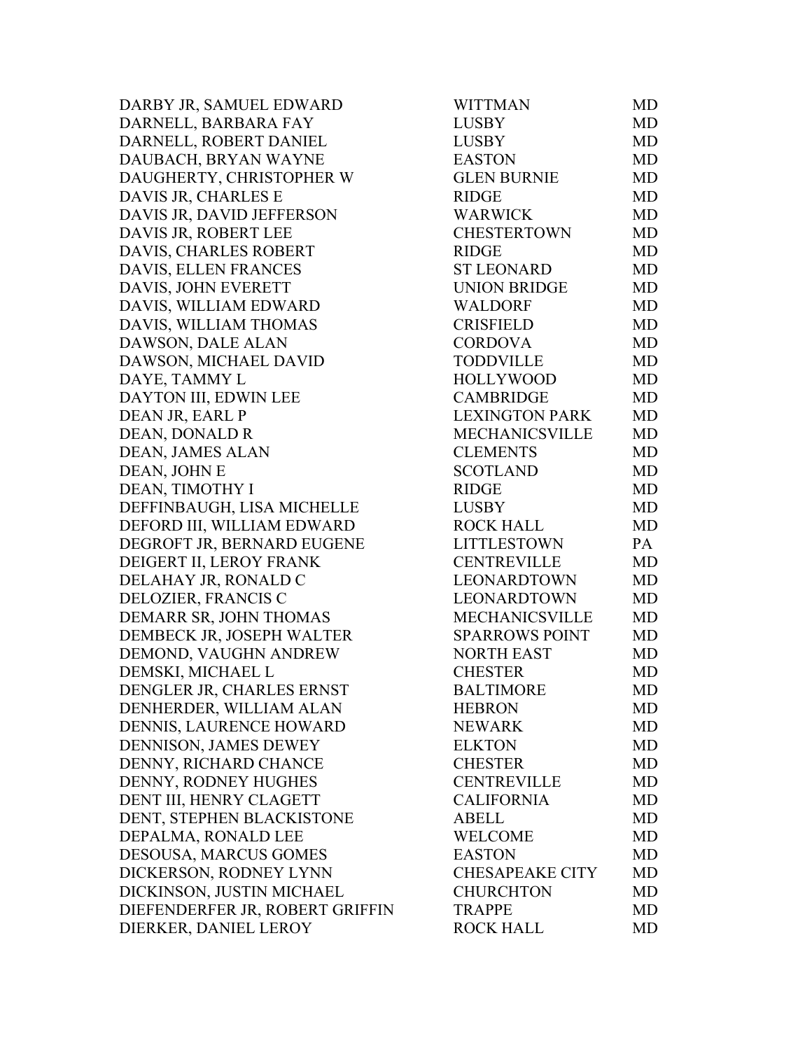| | | |
|---|---|---|
| DARBY JR, SAMUEL EDWARD | WITTMAN | MD |
| DARNELL, BARBARA FAY | LUSBY | MD |
| DARNELL, ROBERT DANIEL | LUSBY | MD |
| DAUBACH, BRYAN WAYNE | EASTON | MD |
| DAUGHERTY, CHRISTOPHER W | GLEN BURNIE | MD |
| DAVIS JR, CHARLES E | RIDGE | MD |
| DAVIS JR, DAVID JEFFERSON | WARWICK | MD |
| DAVIS JR, ROBERT LEE | CHESTERTOWN | MD |
| DAVIS, CHARLES ROBERT | RIDGE | MD |
| DAVIS, ELLEN FRANCES | ST LEONARD | MD |
| DAVIS, JOHN EVERETT | UNION BRIDGE | MD |
| DAVIS, WILLIAM EDWARD | WALDORF | MD |
| DAVIS, WILLIAM THOMAS | CRISFIELD | MD |
| DAWSON, DALE ALAN | CORDOVA | MD |
| DAWSON, MICHAEL DAVID | TODDVILLE | MD |
| DAYE, TAMMY L | HOLLYWOOD | MD |
| DAYTON III, EDWIN LEE | CAMBRIDGE | MD |
| DEAN JR, EARL P | LEXINGTON PARK | MD |
| DEAN, DONALD R | MECHANICSVILLE | MD |
| DEAN, JAMES ALAN | CLEMENTS | MD |
| DEAN, JOHN E | SCOTLAND | MD |
| DEAN, TIMOTHY I | RIDGE | MD |
| DEFFINBAUGH, LISA MICHELLE | LUSBY | MD |
| DEFORD III, WILLIAM EDWARD | ROCK HALL | MD |
| DEGROFT JR, BERNARD EUGENE | LITTLESTOWN | PA |
| DEIGERT II, LEROY FRANK | CENTREVILLE | MD |
| DELAHAY JR, RONALD C | LEONARDTOWN | MD |
| DELOZIER, FRANCIS C | LEONARDTOWN | MD |
| DEMARR SR, JOHN THOMAS | MECHANICSVILLE | MD |
| DEMBECK JR, JOSEPH WALTER | SPARROWS POINT | MD |
| DEMOND, VAUGHN ANDREW | NORTH EAST | MD |
| DEMSKI, MICHAEL L | CHESTER | MD |
| DENGLER JR, CHARLES ERNST | BALTIMORE | MD |
| DENHERDER, WILLIAM ALAN | HEBRON | MD |
| DENNIS, LAURENCE HOWARD | NEWARK | MD |
| DENNISON, JAMES DEWEY | ELKTON | MD |
| DENNY, RICHARD CHANCE | CHESTER | MD |
| DENNY, RODNEY HUGHES | CENTREVILLE | MD |
| DENT III, HENRY CLAGETT | CALIFORNIA | MD |
| DENT, STEPHEN BLACKISTONE | ABELL | MD |
| DEPALMA, RONALD LEE | WELCOME | MD |
| DESOUSA, MARCUS GOMES | EASTON | MD |
| DICKERSON, RODNEY LYNN | CHESAPEAKE CITY | MD |
| DICKINSON, JUSTIN MICHAEL | CHURCHTON | MD |
| DIEFENDERFER JR, ROBERT GRIFFIN | TRAPPE | MD |
| DIERKER, DANIEL LEROY | ROCK HALL | MD |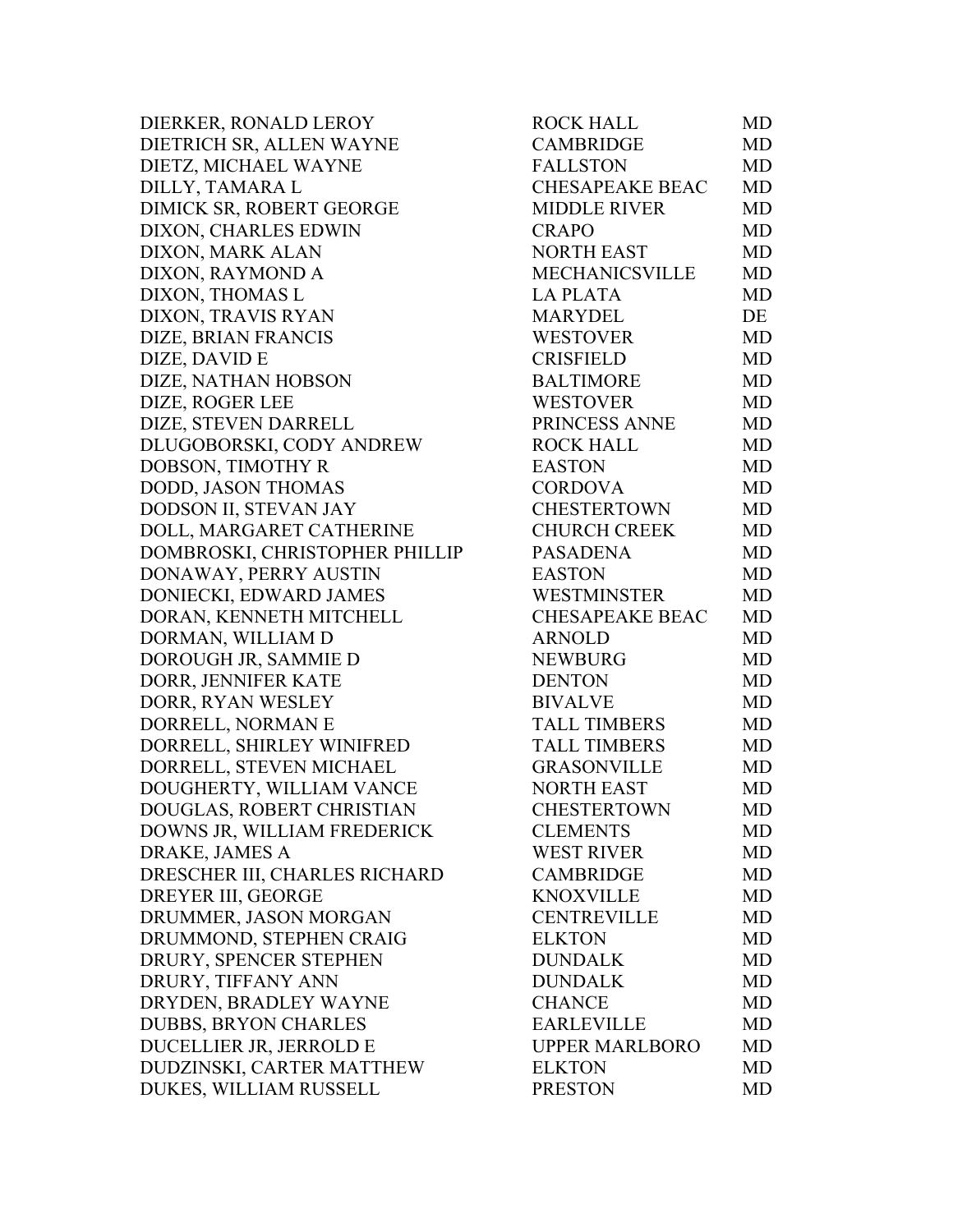| | | |
|---|---|---|
| DIERKER, RONALD LEROY | ROCK HALL | MD |
| DIETRICH SR, ALLEN WAYNE | CAMBRIDGE | MD |
| DIETZ, MICHAEL WAYNE | FALLSTON | MD |
| DILLY, TAMARA L | CHESAPEAKE BEAC | MD |
| DIMICK SR, ROBERT GEORGE | MIDDLE RIVER | MD |
| DIXON, CHARLES EDWIN | CRAPO | MD |
| DIXON, MARK ALAN | NORTH EAST | MD |
| DIXON, RAYMOND A | MECHANICSVILLE | MD |
| DIXON, THOMAS L | LA PLATA | MD |
| DIXON, TRAVIS RYAN | MARYDEL | DE |
| DIZE, BRIAN FRANCIS | WESTOVER | MD |
| DIZE, DAVID E | CRISFIELD | MD |
| DIZE, NATHAN HOBSON | BALTIMORE | MD |
| DIZE, ROGER LEE | WESTOVER | MD |
| DIZE, STEVEN DARRELL | PRINCESS ANNE | MD |
| DLUGOBORSKI, CODY ANDREW | ROCK HALL | MD |
| DOBSON, TIMOTHY R | EASTON | MD |
| DODD, JASON THOMAS | CORDOVA | MD |
| DODSON II, STEVAN JAY | CHESTERTOWN | MD |
| DOLL, MARGARET CATHERINE | CHURCH CREEK | MD |
| DOMBROSKI, CHRISTOPHER PHILLIP | PASADENA | MD |
| DONAWAY, PERRY AUSTIN | EASTON | MD |
| DONIECKI, EDWARD JAMES | WESTMINSTER | MD |
| DORAN, KENNETH MITCHELL | CHESAPEAKE BEAC | MD |
| DORMAN, WILLIAM D | ARNOLD | MD |
| DOROUGH JR, SAMMIE D | NEWBURG | MD |
| DORR, JENNIFER KATE | DENTON | MD |
| DORR, RYAN WESLEY | BIVALVE | MD |
| DORRELL, NORMAN E | TALL TIMBERS | MD |
| DORRELL, SHIRLEY WINIFRED | TALL TIMBERS | MD |
| DORRELL, STEVEN MICHAEL | GRASONVILLE | MD |
| DOUGHERTY, WILLIAM VANCE | NORTH EAST | MD |
| DOUGLAS, ROBERT CHRISTIAN | CHESTERTOWN | MD |
| DOWNS JR, WILLIAM FREDERICK | CLEMENTS | MD |
| DRAKE, JAMES A | WEST RIVER | MD |
| DRESCHER III, CHARLES RICHARD | CAMBRIDGE | MD |
| DREYER III, GEORGE | KNOXVILLE | MD |
| DRUMMER, JASON MORGAN | CENTREVILLE | MD |
| DRUMMOND, STEPHEN CRAIG | ELKTON | MD |
| DRURY, SPENCER STEPHEN | DUNDALK | MD |
| DRURY, TIFFANY ANN | DUNDALK | MD |
| DRYDEN, BRADLEY WAYNE | CHANCE | MD |
| DUBBS, BRYON CHARLES | EARLEVILLE | MD |
| DUCELLIER JR, JERROLD E | UPPER MARLBORO | MD |
| DUDZINSKI, CARTER MATTHEW | ELKTON | MD |
| DUKES, WILLIAM RUSSELL | PRESTON | MD |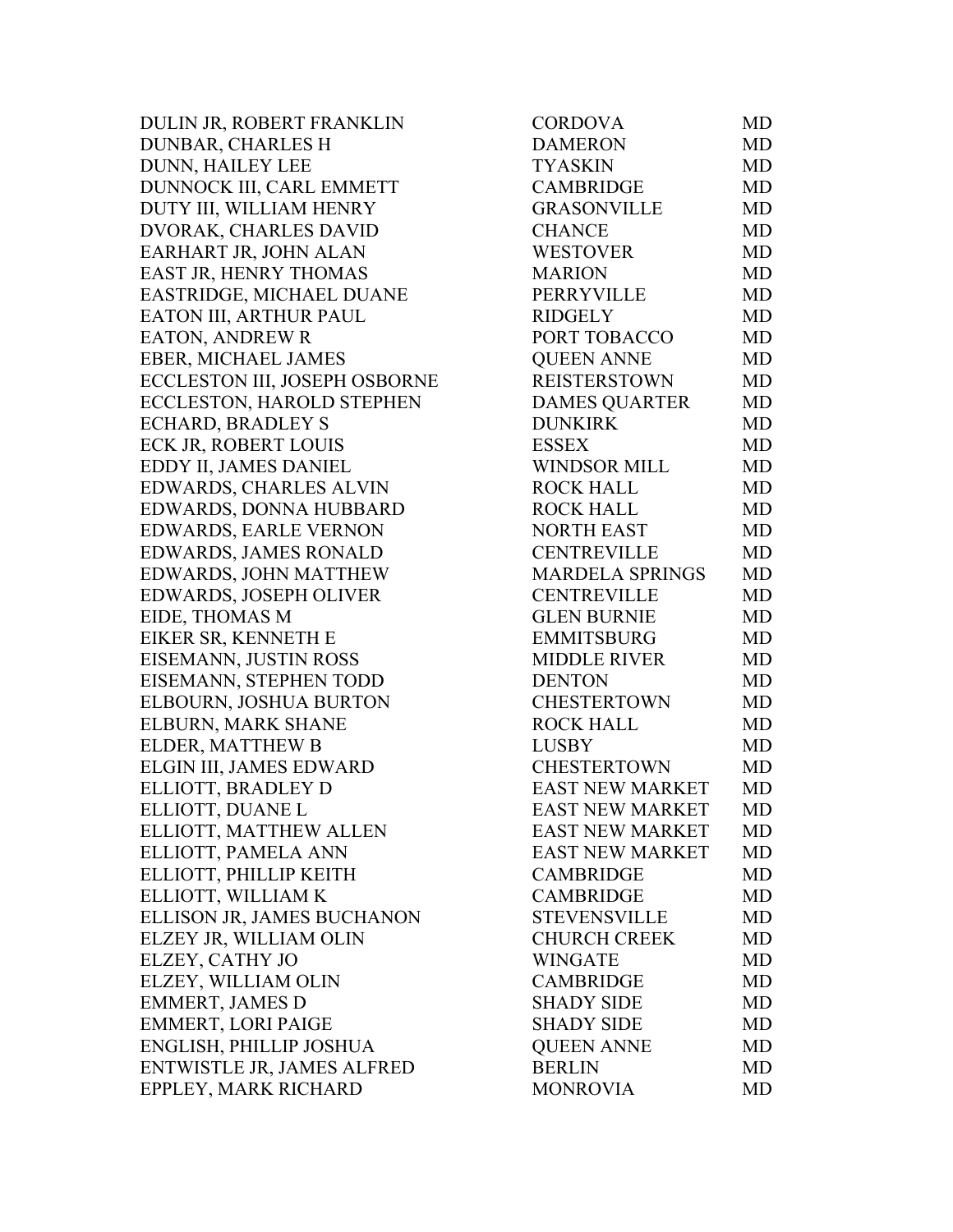| | | |
|---|---|---|
| DULIN JR, ROBERT FRANKLIN | CORDOVA | MD |
| DUNBAR, CHARLES H | DAMERON | MD |
| DUNN, HAILEY LEE | TYASKIN | MD |
| DUNNOCK III, CARL EMMETT | CAMBRIDGE | MD |
| DUTY III, WILLIAM HENRY | GRASONVILLE | MD |
| DVORAK, CHARLES DAVID | CHANCE | MD |
| EARHART JR, JOHN ALAN | WESTOVER | MD |
| EAST JR, HENRY THOMAS | MARION | MD |
| EASTRIDGE, MICHAEL DUANE | PERRYVILLE | MD |
| EATON III, ARTHUR PAUL | RIDGELY | MD |
| EATON, ANDREW R | PORT TOBACCO | MD |
| EBER, MICHAEL JAMES | QUEEN ANNE | MD |
| ECCLESTON III, JOSEPH OSBORNE | REISTERSTOWN | MD |
| ECCLESTON, HAROLD STEPHEN | DAMES QUARTER | MD |
| ECHARD, BRADLEY S | DUNKIRK | MD |
| ECK JR, ROBERT LOUIS | ESSEX | MD |
| EDDY II, JAMES DANIEL | WINDSOR MILL | MD |
| EDWARDS, CHARLES ALVIN | ROCK HALL | MD |
| EDWARDS, DONNA HUBBARD | ROCK HALL | MD |
| EDWARDS, EARLE VERNON | NORTH EAST | MD |
| EDWARDS, JAMES RONALD | CENTREVILLE | MD |
| EDWARDS, JOHN MATTHEW | MARDELA SPRINGS | MD |
| EDWARDS, JOSEPH OLIVER | CENTREVILLE | MD |
| EIDE, THOMAS M | GLEN BURNIE | MD |
| EIKER SR, KENNETH E | EMMITSBURG | MD |
| EISEMANN, JUSTIN ROSS | MIDDLE RIVER | MD |
| EISEMANN, STEPHEN TODD | DENTON | MD |
| ELBOURN, JOSHUA BURTON | CHESTERTOWN | MD |
| ELBURN, MARK SHANE | ROCK HALL | MD |
| ELDER, MATTHEW B | LUSBY | MD |
| ELGIN III, JAMES EDWARD | CHESTERTOWN | MD |
| ELLIOTT, BRADLEY D | EAST NEW MARKET | MD |
| ELLIOTT, DUANE L | EAST NEW MARKET | MD |
| ELLIOTT, MATTHEW ALLEN | EAST NEW MARKET | MD |
| ELLIOTT, PAMELA ANN | EAST NEW MARKET | MD |
| ELLIOTT, PHILLIP KEITH | CAMBRIDGE | MD |
| ELLIOTT, WILLIAM K | CAMBRIDGE | MD |
| ELLISON JR, JAMES BUCHANON | STEVENSVILLE | MD |
| ELZEY JR, WILLIAM OLIN | CHURCH CREEK | MD |
| ELZEY, CATHY JO | WINGATE | MD |
| ELZEY, WILLIAM OLIN | CAMBRIDGE | MD |
| EMMERT, JAMES D | SHADY SIDE | MD |
| EMMERT, LORI PAIGE | SHADY SIDE | MD |
| ENGLISH, PHILLIP JOSHUA | QUEEN ANNE | MD |
| ENTWISTLE JR, JAMES ALFRED | BERLIN | MD |
| EPPLEY, MARK RICHARD | MONROVIA | MD |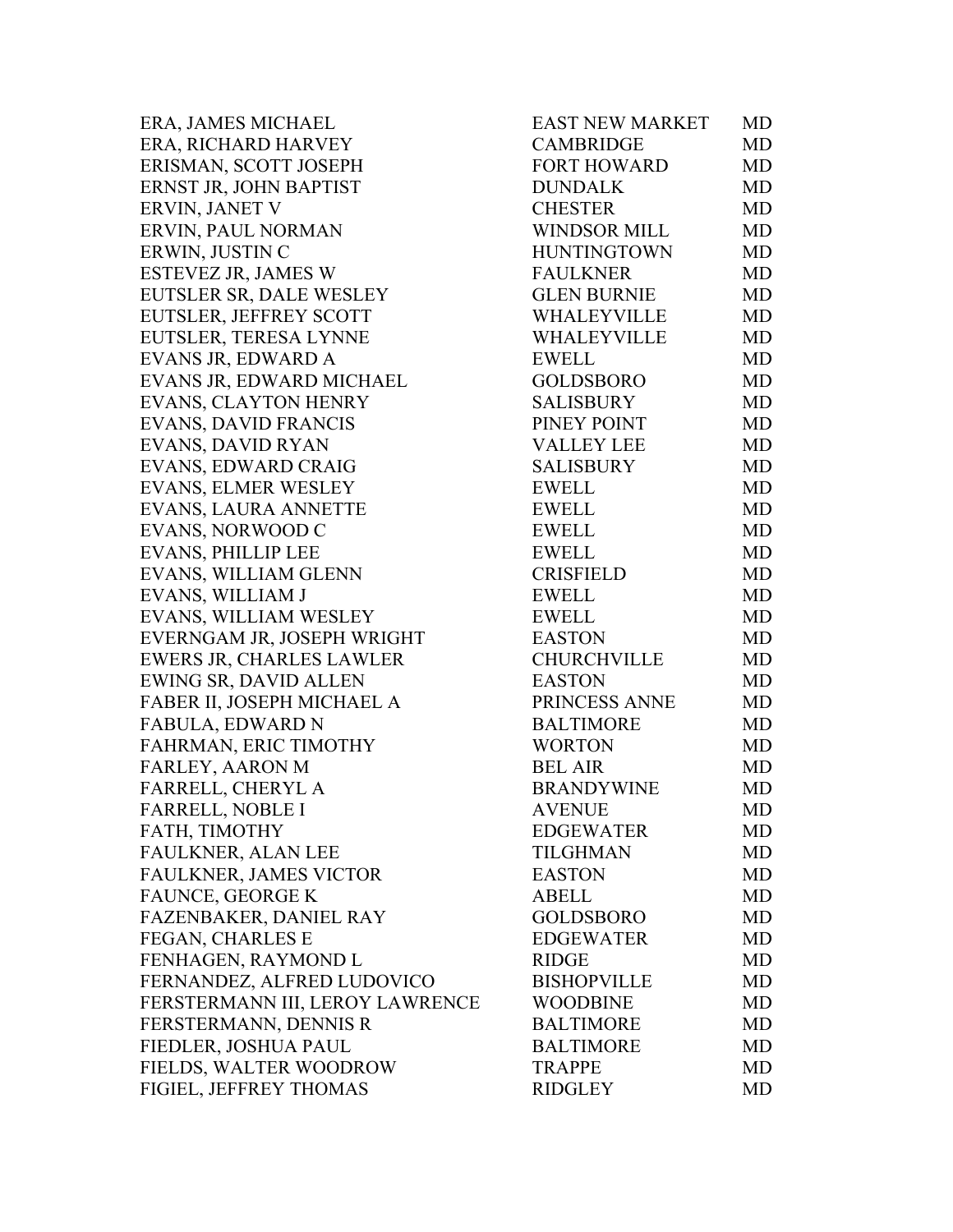| | | |
|---|---|---|
| ERA, JAMES MICHAEL | EAST NEW MARKET | MD |
| ERA, RICHARD HARVEY | CAMBRIDGE | MD |
| ERISMAN, SCOTT JOSEPH | FORT HOWARD | MD |
| ERNST JR, JOHN BAPTIST | DUNDALK | MD |
| ERVIN, JANET V | CHESTER | MD |
| ERVIN, PAUL NORMAN | WINDSOR MILL | MD |
| ERWIN, JUSTIN C | HUNTINGTOWN | MD |
| ESTEVEZ JR, JAMES W | FAULKNER | MD |
| EUTSLER SR, DALE WESLEY | GLEN BURNIE | MD |
| EUTSLER, JEFFREY SCOTT | WHALEYVILLE | MD |
| EUTSLER, TERESA LYNNE | WHALEYVILLE | MD |
| EVANS JR, EDWARD A | EWELL | MD |
| EVANS JR, EDWARD MICHAEL | GOLDSBORO | MD |
| EVANS, CLAYTON HENRY | SALISBURY | MD |
| EVANS, DAVID FRANCIS | PINEY POINT | MD |
| EVANS, DAVID RYAN | VALLEY LEE | MD |
| EVANS, EDWARD CRAIG | SALISBURY | MD |
| EVANS, ELMER WESLEY | EWELL | MD |
| EVANS, LAURA ANNETTE | EWELL | MD |
| EVANS, NORWOOD C | EWELL | MD |
| EVANS, PHILLIP LEE | EWELL | MD |
| EVANS, WILLIAM GLENN | CRISFIELD | MD |
| EVANS, WILLIAM J | EWELL | MD |
| EVANS, WILLIAM WESLEY | EWELL | MD |
| EVERNGAM JR, JOSEPH WRIGHT | EASTON | MD |
| EWERS JR, CHARLES LAWLER | CHURCHVILLE | MD |
| EWING SR, DAVID ALLEN | EASTON | MD |
| FABER II, JOSEPH MICHAEL A | PRINCESS ANNE | MD |
| FABULA, EDWARD N | BALTIMORE | MD |
| FAHRMAN, ERIC TIMOTHY | WORTON | MD |
| FARLEY, AARON M | BEL AIR | MD |
| FARRELL, CHERYL A | BRANDYWINE | MD |
| FARRELL, NOBLE I | AVENUE | MD |
| FATH, TIMOTHY | EDGEWATER | MD |
| FAULKNER, ALAN LEE | TILGHMAN | MD |
| FAULKNER, JAMES VICTOR | EASTON | MD |
| FAUNCE, GEORGE K | ABELL | MD |
| FAZENBAKER, DANIEL RAY | GOLDSBORO | MD |
| FEGAN, CHARLES E | EDGEWATER | MD |
| FENHAGEN, RAYMOND L | RIDGE | MD |
| FERNANDEZ, ALFRED LUDOVICO | BISHOPVILLE | MD |
| FERSTERMANN III, LEROY LAWRENCE | WOODBINE | MD |
| FERSTERMANN, DENNIS R | BALTIMORE | MD |
| FIEDLER, JOSHUA PAUL | BALTIMORE | MD |
| FIELDS, WALTER WOODROW | TRAPPE | MD |
| FIGIEL, JEFFREY THOMAS | RIDGLEY | MD |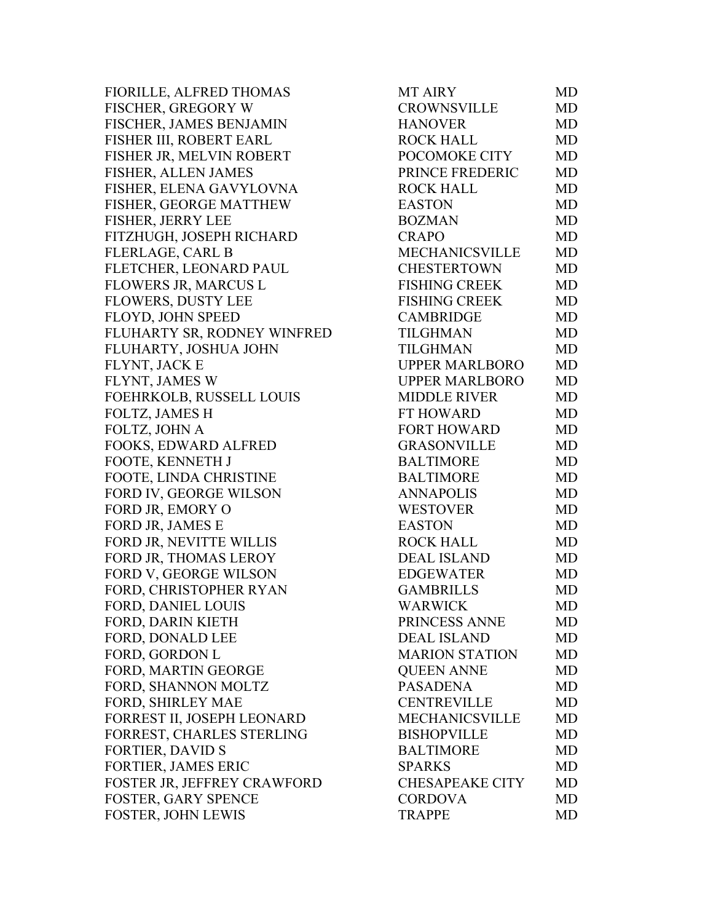| | | |
|---|---|---|
| FIORILLE, ALFRED THOMAS | MT AIRY | MD |
| FISCHER, GREGORY W | CROWNSVILLE | MD |
| FISCHER, JAMES BENJAMIN | HANOVER | MD |
| FISHER III, ROBERT EARL | ROCK HALL | MD |
| FISHER JR, MELVIN ROBERT | POCOMOKE CITY | MD |
| FISHER, ALLEN JAMES | PRINCE FREDERIC | MD |
| FISHER, ELENA GAVYLOVNA | ROCK HALL | MD |
| FISHER, GEORGE MATTHEW | EASTON | MD |
| FISHER, JERRY LEE | BOZMAN | MD |
| FITZHUGH, JOSEPH RICHARD | CRAPO | MD |
| FLERLAGE, CARL B | MECHANICSVILLE | MD |
| FLETCHER, LEONARD PAUL | CHESTERTOWN | MD |
| FLOWERS JR, MARCUS L | FISHING CREEK | MD |
| FLOWERS, DUSTY LEE | FISHING CREEK | MD |
| FLOYD, JOHN SPEED | CAMBRIDGE | MD |
| FLUHARTY SR, RODNEY WINFRED | TILGHMAN | MD |
| FLUHARTY, JOSHUA JOHN | TILGHMAN | MD |
| FLYNT, JACK E | UPPER MARLBORO | MD |
| FLYNT, JAMES W | UPPER MARLBORO | MD |
| FOEHRKOLB, RUSSELL LOUIS | MIDDLE RIVER | MD |
| FOLTZ, JAMES H | FT HOWARD | MD |
| FOLTZ, JOHN A | FORT HOWARD | MD |
| FOOKS, EDWARD ALFRED | GRASONVILLE | MD |
| FOOTE, KENNETH J | BALTIMORE | MD |
| FOOTE, LINDA CHRISTINE | BALTIMORE | MD |
| FORD IV, GEORGE WILSON | ANNAPOLIS | MD |
| FORD JR, EMORY O | WESTOVER | MD |
| FORD JR, JAMES E | EASTON | MD |
| FORD JR, NEVITTE WILLIS | ROCK HALL | MD |
| FORD JR, THOMAS LEROY | DEAL ISLAND | MD |
| FORD V, GEORGE WILSON | EDGEWATER | MD |
| FORD, CHRISTOPHER RYAN | GAMBRILLS | MD |
| FORD, DANIEL LOUIS | WARWICK | MD |
| FORD, DARIN KIETH | PRINCESS ANNE | MD |
| FORD, DONALD LEE | DEAL ISLAND | MD |
| FORD, GORDON L | MARION STATION | MD |
| FORD, MARTIN GEORGE | QUEEN ANNE | MD |
| FORD, SHANNON MOLTZ | PASADENA | MD |
| FORD, SHIRLEY MAE | CENTREVILLE | MD |
| FORREST II, JOSEPH LEONARD | MECHANICSVILLE | MD |
| FORREST, CHARLES STERLING | BISHOPVILLE | MD |
| FORTIER, DAVID S | BALTIMORE | MD |
| FORTIER, JAMES ERIC | SPARKS | MD |
| FOSTER JR, JEFFREY CRAWFORD | CHESAPEAKE CITY | MD |
| FOSTER, GARY SPENCE | CORDOVA | MD |
| FOSTER, JOHN LEWIS | TRAPPE | MD |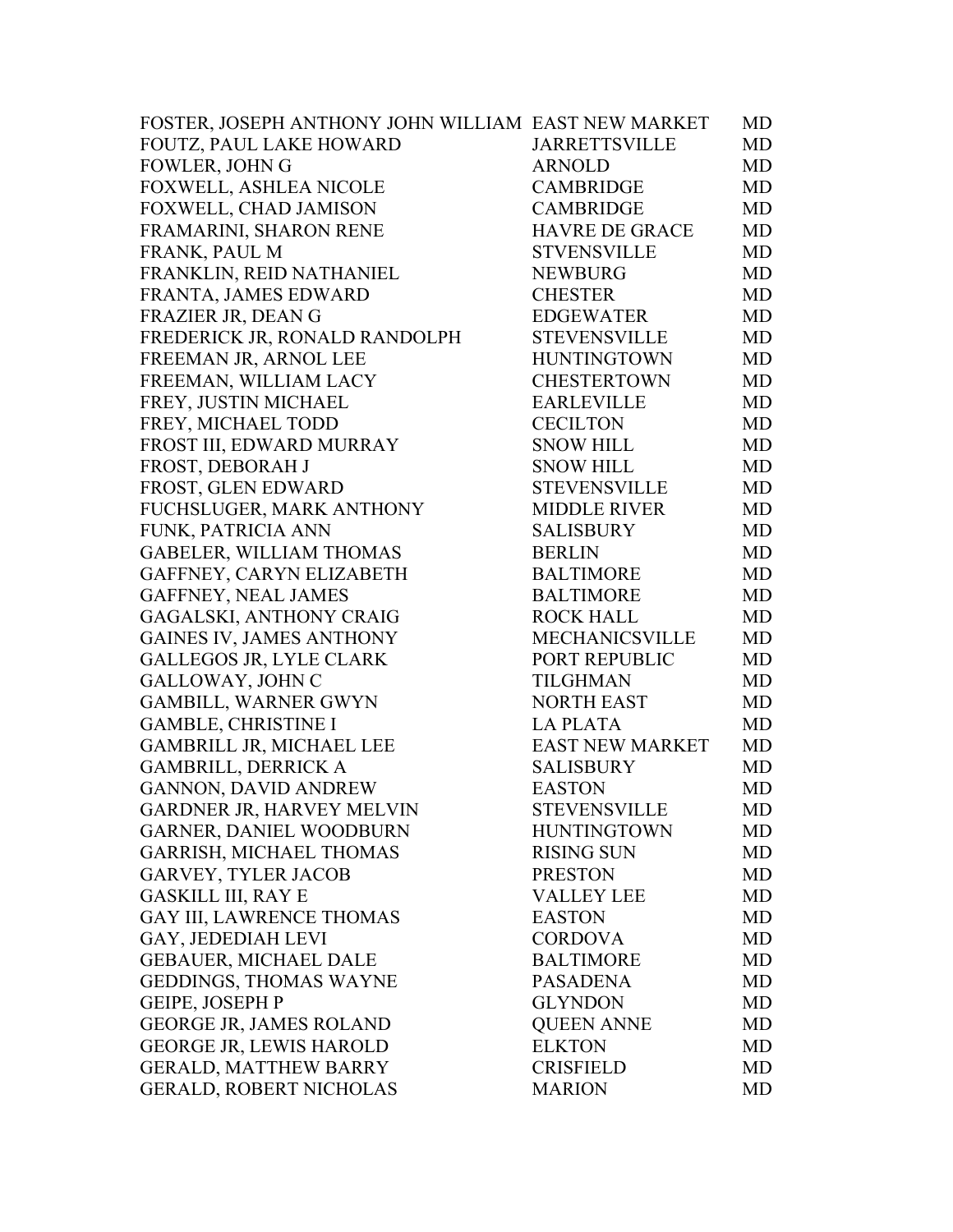| | | |
|---|---|---|
| FOSTER, JOSEPH ANTHONY JOHN WILLIAM | EAST NEW MARKET | MD |
| FOUTZ, PAUL LAKE HOWARD | JARRETTSVILLE | MD |
| FOWLER, JOHN G | ARNOLD | MD |
| FOXWELL, ASHLEA NICOLE | CAMBRIDGE | MD |
| FOXWELL, CHAD JAMISON | CAMBRIDGE | MD |
| FRAMARINI, SHARON RENE | HAVRE DE GRACE | MD |
| FRANK, PAUL M | STVENSVILLE | MD |
| FRANKLIN, REID NATHANIEL | NEWBURG | MD |
| FRANTA, JAMES EDWARD | CHESTER | MD |
| FRAZIER JR, DEAN G | EDGEWATER | MD |
| FREDERICK JR, RONALD RANDOLPH | STEVENSVILLE | MD |
| FREEMAN JR, ARNOL LEE | HUNTINGTOWN | MD |
| FREEMAN, WILLIAM LACY | CHESTERTOWN | MD |
| FREY, JUSTIN MICHAEL | EARLEVILLE | MD |
| FREY, MICHAEL TODD | CECILTON | MD |
| FROST III, EDWARD MURRAY | SNOW HILL | MD |
| FROST, DEBORAH J | SNOW HILL | MD |
| FROST, GLEN EDWARD | STEVENSVILLE | MD |
| FUCHSLUGER, MARK ANTHONY | MIDDLE RIVER | MD |
| FUNK, PATRICIA ANN | SALISBURY | MD |
| GABELER, WILLIAM THOMAS | BERLIN | MD |
| GAFFNEY, CARYN ELIZABETH | BALTIMORE | MD |
| GAFFNEY, NEAL JAMES | BALTIMORE | MD |
| GAGALSKI, ANTHONY CRAIG | ROCK HALL | MD |
| GAINES IV, JAMES ANTHONY | MECHANICSVILLE | MD |
| GALLEGOS JR, LYLE CLARK | PORT REPUBLIC | MD |
| GALLOWAY, JOHN C | TILGHMAN | MD |
| GAMBILL, WARNER GWYN | NORTH EAST | MD |
| GAMBLE, CHRISTINE I | LA PLATA | MD |
| GAMBRILL JR, MICHAEL LEE | EAST NEW MARKET | MD |
| GAMBRILL, DERRICK A | SALISBURY | MD |
| GANNON, DAVID ANDREW | EASTON | MD |
| GARDNER JR, HARVEY MELVIN | STEVENSVILLE | MD |
| GARNER, DANIEL WOODBURN | HUNTINGTOWN | MD |
| GARRISH, MICHAEL THOMAS | RISING SUN | MD |
| GARVEY, TYLER JACOB | PRESTON | MD |
| GASKILL III, RAY E | VALLEY LEE | MD |
| GAY III, LAWRENCE THOMAS | EASTON | MD |
| GAY, JEDEDIAH LEVI | CORDOVA | MD |
| GEBAUER, MICHAEL DALE | BALTIMORE | MD |
| GEDDINGS, THOMAS WAYNE | PASADENA | MD |
| GEIPE, JOSEPH P | GLYNDON | MD |
| GEORGE JR, JAMES ROLAND | QUEEN ANNE | MD |
| GEORGE JR, LEWIS HAROLD | ELKTON | MD |
| GERALD, MATTHEW BARRY | CRISFIELD | MD |
| GERALD, ROBERT NICHOLAS | MARION | MD |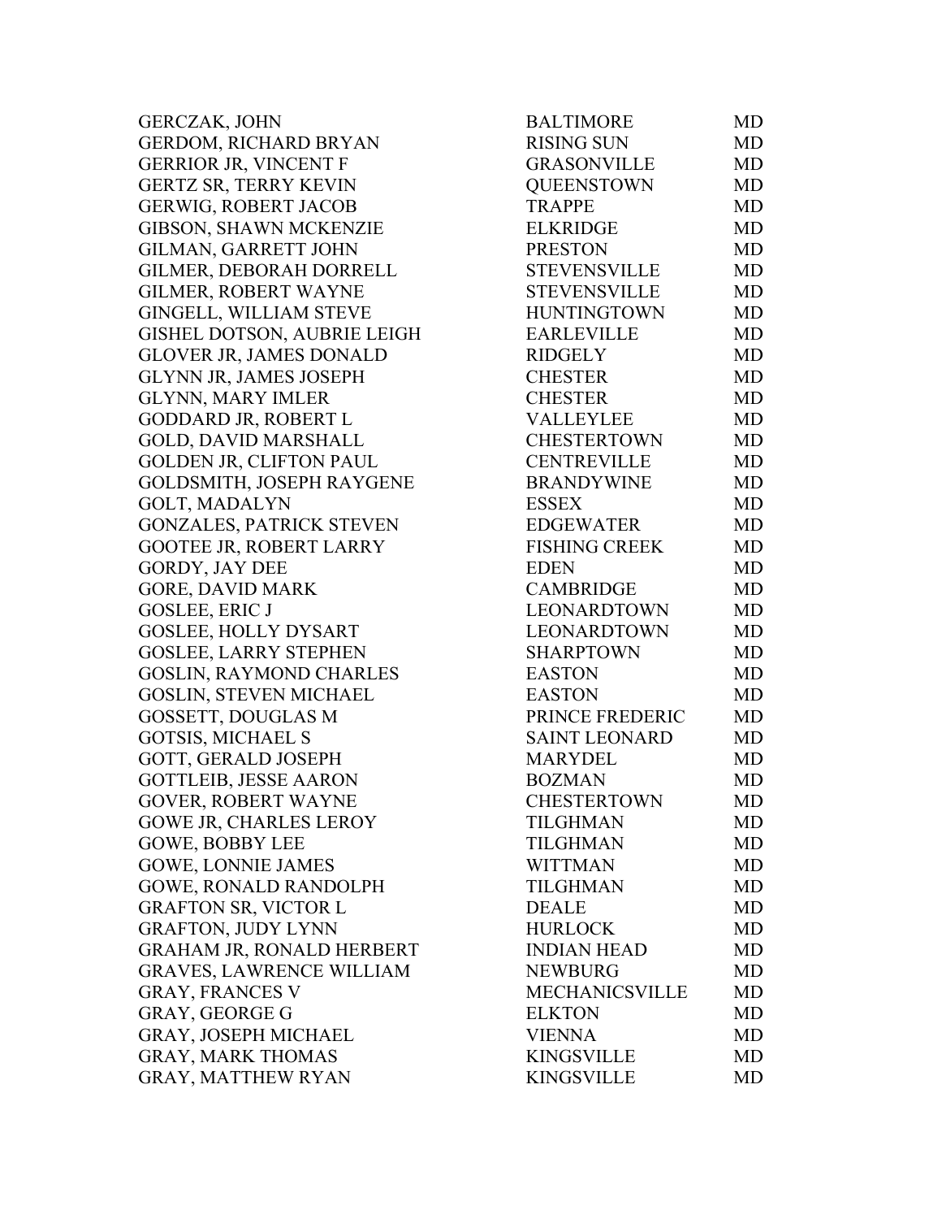| | | |
|---|---|---|
| GERCZAK, JOHN | BALTIMORE | MD |
| GERDOM, RICHARD BRYAN | RISING SUN | MD |
| GERRIOR JR, VINCENT F | GRASONVILLE | MD |
| GERTZ SR, TERRY KEVIN | QUEENSTOWN | MD |
| GERWIG, ROBERT JACOB | TRAPPE | MD |
| GIBSON, SHAWN MCKENZIE | ELKRIDGE | MD |
| GILMAN, GARRETT JOHN | PRESTON | MD |
| GILMER, DEBORAH DORRELL | STEVENSVILLE | MD |
| GILMER, ROBERT WAYNE | STEVENSVILLE | MD |
| GINGELL, WILLIAM STEVE | HUNTINGTOWN | MD |
| GISHEL DOTSON, AUBRIE LEIGH | EARLEVILLE | MD |
| GLOVER JR, JAMES DONALD | RIDGELY | MD |
| GLYNN JR, JAMES JOSEPH | CHESTER | MD |
| GLYNN, MARY IMLER | CHESTER | MD |
| GODDARD JR, ROBERT L | VALLEYLEE | MD |
| GOLD, DAVID MARSHALL | CHESTERTOWN | MD |
| GOLDEN JR, CLIFTON PAUL | CENTREVILLE | MD |
| GOLDSMITH, JOSEPH RAYGENE | BRANDYWINE | MD |
| GOLT, MADALYN | ESSEX | MD |
| GONZALES, PATRICK STEVEN | EDGEWATER | MD |
| GOOTEE JR, ROBERT LARRY | FISHING CREEK | MD |
| GORDY, JAY DEE | EDEN | MD |
| GORE, DAVID MARK | CAMBRIDGE | MD |
| GOSLEE, ERIC J | LEONARDTOWN | MD |
| GOSLEE, HOLLY DYSART | LEONARDTOWN | MD |
| GOSLEE, LARRY STEPHEN | SHARPTOWN | MD |
| GOSLIN, RAYMOND CHARLES | EASTON | MD |
| GOSLIN, STEVEN MICHAEL | EASTON | MD |
| GOSSETT, DOUGLAS M | PRINCE FREDERIC | MD |
| GOTSIS, MICHAEL S | SAINT LEONARD | MD |
| GOTT, GERALD JOSEPH | MARYDEL | MD |
| GOTTLEIB, JESSE AARON | BOZMAN | MD |
| GOVER, ROBERT WAYNE | CHESTERTOWN | MD |
| GOWE JR, CHARLES LEROY | TILGHMAN | MD |
| GOWE, BOBBY LEE | TILGHMAN | MD |
| GOWE, LONNIE JAMES | WITTMAN | MD |
| GOWE, RONALD RANDOLPH | TILGHMAN | MD |
| GRAFTON SR, VICTOR L | DEALE | MD |
| GRAFTON, JUDY LYNN | HURLOCK | MD |
| GRAHAM JR, RONALD HERBERT | INDIAN HEAD | MD |
| GRAVES, LAWRENCE WILLIAM | NEWBURG | MD |
| GRAY, FRANCES V | MECHANICSVILLE | MD |
| GRAY, GEORGE G | ELKTON | MD |
| GRAY, JOSEPH MICHAEL | VIENNA | MD |
| GRAY, MARK THOMAS | KINGSVILLE | MD |
| GRAY, MATTHEW RYAN | KINGSVILLE | MD |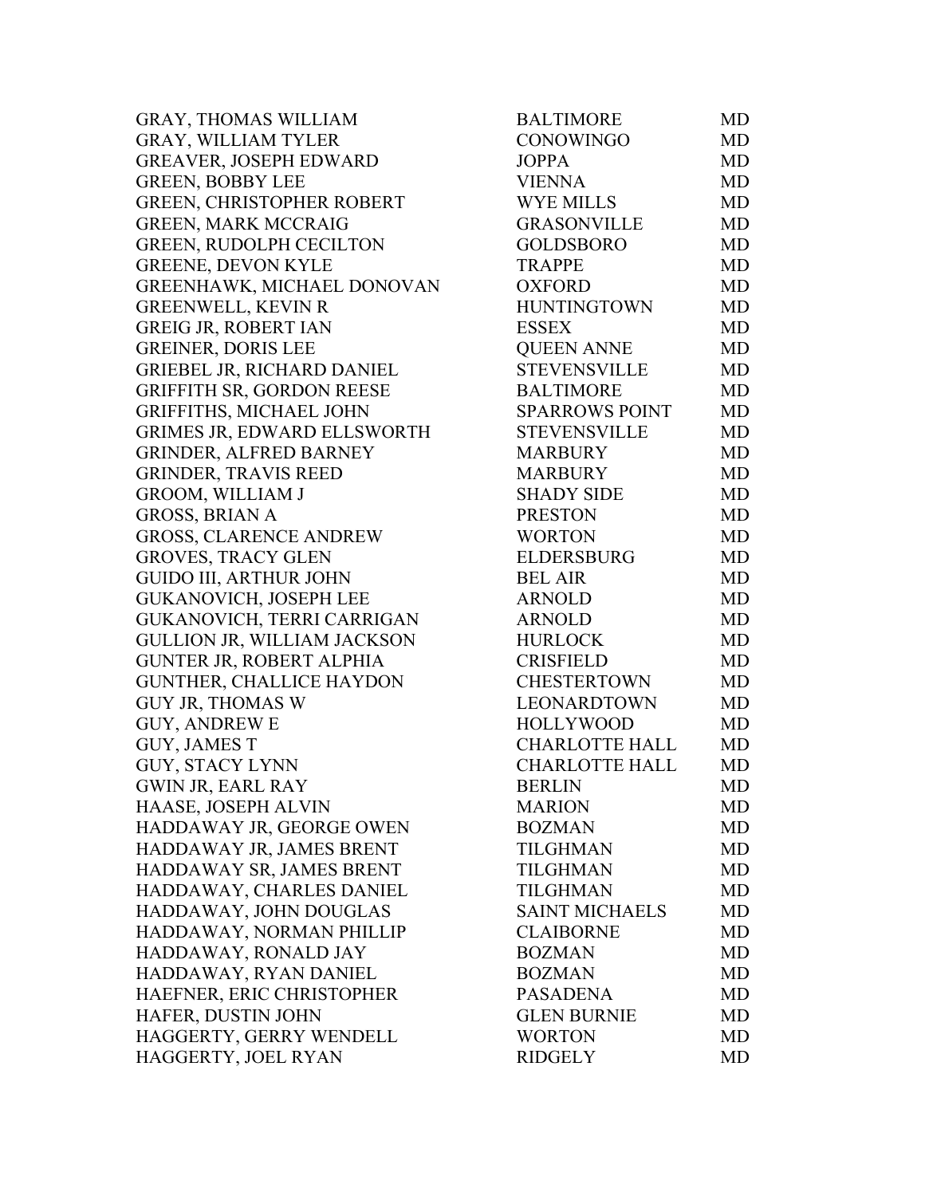| | | |
|---|---|---|
| GRAY, THOMAS WILLIAM | BALTIMORE | MD |
| GRAY, WILLIAM TYLER | CONOWINGO | MD |
| GREAVER, JOSEPH EDWARD | JOPPA | MD |
| GREEN, BOBBY LEE | VIENNA | MD |
| GREEN, CHRISTOPHER ROBERT | WYE MILLS | MD |
| GREEN, MARK MCCRAIG | GRASONVILLE | MD |
| GREEN, RUDOLPH CECILTON | GOLDSBORO | MD |
| GREENE, DEVON KYLE | TRAPPE | MD |
| GREENHAWK, MICHAEL DONOVAN | OXFORD | MD |
| GREENWELL, KEVIN R | HUNTINGTOWN | MD |
| GREIG JR, ROBERT IAN | ESSEX | MD |
| GREINER, DORIS LEE | QUEEN ANNE | MD |
| GRIEBEL JR, RICHARD DANIEL | STEVENSVILLE | MD |
| GRIFFITH SR, GORDON REESE | BALTIMORE | MD |
| GRIFFITHS, MICHAEL JOHN | SPARROWS POINT | MD |
| GRIMES JR, EDWARD ELLSWORTH | STEVENSVILLE | MD |
| GRINDER, ALFRED BARNEY | MARBURY | MD |
| GRINDER, TRAVIS REED | MARBURY | MD |
| GROOM, WILLIAM J | SHADY SIDE | MD |
| GROSS, BRIAN A | PRESTON | MD |
| GROSS, CLARENCE ANDREW | WORTON | MD |
| GROVES, TRACY GLEN | ELDERSBURG | MD |
| GUIDO III, ARTHUR JOHN | BEL AIR | MD |
| GUKANOVICH, JOSEPH LEE | ARNOLD | MD |
| GUKANOVICH, TERRI CARRIGAN | ARNOLD | MD |
| GULLION JR, WILLIAM JACKSON | HURLOCK | MD |
| GUNTER JR, ROBERT ALPHIA | CRISFIELD | MD |
| GUNTHER, CHALLICE HAYDON | CHESTERTOWN | MD |
| GUY JR, THOMAS W | LEONARDTOWN | MD |
| GUY, ANDREW E | HOLLYWOOD | MD |
| GUY, JAMES T | CHARLOTTE HALL | MD |
| GUY, STACY LYNN | CHARLOTTE HALL | MD |
| GWIN JR, EARL RAY | BERLIN | MD |
| HAASE, JOSEPH ALVIN | MARION | MD |
| HADDAWAY JR, GEORGE OWEN | BOZMAN | MD |
| HADDAWAY JR, JAMES BRENT | TILGHMAN | MD |
| HADDAWAY SR, JAMES BRENT | TILGHMAN | MD |
| HADDAWAY, CHARLES DANIEL | TILGHMAN | MD |
| HADDAWAY, JOHN DOUGLAS | SAINT MICHAELS | MD |
| HADDAWAY, NORMAN PHILLIP | CLAIBORNE | MD |
| HADDAWAY, RONALD JAY | BOZMAN | MD |
| HADDAWAY, RYAN DANIEL | BOZMAN | MD |
| HAEFNER, ERIC CHRISTOPHER | PASADENA | MD |
| HAFER, DUSTIN JOHN | GLEN BURNIE | MD |
| HAGGERTY, GERRY WENDELL | WORTON | MD |
| HAGGERTY, JOEL RYAN | RIDGELY | MD |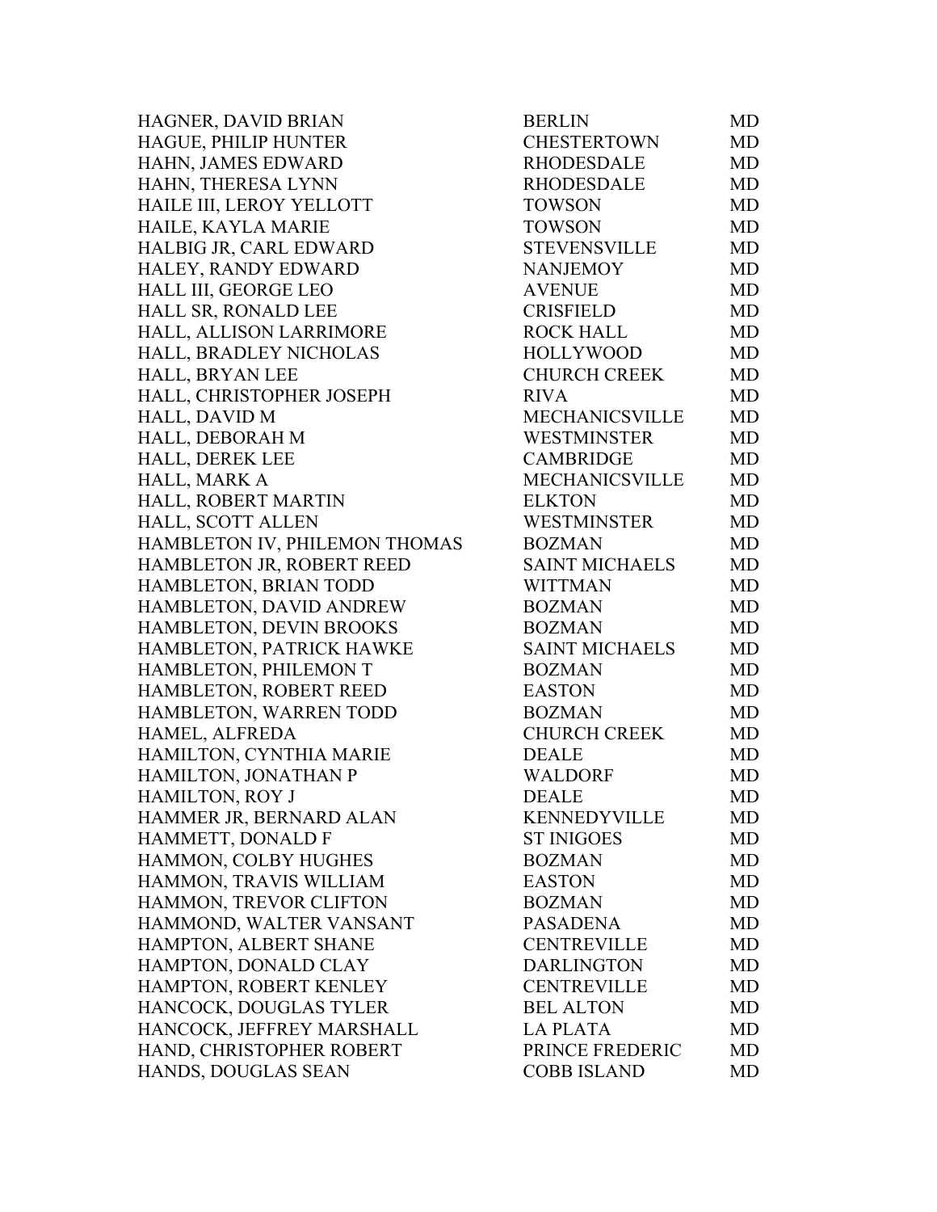| | | |
|---|---|---|
| HAGNER, DAVID BRIAN | BERLIN | MD |
| HAGUE, PHILIP HUNTER | CHESTERTOWN | MD |
| HAHN, JAMES EDWARD | RHODESDALE | MD |
| HAHN, THERESA LYNN | RHODESDALE | MD |
| HAILE III, LEROY YELLOTT | TOWSON | MD |
| HAILE, KAYLA MARIE | TOWSON | MD |
| HALBIG JR, CARL EDWARD | STEVENSVILLE | MD |
| HALEY, RANDY EDWARD | NANJEMOY | MD |
| HALL III, GEORGE LEO | AVENUE | MD |
| HALL SR, RONALD LEE | CRISFIELD | MD |
| HALL, ALLISON LARRIMORE | ROCK HALL | MD |
| HALL, BRADLEY NICHOLAS | HOLLYWOOD | MD |
| HALL, BRYAN LEE | CHURCH CREEK | MD |
| HALL, CHRISTOPHER JOSEPH | RIVA | MD |
| HALL, DAVID M | MECHANICSVILLE | MD |
| HALL, DEBORAH M | WESTMINSTER | MD |
| HALL, DEREK LEE | CAMBRIDGE | MD |
| HALL, MARK A | MECHANICSVILLE | MD |
| HALL, ROBERT MARTIN | ELKTON | MD |
| HALL, SCOTT ALLEN | WESTMINSTER | MD |
| HAMBLETON IV, PHILEMON THOMAS | BOZMAN | MD |
| HAMBLETON JR, ROBERT REED | SAINT MICHAELS | MD |
| HAMBLETON, BRIAN TODD | WITTMAN | MD |
| HAMBLETON, DAVID ANDREW | BOZMAN | MD |
| HAMBLETON, DEVIN BROOKS | BOZMAN | MD |
| HAMBLETON, PATRICK HAWKE | SAINT MICHAELS | MD |
| HAMBLETON, PHILEMON T | BOZMAN | MD |
| HAMBLETON, ROBERT REED | EASTON | MD |
| HAMBLETON, WARREN TODD | BOZMAN | MD |
| HAMEL, ALFREDA | CHURCH CREEK | MD |
| HAMILTON, CYNTHIA MARIE | DEALE | MD |
| HAMILTON, JONATHAN P | WALDORF | MD |
| HAMILTON, ROY J | DEALE | MD |
| HAMMER JR, BERNARD ALAN | KENNEDYVILLE | MD |
| HAMMETT, DONALD F | ST INIGOES | MD |
| HAMMON, COLBY HUGHES | BOZMAN | MD |
| HAMMON, TRAVIS WILLIAM | EASTON | MD |
| HAMMON, TREVOR CLIFTON | BOZMAN | MD |
| HAMMOND, WALTER VANSANT | PASADENA | MD |
| HAMPTON, ALBERT SHANE | CENTREVILLE | MD |
| HAMPTON, DONALD CLAY | DARLINGTON | MD |
| HAMPTON, ROBERT KENLEY | CENTREVILLE | MD |
| HANCOCK, DOUGLAS TYLER | BEL ALTON | MD |
| HANCOCK, JEFFREY MARSHALL | LA PLATA | MD |
| HAND, CHRISTOPHER ROBERT | PRINCE FREDERIC | MD |
| HANDS, DOUGLAS SEAN | COBB ISLAND | MD |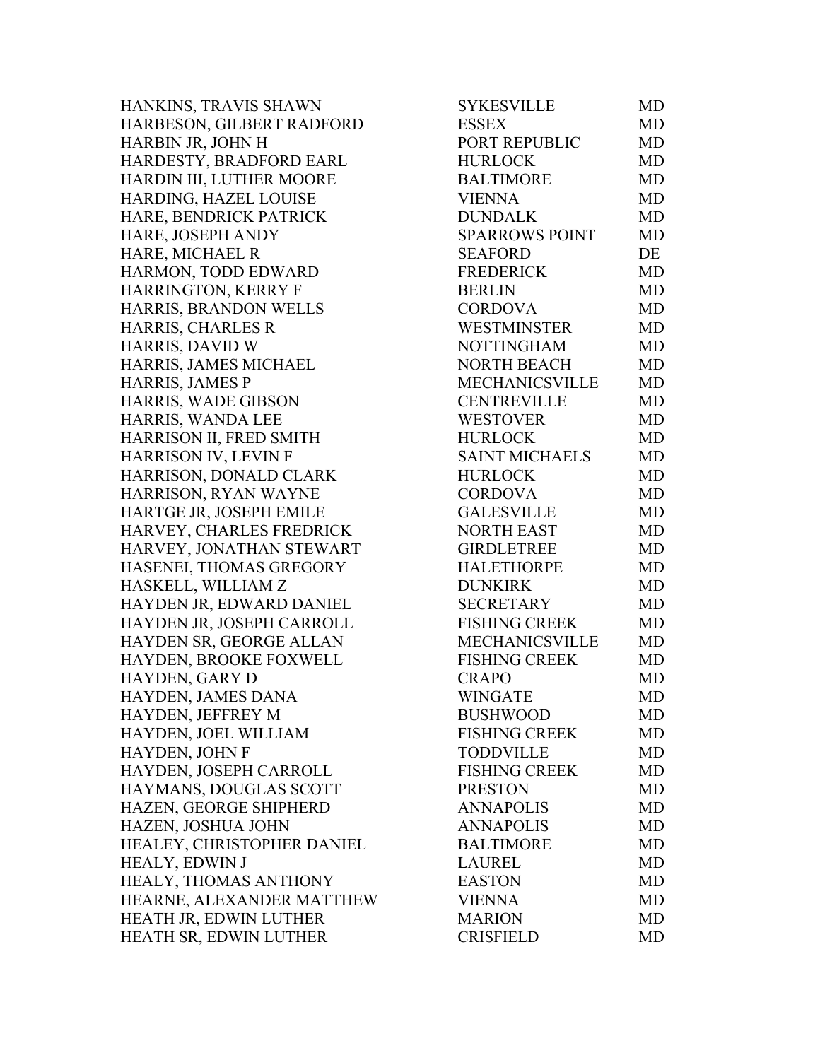| | | |
|---|---|---|
| HANKINS, TRAVIS SHAWN | SYKESVILLE | MD |
| HARBESON, GILBERT RADFORD | ESSEX | MD |
| HARBIN JR, JOHN H | PORT REPUBLIC | MD |
| HARDESTY, BRADFORD EARL | HURLOCK | MD |
| HARDIN III, LUTHER MOORE | BALTIMORE | MD |
| HARDING, HAZEL LOUISE | VIENNA | MD |
| HARE, BENDRICK PATRICK | DUNDALK | MD |
| HARE, JOSEPH ANDY | SPARROWS POINT | MD |
| HARE, MICHAEL R | SEAFORD | DE |
| HARMON, TODD EDWARD | FREDERICK | MD |
| HARRINGTON, KERRY F | BERLIN | MD |
| HARRIS, BRANDON WELLS | CORDOVA | MD |
| HARRIS, CHARLES R | WESTMINSTER | MD |
| HARRIS, DAVID W | NOTTINGHAM | MD |
| HARRIS, JAMES MICHAEL | NORTH BEACH | MD |
| HARRIS, JAMES P | MECHANICSVILLE | MD |
| HARRIS, WADE GIBSON | CENTREVILLE | MD |
| HARRIS, WANDA LEE | WESTOVER | MD |
| HARRISON II, FRED SMITH | HURLOCK | MD |
| HARRISON IV, LEVIN F | SAINT MICHAELS | MD |
| HARRISON, DONALD CLARK | HURLOCK | MD |
| HARRISON, RYAN WAYNE | CORDOVA | MD |
| HARTGE JR, JOSEPH EMILE | GALESVILLE | MD |
| HARVEY, CHARLES FREDRICK | NORTH EAST | MD |
| HARVEY, JONATHAN STEWART | GIRDLETREE | MD |
| HASENEI, THOMAS GREGORY | HALETHORPE | MD |
| HASKELL, WILLIAM Z | DUNKIRK | MD |
| HAYDEN JR, EDWARD DANIEL | SECRETARY | MD |
| HAYDEN JR, JOSEPH CARROLL | FISHING CREEK | MD |
| HAYDEN SR, GEORGE ALLAN | MECHANICSVILLE | MD |
| HAYDEN, BROOKE FOXWELL | FISHING CREEK | MD |
| HAYDEN, GARY D | CRAPO | MD |
| HAYDEN, JAMES DANA | WINGATE | MD |
| HAYDEN, JEFFREY M | BUSHWOOD | MD |
| HAYDEN, JOEL WILLIAM | FISHING CREEK | MD |
| HAYDEN, JOHN F | TODDVILLE | MD |
| HAYDEN, JOSEPH CARROLL | FISHING CREEK | MD |
| HAYMANS, DOUGLAS SCOTT | PRESTON | MD |
| HAZEN, GEORGE SHIPHERD | ANNAPOLIS | MD |
| HAZEN, JOSHUA JOHN | ANNAPOLIS | MD |
| HEALEY, CHRISTOPHER DANIEL | BALTIMORE | MD |
| HEALY, EDWIN J | LAUREL | MD |
| HEALY, THOMAS ANTHONY | EASTON | MD |
| HEARNE, ALEXANDER MATTHEW | VIENNA | MD |
| HEATH JR, EDWIN LUTHER | MARION | MD |
| HEATH SR, EDWIN LUTHER | CRISFIELD | MD |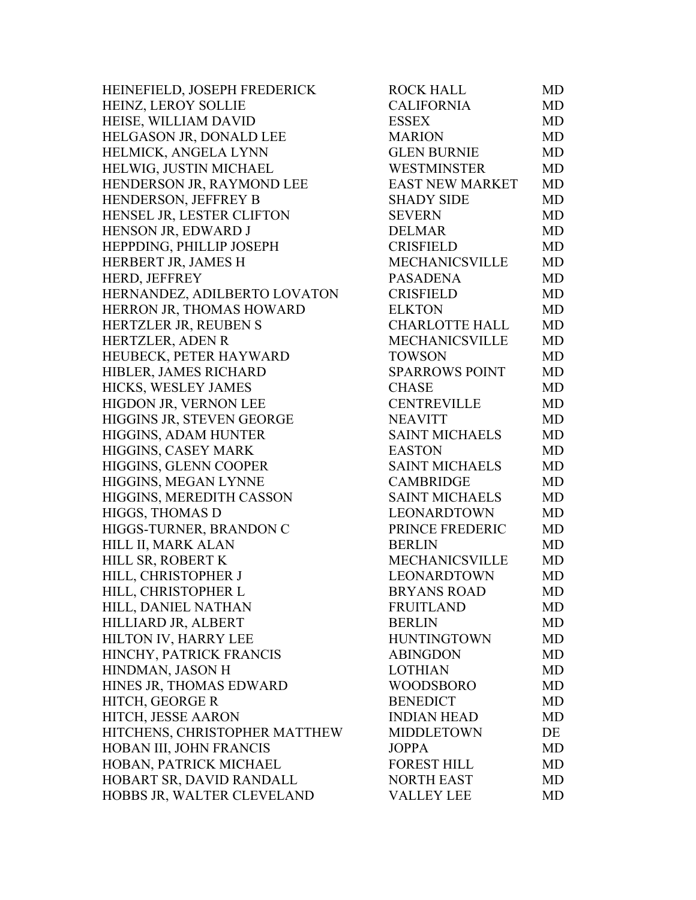| | | |
|---|---|---|
| HEINEFIELD, JOSEPH FREDERICK | ROCK HALL | MD |
| HEINZ, LEROY SOLLIE | CALIFORNIA | MD |
| HEISE, WILLIAM DAVID | ESSEX | MD |
| HELGASON JR, DONALD LEE | MARION | MD |
| HELMICK, ANGELA LYNN | GLEN BURNIE | MD |
| HELWIG, JUSTIN MICHAEL | WESTMINSTER | MD |
| HENDERSON JR, RAYMOND LEE | EAST NEW MARKET | MD |
| HENDERSON, JEFFREY B | SHADY SIDE | MD |
| HENSEL JR, LESTER CLIFTON | SEVERN | MD |
| HENSON JR, EDWARD J | DELMAR | MD |
| HEPPDING, PHILLIP JOSEPH | CRISFIELD | MD |
| HERBERT JR, JAMES H | MECHANICSVILLE | MD |
| HERD, JEFFREY | PASADENA | MD |
| HERNANDEZ, ADILBERTO LOVATON | CRISFIELD | MD |
| HERRON JR, THOMAS HOWARD | ELKTON | MD |
| HERTZLER JR, REUBEN S | CHARLOTTE HALL | MD |
| HERTZLER, ADEN R | MECHANICSVILLE | MD |
| HEUBECK, PETER HAYWARD | TOWSON | MD |
| HIBLER, JAMES RICHARD | SPARROWS POINT | MD |
| HICKS, WESLEY JAMES | CHASE | MD |
| HIGDON JR, VERNON LEE | CENTREVILLE | MD |
| HIGGINS JR, STEVEN GEORGE | NEAVITT | MD |
| HIGGINS, ADAM HUNTER | SAINT MICHAELS | MD |
| HIGGINS, CASEY MARK | EASTON | MD |
| HIGGINS, GLENN COOPER | SAINT MICHAELS | MD |
| HIGGINS, MEGAN LYNNE | CAMBRIDGE | MD |
| HIGGINS, MEREDITH CASSON | SAINT MICHAELS | MD |
| HIGGS, THOMAS D | LEONARDTOWN | MD |
| HIGGS-TURNER, BRANDON C | PRINCE FREDERIC | MD |
| HILL II, MARK ALAN | BERLIN | MD |
| HILL SR, ROBERT K | MECHANICSVILLE | MD |
| HILL, CHRISTOPHER J | LEONARDTOWN | MD |
| HILL, CHRISTOPHER L | BRYANS ROAD | MD |
| HILL, DANIEL NATHAN | FRUITLAND | MD |
| HILLIARD JR, ALBERT | BERLIN | MD |
| HILTON IV, HARRY LEE | HUNTINGTOWN | MD |
| HINCHY, PATRICK FRANCIS | ABINGDON | MD |
| HINDMAN, JASON H | LOTHIAN | MD |
| HINES JR, THOMAS EDWARD | WOODSBORO | MD |
| HITCH, GEORGE R | BENEDICT | MD |
| HITCH, JESSE AARON | INDIAN HEAD | MD |
| HITCHENS, CHRISTOPHER MATTHEW | MIDDLETOWN | DE |
| HOBAN III, JOHN FRANCIS | JOPPA | MD |
| HOBAN, PATRICK MICHAEL | FOREST HILL | MD |
| HOBART SR, DAVID RANDALL | NORTH EAST | MD |
| HOBBS JR, WALTER CLEVELAND | VALLEY LEE | MD |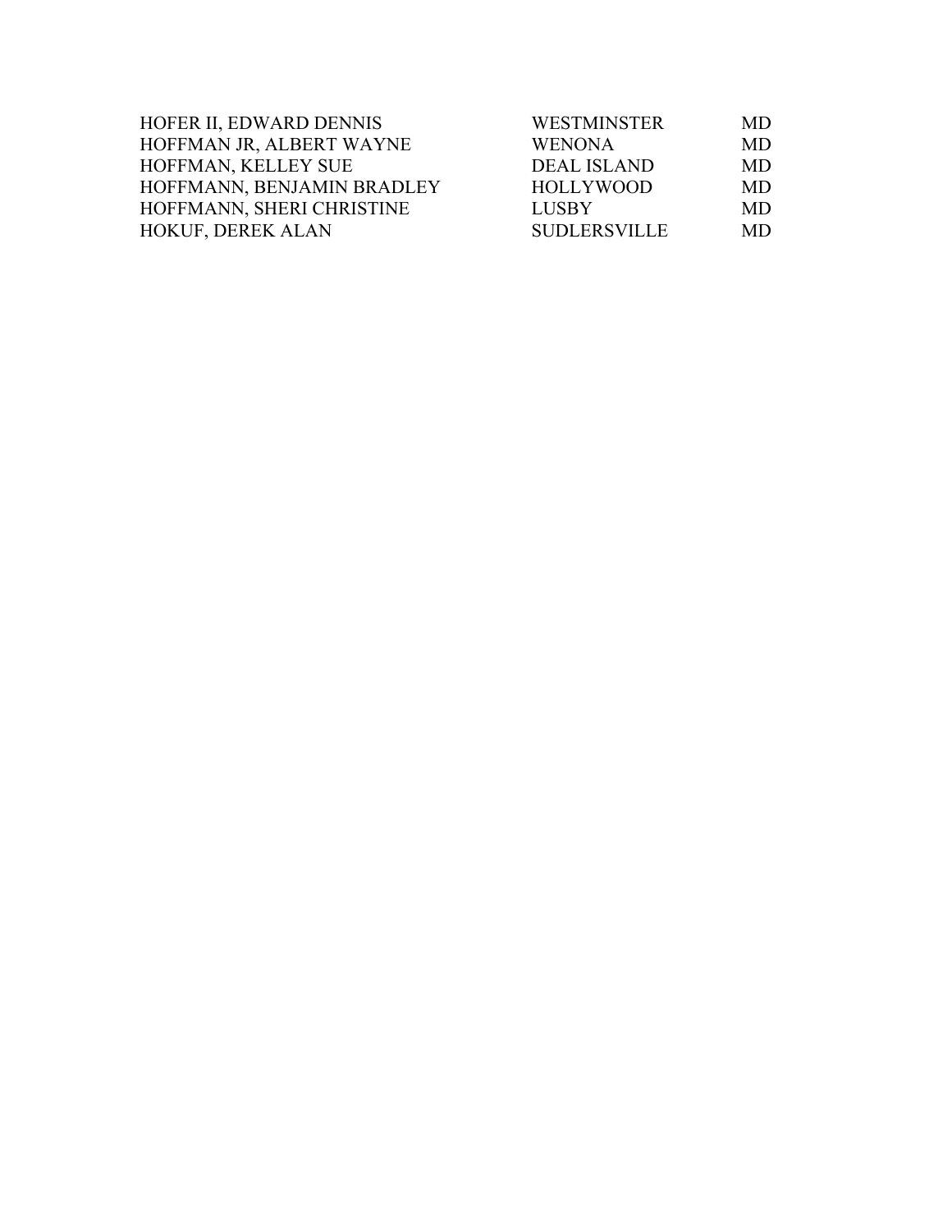| | | |
|---|---|---|
| HOFER II, EDWARD DENNIS | WESTMINSTER | MD |
| HOFFMAN JR, ALBERT WAYNE | WENONA | MD |
| HOFFMAN, KELLEY SUE | DEAL ISLAND | MD |
| HOFFMANN, BENJAMIN BRADLEY | HOLLYWOOD | MD |
| HOFFMANN, SHERI CHRISTINE | LUSBY | MD |
| HOKUF, DEREK ALAN | SUDLERSVILLE | MD |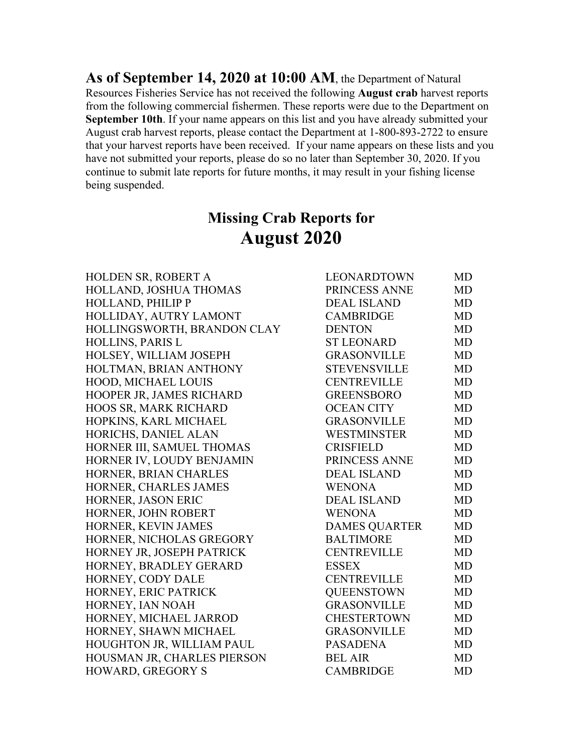**As of September 14, 2020 at 10:00 AM**, the Department of Natural Resources Fisheries Service has not received the following **August crab** harvest reports from the following commercial fishermen. These reports were due to the Department on **September 10th**. If your name appears on this list and you have already submitted your August crab harvest reports, please contact the Department at 1-800-893-2722 to ensure that your harvest reports have been received. If your name appears on these lists and you have not submitted your reports, please do so no later than September 30, 2020. If you continue to submit late reports for future months, it may result in your fishing license being suspended.

## Missing Crab Reports for
# August 2020

| | | |
|---|---|---|
| HOLDEN SR, ROBERT A | LEONARDTOWN | MD |
| HOLLAND, JOSHUA THOMAS | PRINCESS ANNE | MD |
| HOLLAND, PHILIP P | DEAL ISLAND | MD |
| HOLLIDAY, AUTRY LAMONT | CAMBRIDGE | MD |
| HOLLINGSWORTH, BRANDON CLAY | DENTON | MD |
| HOLLINS, PARIS L | ST LEONARD | MD |
| HOLSEY, WILLIAM JOSEPH | GRASONVILLE | MD |
| HOLTMAN, BRIAN ANTHONY | STEVENSVILLE | MD |
| HOOD, MICHAEL LOUIS | CENTREVILLE | MD |
| HOOPER JR, JAMES RICHARD | GREENSBORO | MD |
| HOOS SR, MARK RICHARD | OCEAN CITY | MD |
| HOPKINS, KARL MICHAEL | GRASONVILLE | MD |
| HORICHS, DANIEL ALAN | WESTMINSTER | MD |
| HORNER III, SAMUEL THOMAS | CRISFIELD | MD |
| HORNER IV, LOUDY BENJAMIN | PRINCESS ANNE | MD |
| HORNER, BRIAN CHARLES | DEAL ISLAND | MD |
| HORNER, CHARLES JAMES | WENONA | MD |
| HORNER, JASON ERIC | DEAL ISLAND | MD |
| HORNER, JOHN ROBERT | WENONA | MD |
| HORNER, KEVIN JAMES | DAMES QUARTER | MD |
| HORNER, NICHOLAS GREGORY | BALTIMORE | MD |
| HORNEY JR, JOSEPH PATRICK | CENTREVILLE | MD |
| HORNEY, BRADLEY GERARD | ESSEX | MD |
| HORNEY, CODY DALE | CENTREVILLE | MD |
| HORNEY, ERIC PATRICK | QUEENSTOWN | MD |
| HORNEY, IAN NOAH | GRASONVILLE | MD |
| HORNEY, MICHAEL JARROD | CHESTERTOWN | MD |
| HORNEY, SHAWN MICHAEL | GRASONVILLE | MD |
| HOUGHTON JR, WILLIAM PAUL | PASADENA | MD |
| HOUSMAN JR, CHARLES PIERSON | BEL AIR | MD |
| HOWARD, GREGORY S | CAMBRIDGE | MD |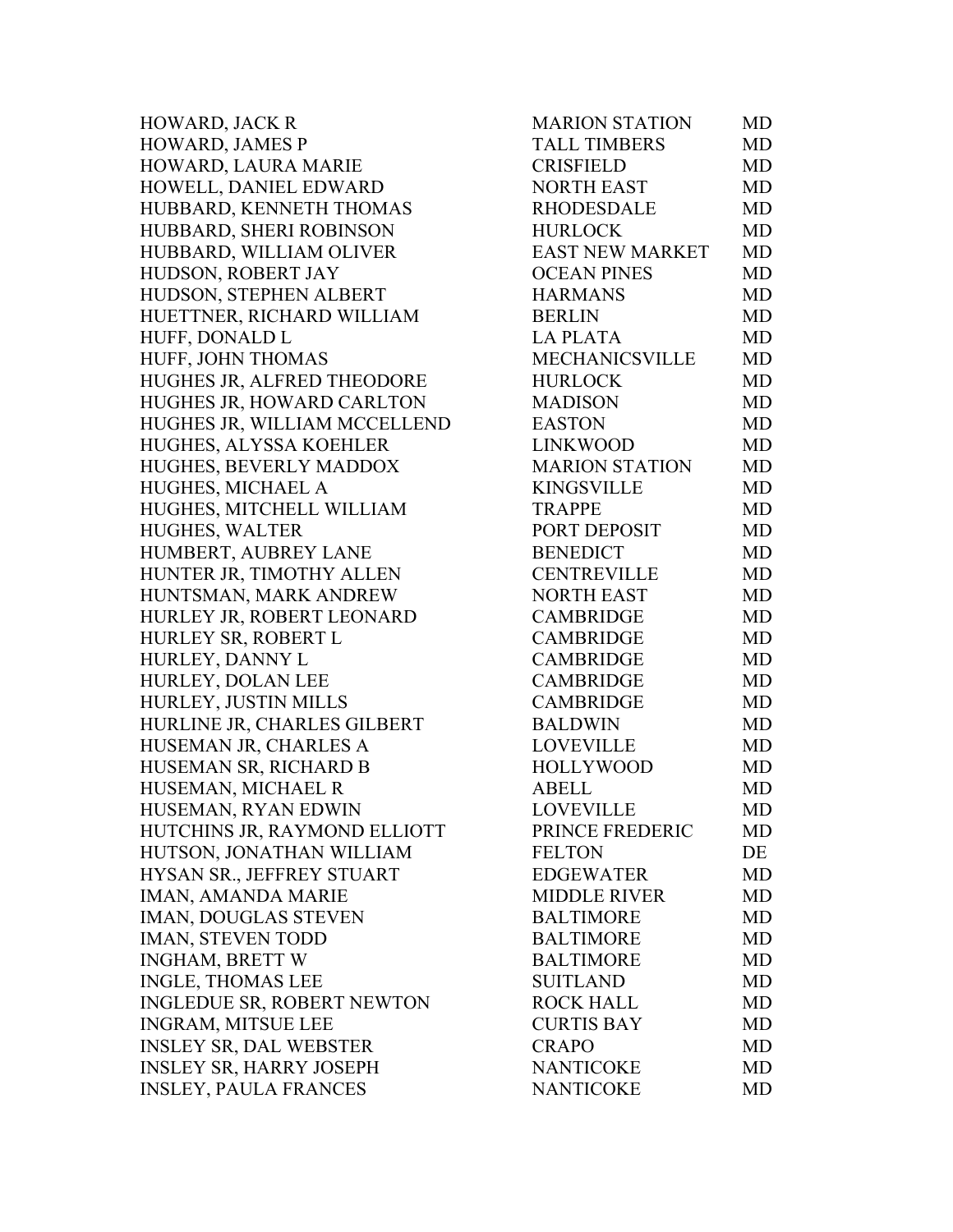| | | |
|---|---|---|
| HOWARD, JACK R | MARION STATION | MD |
| HOWARD, JAMES P | TALL TIMBERS | MD |
| HOWARD, LAURA MARIE | CRISFIELD | MD |
| HOWELL, DANIEL EDWARD | NORTH EAST | MD |
| HUBBARD, KENNETH THOMAS | RHODESDALE | MD |
| HUBBARD, SHERI ROBINSON | HURLOCK | MD |
| HUBBARD, WILLIAM OLIVER | EAST NEW MARKET | MD |
| HUDSON, ROBERT JAY | OCEAN PINES | MD |
| HUDSON, STEPHEN ALBERT | HARMANS | MD |
| HUETTNER, RICHARD WILLIAM | BERLIN | MD |
| HUFF, DONALD L | LA PLATA | MD |
| HUFF, JOHN THOMAS | MECHANICSVILLE | MD |
| HUGHES JR, ALFRED THEODORE | HURLOCK | MD |
| HUGHES JR, HOWARD CARLTON | MADISON | MD |
| HUGHES JR, WILLIAM MCCELLEND | EASTON | MD |
| HUGHES, ALYSSA KOEHLER | LINKWOOD | MD |
| HUGHES, BEVERLY MADDOX | MARION STATION | MD |
| HUGHES, MICHAEL A | KINGSVILLE | MD |
| HUGHES, MITCHELL WILLIAM | TRAPPE | MD |
| HUGHES, WALTER | PORT DEPOSIT | MD |
| HUMBERT, AUBREY LANE | BENEDICT | MD |
| HUNTER JR, TIMOTHY ALLEN | CENTREVILLE | MD |
| HUNTSMAN, MARK ANDREW | NORTH EAST | MD |
| HURLEY JR, ROBERT LEONARD | CAMBRIDGE | MD |
| HURLEY SR, ROBERT L | CAMBRIDGE | MD |
| HURLEY, DANNY L | CAMBRIDGE | MD |
| HURLEY, DOLAN LEE | CAMBRIDGE | MD |
| HURLEY, JUSTIN MILLS | CAMBRIDGE | MD |
| HURLINE JR, CHARLES GILBERT | BALDWIN | MD |
| HUSEMAN JR, CHARLES A | LOVEVILLE | MD |
| HUSEMAN SR, RICHARD B | HOLLYWOOD | MD |
| HUSEMAN, MICHAEL R | ABELL | MD |
| HUSEMAN, RYAN EDWIN | LOVEVILLE | MD |
| HUTCHINS JR, RAYMOND ELLIOTT | PRINCE FREDERIC | MD |
| HUTSON, JONATHAN WILLIAM | FELTON | DE |
| HYSAN SR., JEFFREY STUART | EDGEWATER | MD |
| IMAN, AMANDA MARIE | MIDDLE RIVER | MD |
| IMAN, DOUGLAS STEVEN | BALTIMORE | MD |
| IMAN, STEVEN TODD | BALTIMORE | MD |
| INGHAM, BRETT W | BALTIMORE | MD |
| INGLE, THOMAS LEE | SUITLAND | MD |
| INGLEDUE SR, ROBERT NEWTON | ROCK HALL | MD |
| INGRAM, MITSUE LEE | CURTIS BAY | MD |
| INSLEY SR, DAL WEBSTER | CRAPO | MD |
| INSLEY SR, HARRY JOSEPH | NANTICOKE | MD |
| INSLEY, PAULA FRANCES | NANTICOKE | MD |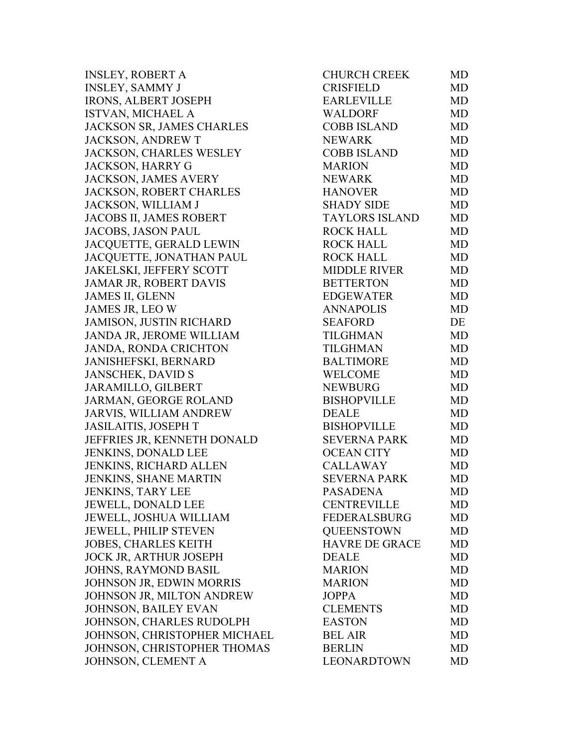| | | |
|---|---|---|
| INSLEY, ROBERT A | CHURCH CREEK | MD |
| INSLEY, SAMMY J | CRISFIELD | MD |
| IRONS, ALBERT JOSEPH | EARLEVILLE | MD |
| ISTVAN, MICHAEL A | WALDORF | MD |
| JACKSON SR, JAMES CHARLES | COBB ISLAND | MD |
| JACKSON, ANDREW T | NEWARK | MD |
| JACKSON, CHARLES WESLEY | COBB ISLAND | MD |
| JACKSON, HARRY G | MARION | MD |
| JACKSON, JAMES AVERY | NEWARK | MD |
| JACKSON, ROBERT CHARLES | HANOVER | MD |
| JACKSON, WILLIAM J | SHADY SIDE | MD |
| JACOBS II, JAMES ROBERT | TAYLORS ISLAND | MD |
| JACOBS, JASON PAUL | ROCK HALL | MD |
| JACQUETTE, GERALD LEWIN | ROCK HALL | MD |
| JACQUETTE, JONATHAN PAUL | ROCK HALL | MD |
| JAKELSKI, JEFFERY SCOTT | MIDDLE RIVER | MD |
| JAMAR JR, ROBERT DAVIS | BETTERTON | MD |
| JAMES II, GLENN | EDGEWATER | MD |
| JAMES JR, LEO W | ANNAPOLIS | MD |
| JAMISON, JUSTIN RICHARD | SEAFORD | DE |
| JANDA JR, JEROME WILLIAM | TILGHMAN | MD |
| JANDA, RONDA CRICHTON | TILGHMAN | MD |
| JANISHEFSKI, BERNARD | BALTIMORE | MD |
| JANSCHEK, DAVID S | WELCOME | MD |
| JARAMILLO, GILBERT | NEWBURG | MD |
| JARMAN, GEORGE ROLAND | BISHOPVILLE | MD |
| JARVIS, WILLIAM ANDREW | DEALE | MD |
| JASILAITIS, JOSEPH T | BISHOPVILLE | MD |
| JEFFRIES JR, KENNETH DONALD | SEVERNA PARK | MD |
| JENKINS, DONALD LEE | OCEAN CITY | MD |
| JENKINS, RICHARD ALLEN | CALLAWAY | MD |
| JENKINS, SHANE MARTIN | SEVERNA PARK | MD |
| JENKINS, TARY LEE | PASADENA | MD |
| JEWELL, DONALD LEE | CENTREVILLE | MD |
| JEWELL, JOSHUA WILLIAM | FEDERALSBURG | MD |
| JEWELL, PHILIP STEVEN | QUEENSTOWN | MD |
| JOBES, CHARLES KEITH | HAVRE DE GRACE | MD |
| JOCK JR, ARTHUR JOSEPH | DEALE | MD |
| JOHNS, RAYMOND BASIL | MARION | MD |
| JOHNSON JR, EDWIN MORRIS | MARION | MD |
| JOHNSON JR, MILTON ANDREW | JOPPA | MD |
| JOHNSON, BAILEY EVAN | CLEMENTS | MD |
| JOHNSON, CHARLES RUDOLPH | EASTON | MD |
| JOHNSON, CHRISTOPHER MICHAEL | BEL AIR | MD |
| JOHNSON, CHRISTOPHER THOMAS | BERLIN | MD |
| JOHNSON, CLEMENT A | LEONARDTOWN | MD |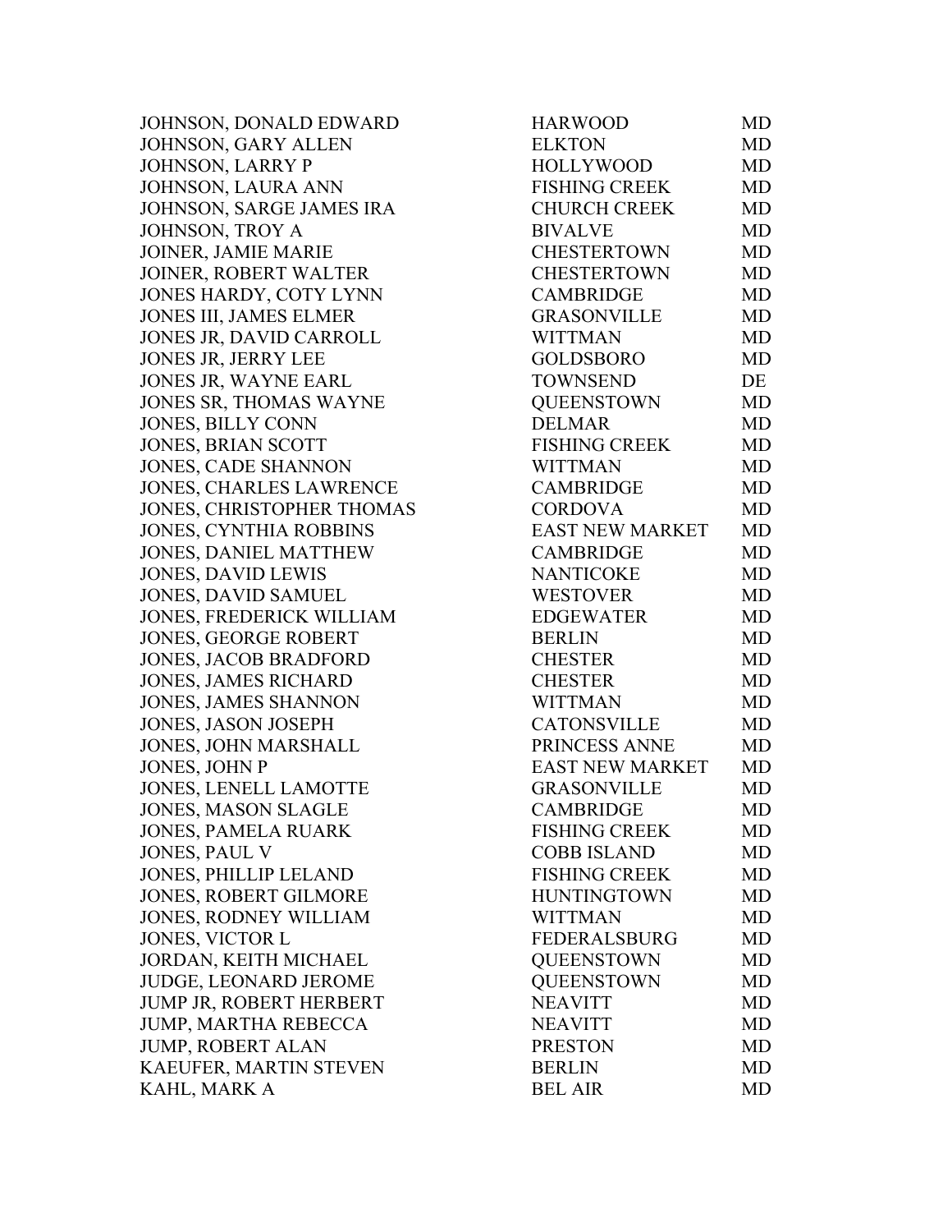| | | |
|---|---|---|
| JOHNSON, DONALD EDWARD | HARWOOD | MD |
| JOHNSON, GARY ALLEN | ELKTON | MD |
| JOHNSON, LARRY P | HOLLYWOOD | MD |
| JOHNSON, LAURA ANN | FISHING CREEK | MD |
| JOHNSON, SARGE JAMES IRA | CHURCH CREEK | MD |
| JOHNSON, TROY A | BIVALVE | MD |
| JOINER, JAMIE MARIE | CHESTERTOWN | MD |
| JOINER, ROBERT WALTER | CHESTERTOWN | MD |
| JONES HARDY, COTY LYNN | CAMBRIDGE | MD |
| JONES III, JAMES ELMER | GRASONVILLE | MD |
| JONES JR, DAVID CARROLL | WITTMAN | MD |
| JONES JR, JERRY LEE | GOLDSBORO | MD |
| JONES JR, WAYNE EARL | TOWNSEND | DE |
| JONES SR, THOMAS WAYNE | QUEENSTOWN | MD |
| JONES, BILLY CONN | DELMAR | MD |
| JONES, BRIAN SCOTT | FISHING CREEK | MD |
| JONES, CADE SHANNON | WITTMAN | MD |
| JONES, CHARLES LAWRENCE | CAMBRIDGE | MD |
| JONES, CHRISTOPHER THOMAS | CORDOVA | MD |
| JONES, CYNTHIA ROBBINS | EAST NEW MARKET | MD |
| JONES, DANIEL MATTHEW | CAMBRIDGE | MD |
| JONES, DAVID LEWIS | NANTICOKE | MD |
| JONES, DAVID SAMUEL | WESTOVER | MD |
| JONES, FREDERICK WILLIAM | EDGEWATER | MD |
| JONES, GEORGE ROBERT | BERLIN | MD |
| JONES, JACOB BRADFORD | CHESTER | MD |
| JONES, JAMES RICHARD | CHESTER | MD |
| JONES, JAMES SHANNON | WITTMAN | MD |
| JONES, JASON JOSEPH | CATONSVILLE | MD |
| JONES, JOHN MARSHALL | PRINCESS ANNE | MD |
| JONES, JOHN P | EAST NEW MARKET | MD |
| JONES, LENELL LAMOTTE | GRASONVILLE | MD |
| JONES, MASON SLAGLE | CAMBRIDGE | MD |
| JONES, PAMELA RUARK | FISHING CREEK | MD |
| JONES, PAUL V | COBB ISLAND | MD |
| JONES, PHILLIP LELAND | FISHING CREEK | MD |
| JONES, ROBERT GILMORE | HUNTINGTOWN | MD |
| JONES, RODNEY WILLIAM | WITTMAN | MD |
| JONES, VICTOR L | FEDERALSBURG | MD |
| JORDAN, KEITH MICHAEL | QUEENSTOWN | MD |
| JUDGE, LEONARD JEROME | QUEENSTOWN | MD |
| JUMP JR, ROBERT HERBERT | NEAVITT | MD |
| JUMP, MARTHA REBECCA | NEAVITT | MD |
| JUMP, ROBERT ALAN | PRESTON | MD |
| KAEUFER, MARTIN STEVEN | BERLIN | MD |
| KAHL, MARK A | BEL AIR | MD |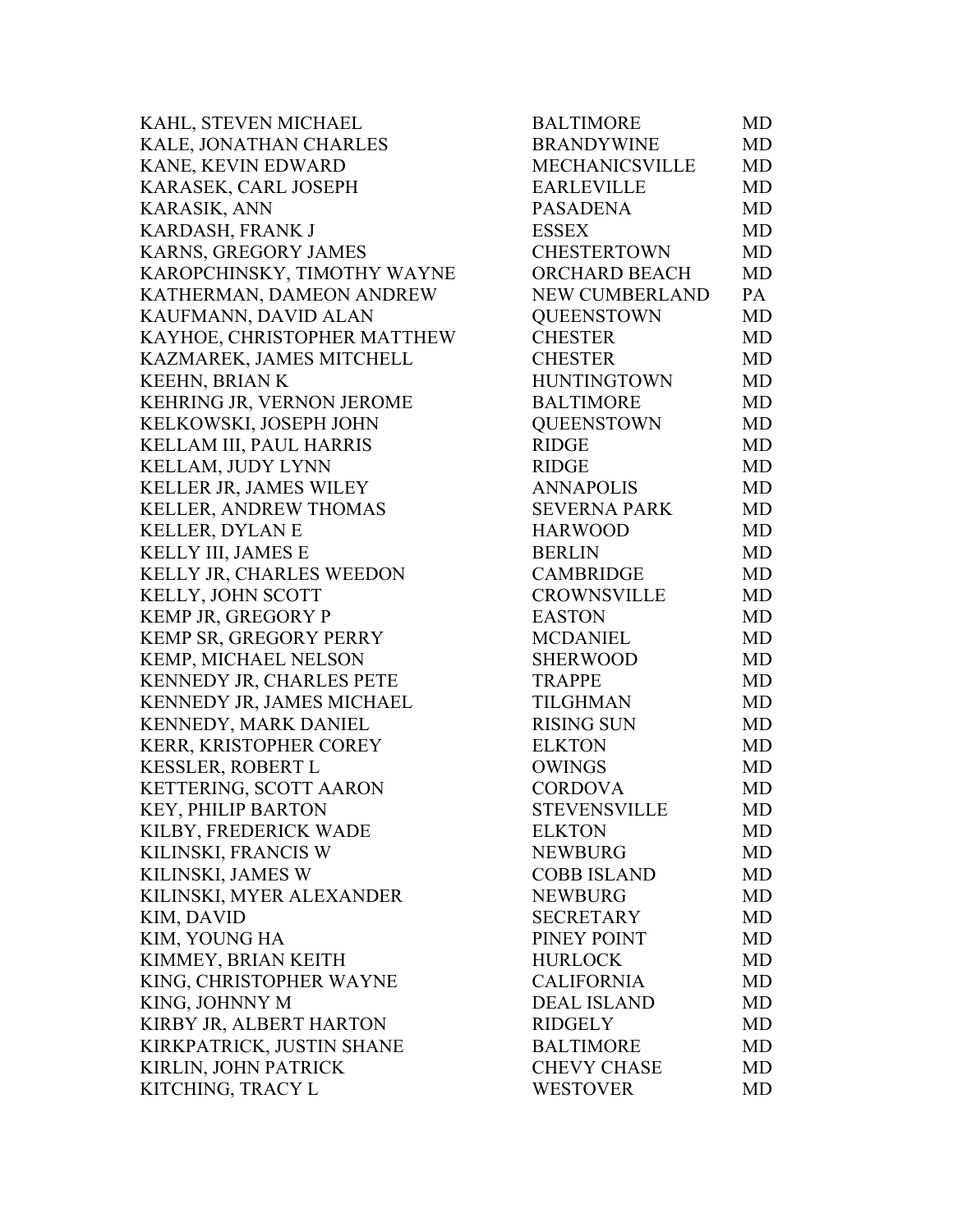| | | |
|---|---|---|
| KAHL, STEVEN MICHAEL | BALTIMORE | MD |
| KALE, JONATHAN CHARLES | BRANDYWINE | MD |
| KANE, KEVIN EDWARD | MECHANICSVILLE | MD |
| KARASEK, CARL JOSEPH | EARLEVILLE | MD |
| KARASIK, ANN | PASADENA | MD |
| KARDASH, FRANK J | ESSEX | MD |
| KARNS, GREGORY JAMES | CHESTERTOWN | MD |
| KAROPCHINSKY, TIMOTHY WAYNE | ORCHARD BEACH | MD |
| KATHERMAN, DAMEON ANDREW | NEW CUMBERLAND | PA |
| KAUFMANN, DAVID ALAN | QUEENSTOWN | MD |
| KAYHOE, CHRISTOPHER MATTHEW | CHESTER | MD |
| KAZMAREK, JAMES MITCHELL | CHESTER | MD |
| KEEHN, BRIAN K | HUNTINGTOWN | MD |
| KEHRING JR, VERNON JEROME | BALTIMORE | MD |
| KELKOWSKI, JOSEPH JOHN | QUEENSTOWN | MD |
| KELLAM III, PAUL HARRIS | RIDGE | MD |
| KELLAM, JUDY LYNN | RIDGE | MD |
| KELLER JR, JAMES WILEY | ANNAPOLIS | MD |
| KELLER, ANDREW THOMAS | SEVERNA PARK | MD |
| KELLER, DYLAN E | HARWOOD | MD |
| KELLY III, JAMES E | BERLIN | MD |
| KELLY JR, CHARLES WEEDON | CAMBRIDGE | MD |
| KELLY, JOHN SCOTT | CROWNSVILLE | MD |
| KEMP JR, GREGORY P | EASTON | MD |
| KEMP SR, GREGORY PERRY | MCDANIEL | MD |
| KEMP, MICHAEL NELSON | SHERWOOD | MD |
| KENNEDY JR, CHARLES PETE | TRAPPE | MD |
| KENNEDY JR, JAMES MICHAEL | TILGHMAN | MD |
| KENNEDY, MARK DANIEL | RISING SUN | MD |
| KERR, KRISTOPHER COREY | ELKTON | MD |
| KESSLER, ROBERT L | OWINGS | MD |
| KETTERING, SCOTT AARON | CORDOVA | MD |
| KEY, PHILIP BARTON | STEVENSVILLE | MD |
| KILBY, FREDERICK WADE | ELKTON | MD |
| KILINSKI, FRANCIS W | NEWBURG | MD |
| KILINSKI, JAMES W | COBB ISLAND | MD |
| KILINSKI, MYER ALEXANDER | NEWBURG | MD |
| KIM, DAVID | SECRETARY | MD |
| KIM, YOUNG HA | PINEY POINT | MD |
| KIMMEY, BRIAN KEITH | HURLOCK | MD |
| KING, CHRISTOPHER WAYNE | CALIFORNIA | MD |
| KING, JOHNNY M | DEAL ISLAND | MD |
| KIRBY JR, ALBERT HARTON | RIDGELY | MD |
| KIRKPATRICK, JUSTIN SHANE | BALTIMORE | MD |
| KIRLIN, JOHN PATRICK | CHEVY CHASE | MD |
| KITCHING, TRACY L | WESTOVER | MD |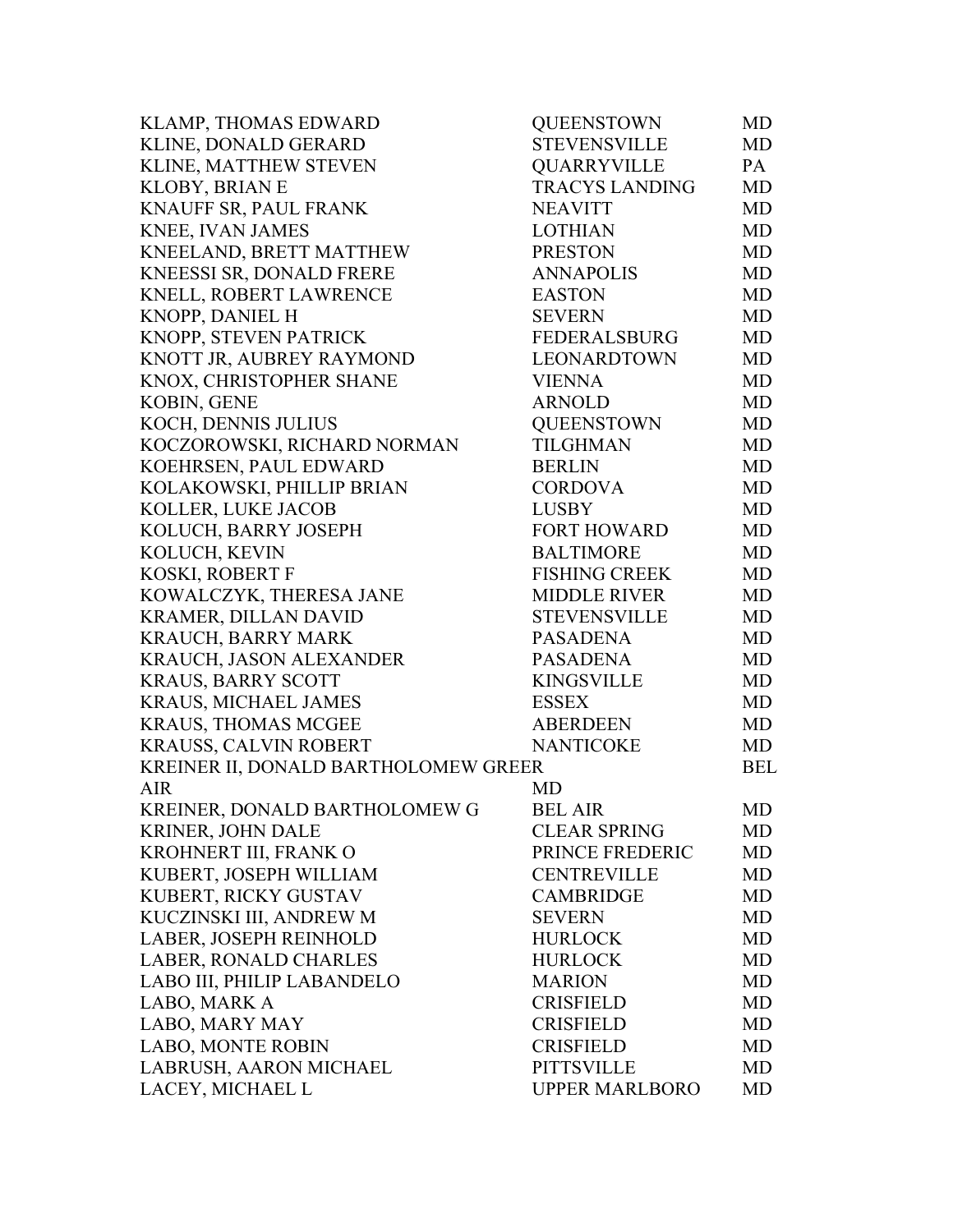| | | |
|---|---|---|
| KLAMP, THOMAS EDWARD | QUEENSTOWN | MD |
| KLINE, DONALD GERARD | STEVENSVILLE | MD |
| KLINE, MATTHEW STEVEN | QUARRYVILLE | PA |
| KLOBY, BRIAN E | TRACYS LANDING | MD |
| KNAUFF SR, PAUL FRANK | NEAVITT | MD |
| KNEE, IVAN JAMES | LOTHIAN | MD |
| KNEELAND, BRETT MATTHEW | PRESTON | MD |
| KNEESSI SR, DONALD FRERE | ANNAPOLIS | MD |
| KNELL, ROBERT LAWRENCE | EASTON | MD |
| KNOPP, DANIEL H | SEVERN | MD |
| KNOPP, STEVEN PATRICK | FEDERALSBURG | MD |
| KNOTT JR, AUBREY RAYMOND | LEONARDTOWN | MD |
| KNOX, CHRISTOPHER SHANE | VIENNA | MD |
| KOBIN, GENE | ARNOLD | MD |
| KOCH, DENNIS JULIUS | QUEENSTOWN | MD |
| KOCZOROWSKI, RICHARD NORMAN | TILGHMAN | MD |
| KOEHRSEN, PAUL EDWARD | BERLIN | MD |
| KOLAKOWSKI, PHILLIP BRIAN | CORDOVA | MD |
| KOLLER, LUKE JACOB | LUSBY | MD |
| KOLUCH, BARRY JOSEPH | FORT HOWARD | MD |
| KOLUCH, KEVIN | BALTIMORE | MD |
| KOSKI, ROBERT F | FISHING CREEK | MD |
| KOWALCZYK, THERESA JANE | MIDDLE RIVER | MD |
| KRAMER, DILLAN DAVID | STEVENSVILLE | MD |
| KRAUCH, BARRY MARK | PASADENA | MD |
| KRAUCH, JASON ALEXANDER | PASADENA | MD |
| KRAUS, BARRY SCOTT | KINGSVILLE | MD |
| KRAUS, MICHAEL JAMES | ESSEX | MD |
| KRAUS, THOMAS MCGEE | ABERDEEN | MD |
| KRAUSS, CALVIN ROBERT | NANTICOKE | MD |
| KREINER II, DONALD BARTHOLOMEW GREER | BEL AIR | MD |
| KREINER, DONALD BARTHOLOMEW G | BEL AIR | MD |
| KRINER, JOHN DALE | CLEAR SPRING | MD |
| KROHNERT III, FRANK O | PRINCE FREDERIC | MD |
| KUBERT, JOSEPH WILLIAM | CENTREVILLE | MD |
| KUBERT, RICKY GUSTAV | CAMBRIDGE | MD |
| KUCZINSKI III, ANDREW M | SEVERN | MD |
| LABER, JOSEPH REINHOLD | HURLOCK | MD |
| LABER, RONALD CHARLES | HURLOCK | MD |
| LABO III, PHILIP LABANDELO | MARION | MD |
| LABO, MARK A | CRISFIELD | MD |
| LABO, MARY MAY | CRISFIELD | MD |
| LABO, MONTE ROBIN | CRISFIELD | MD |
| LABRUSH, AARON MICHAEL | PITTSVILLE | MD |
| LACEY, MICHAEL L | UPPER MARLBORO | MD |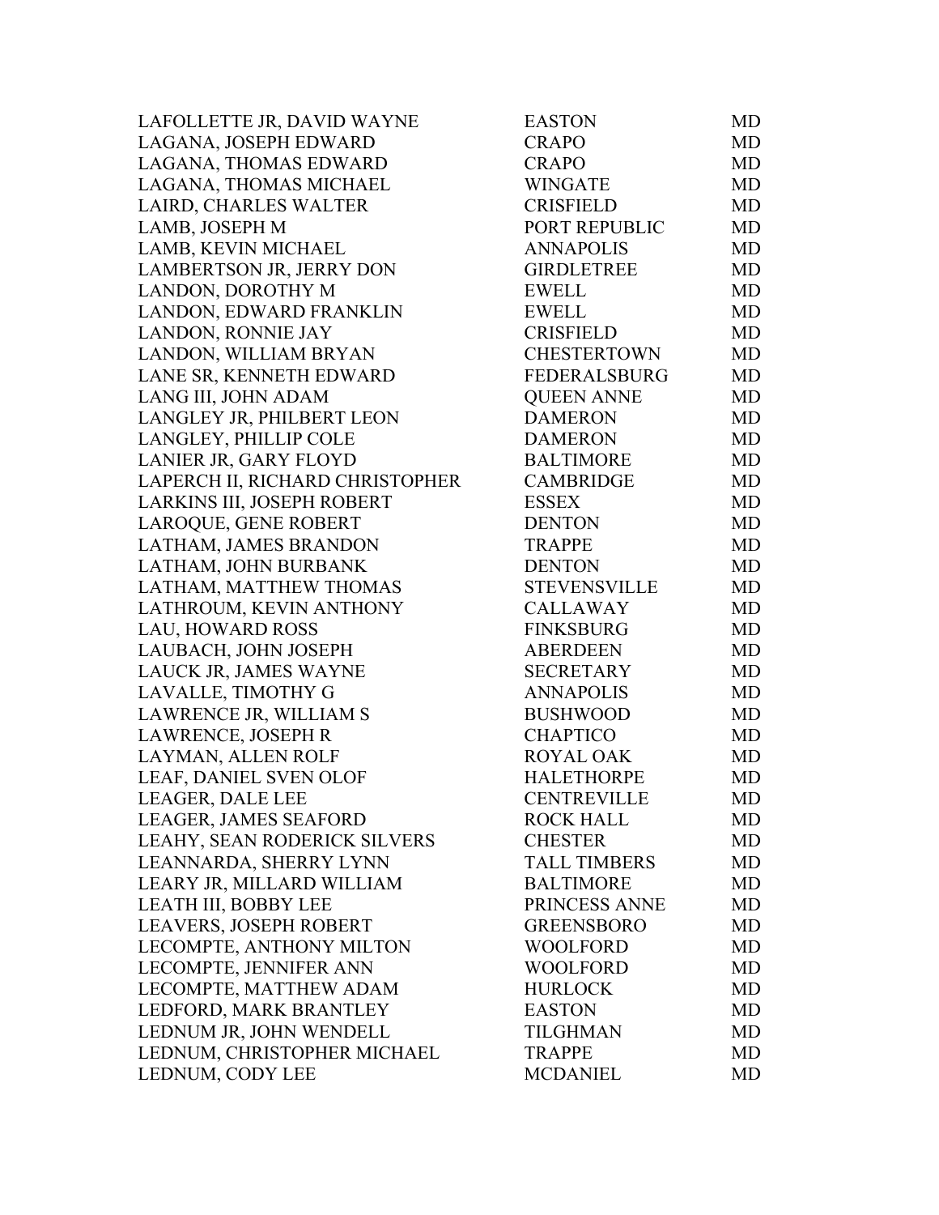| | | |
|---|---|---|
| LAFOLLETTE JR, DAVID WAYNE | EASTON | MD |
| LAGANA, JOSEPH EDWARD | CRAPO | MD |
| LAGANA, THOMAS EDWARD | CRAPO | MD |
| LAGANA, THOMAS MICHAEL | WINGATE | MD |
| LAIRD, CHARLES WALTER | CRISFIELD | MD |
| LAMB, JOSEPH M | PORT REPUBLIC | MD |
| LAMB, KEVIN MICHAEL | ANNAPOLIS | MD |
| LAMBERTSON JR, JERRY DON | GIRDLETREE | MD |
| LANDON, DOROTHY M | EWELL | MD |
| LANDON, EDWARD FRANKLIN | EWELL | MD |
| LANDON, RONNIE JAY | CRISFIELD | MD |
| LANDON, WILLIAM BRYAN | CHESTERTOWN | MD |
| LANE SR, KENNETH EDWARD | FEDERALSBURG | MD |
| LANG III, JOHN ADAM | QUEEN ANNE | MD |
| LANGLEY JR, PHILBERT LEON | DAMERON | MD |
| LANGLEY, PHILLIP COLE | DAMERON | MD |
| LANIER JR, GARY FLOYD | BALTIMORE | MD |
| LAPERCH II, RICHARD CHRISTOPHER | CAMBRIDGE | MD |
| LARKINS III, JOSEPH ROBERT | ESSEX | MD |
| LAROQUE, GENE ROBERT | DENTON | MD |
| LATHAM, JAMES BRANDON | TRAPPE | MD |
| LATHAM, JOHN BURBANK | DENTON | MD |
| LATHAM, MATTHEW THOMAS | STEVENSVILLE | MD |
| LATHROUM, KEVIN ANTHONY | CALLAWAY | MD |
| LAU, HOWARD ROSS | FINKSBURG | MD |
| LAUBACH, JOHN JOSEPH | ABERDEEN | MD |
| LAUCK JR, JAMES WAYNE | SECRETARY | MD |
| LAVALLE, TIMOTHY G | ANNAPOLIS | MD |
| LAWRENCE JR, WILLIAM S | BUSHWOOD | MD |
| LAWRENCE, JOSEPH R | CHAPTICO | MD |
| LAYMAN, ALLEN ROLF | ROYAL OAK | MD |
| LEAF, DANIEL SVEN OLOF | HALETHORPE | MD |
| LEAGER, DALE LEE | CENTREVILLE | MD |
| LEAGER, JAMES SEAFORD | ROCK HALL | MD |
| LEAHY, SEAN RODERICK SILVERS | CHESTER | MD |
| LEANNARDA, SHERRY LYNN | TALL TIMBERS | MD |
| LEARY JR, MILLARD WILLIAM | BALTIMORE | MD |
| LEATH III, BOBBY LEE | PRINCESS ANNE | MD |
| LEAVERS, JOSEPH ROBERT | GREENSBORO | MD |
| LECOMPTE, ANTHONY MILTON | WOOLFORD | MD |
| LECOMPTE, JENNIFER ANN | WOOLFORD | MD |
| LECOMPTE, MATTHEW ADAM | HURLOCK | MD |
| LEDFORD, MARK BRANTLEY | EASTON | MD |
| LEDNUM JR, JOHN WENDELL | TILGHMAN | MD |
| LEDNUM, CHRISTOPHER MICHAEL | TRAPPE | MD |
| LEDNUM, CODY LEE | MCDANIEL | MD |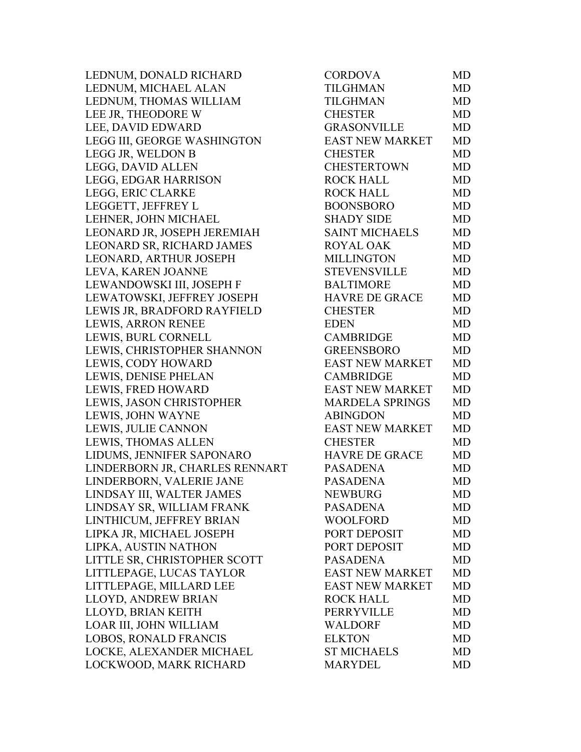| | | |
|---|---|---|
| LEDNUM, DONALD RICHARD | CORDOVA | MD |
| LEDNUM, MICHAEL ALAN | TILGHMAN | MD |
| LEDNUM, THOMAS WILLIAM | TILGHMAN | MD |
| LEE JR, THEODORE W | CHESTER | MD |
| LEE, DAVID EDWARD | GRASONVILLE | MD |
| LEGG III, GEORGE WASHINGTON | EAST NEW MARKET | MD |
| LEGG JR, WELDON B | CHESTER | MD |
| LEGG, DAVID ALLEN | CHESTERTOWN | MD |
| LEGG, EDGAR HARRISON | ROCK HALL | MD |
| LEGG, ERIC CLARKE | ROCK HALL | MD |
| LEGGETT, JEFFREY L | BOONSBORO | MD |
| LEHNER, JOHN MICHAEL | SHADY SIDE | MD |
| LEONARD JR, JOSEPH JEREMIAH | SAINT MICHAELS | MD |
| LEONARD SR, RICHARD JAMES | ROYAL OAK | MD |
| LEONARD, ARTHUR JOSEPH | MILLINGTON | MD |
| LEVA, KAREN JOANNE | STEVENSVILLE | MD |
| LEWANDOWSKI III, JOSEPH F | BALTIMORE | MD |
| LEWATOWSKI, JEFFREY JOSEPH | HAVRE DE GRACE | MD |
| LEWIS JR, BRADFORD RAYFIELD | CHESTER | MD |
| LEWIS, ARRON RENEE | EDEN | MD |
| LEWIS, BURL CORNELL | CAMBRIDGE | MD |
| LEWIS, CHRISTOPHER SHANNON | GREENSBORO | MD |
| LEWIS, CODY HOWARD | EAST NEW MARKET | MD |
| LEWIS, DENISE PHELAN | CAMBRIDGE | MD |
| LEWIS, FRED HOWARD | EAST NEW MARKET | MD |
| LEWIS, JASON CHRISTOPHER | MARDELA SPRINGS | MD |
| LEWIS, JOHN WAYNE | ABINGDON | MD |
| LEWIS, JULIE CANNON | EAST NEW MARKET | MD |
| LEWIS, THOMAS ALLEN | CHESTER | MD |
| LIDUMS, JENNIFER SAPONARO | HAVRE DE GRACE | MD |
| LINDERBORN JR, CHARLES RENNART | PASADENA | MD |
| LINDERBORN, VALERIE JANE | PASADENA | MD |
| LINDSAY III, WALTER JAMES | NEWBURG | MD |
| LINDSAY SR, WILLIAM FRANK | PASADENA | MD |
| LINTHICUM, JEFFREY BRIAN | WOOLFORD | MD |
| LIPKA JR, MICHAEL JOSEPH | PORT DEPOSIT | MD |
| LIPKA, AUSTIN NATHON | PORT DEPOSIT | MD |
| LITTLE SR, CHRISTOPHER SCOTT | PASADENA | MD |
| LITTLEPAGE, LUCAS TAYLOR | EAST NEW MARKET | MD |
| LITTLEPAGE, MILLARD LEE | EAST NEW MARKET | MD |
| LLOYD, ANDREW BRIAN | ROCK HALL | MD |
| LLOYD, BRIAN KEITH | PERRYVILLE | MD |
| LOAR III, JOHN WILLIAM | WALDORF | MD |
| LOBOS, RONALD FRANCIS | ELKTON | MD |
| LOCKE, ALEXANDER MICHAEL | ST MICHAELS | MD |
| LOCKWOOD, MARK RICHARD | MARYDEL | MD |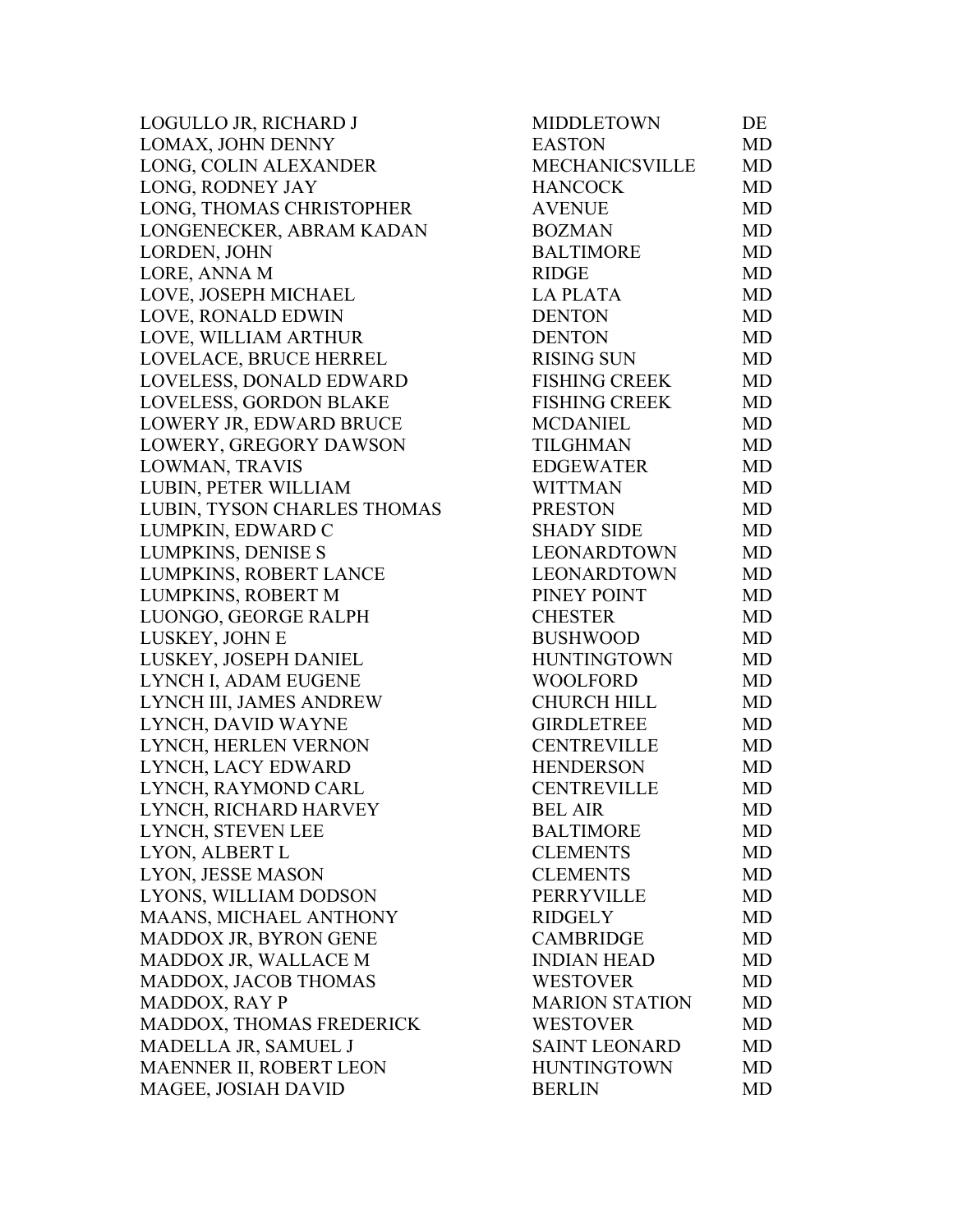| | | |
|---|---|---|
| LOGULLO JR, RICHARD J | MIDDLETOWN | DE |
| LOMAX, JOHN DENNY | EASTON | MD |
| LONG, COLIN ALEXANDER | MECHANICSVILLE | MD |
| LONG, RODNEY JAY | HANCOCK | MD |
| LONG, THOMAS CHRISTOPHER | AVENUE | MD |
| LONGENECKER, ABRAM KADAN | BOZMAN | MD |
| LORDEN, JOHN | BALTIMORE | MD |
| LORE, ANNA M | RIDGE | MD |
| LOVE, JOSEPH MICHAEL | LA PLATA | MD |
| LOVE, RONALD EDWIN | DENTON | MD |
| LOVE, WILLIAM ARTHUR | DENTON | MD |
| LOVELACE, BRUCE HERREL | RISING SUN | MD |
| LOVELESS, DONALD EDWARD | FISHING CREEK | MD |
| LOVELESS, GORDON BLAKE | FISHING CREEK | MD |
| LOWERY JR, EDWARD BRUCE | MCDANIEL | MD |
| LOWERY, GREGORY DAWSON | TILGHMAN | MD |
| LOWMAN, TRAVIS | EDGEWATER | MD |
| LUBIN, PETER WILLIAM | WITTMAN | MD |
| LUBIN, TYSON CHARLES THOMAS | PRESTON | MD |
| LUMPKIN, EDWARD C | SHADY SIDE | MD |
| LUMPKINS, DENISE S | LEONARDTOWN | MD |
| LUMPKINS, ROBERT LANCE | LEONARDTOWN | MD |
| LUMPKINS, ROBERT M | PINEY POINT | MD |
| LUONGO, GEORGE RALPH | CHESTER | MD |
| LUSKEY, JOHN E | BUSHWOOD | MD |
| LUSKEY, JOSEPH DANIEL | HUNTINGTOWN | MD |
| LYNCH I, ADAM EUGENE | WOOLFORD | MD |
| LYNCH III, JAMES ANDREW | CHURCH HILL | MD |
| LYNCH, DAVID WAYNE | GIRDLETREE | MD |
| LYNCH, HERLEN VERNON | CENTREVILLE | MD |
| LYNCH, LACY EDWARD | HENDERSON | MD |
| LYNCH, RAYMOND CARL | CENTREVILLE | MD |
| LYNCH, RICHARD HARVEY | BEL AIR | MD |
| LYNCH, STEVEN LEE | BALTIMORE | MD |
| LYON, ALBERT L | CLEMENTS | MD |
| LYON, JESSE MASON | CLEMENTS | MD |
| LYONS, WILLIAM DODSON | PERRYVILLE | MD |
| MAANS, MICHAEL ANTHONY | RIDGELY | MD |
| MADDOX JR, BYRON GENE | CAMBRIDGE | MD |
| MADDOX JR, WALLACE M | INDIAN HEAD | MD |
| MADDOX, JACOB THOMAS | WESTOVER | MD |
| MADDOX, RAY P | MARION STATION | MD |
| MADDOX, THOMAS FREDERICK | WESTOVER | MD |
| MADELLA JR, SAMUEL J | SAINT LEONARD | MD |
| MAENNER II, ROBERT LEON | HUNTINGTOWN | MD |
| MAGEE, JOSIAH DAVID | BERLIN | MD |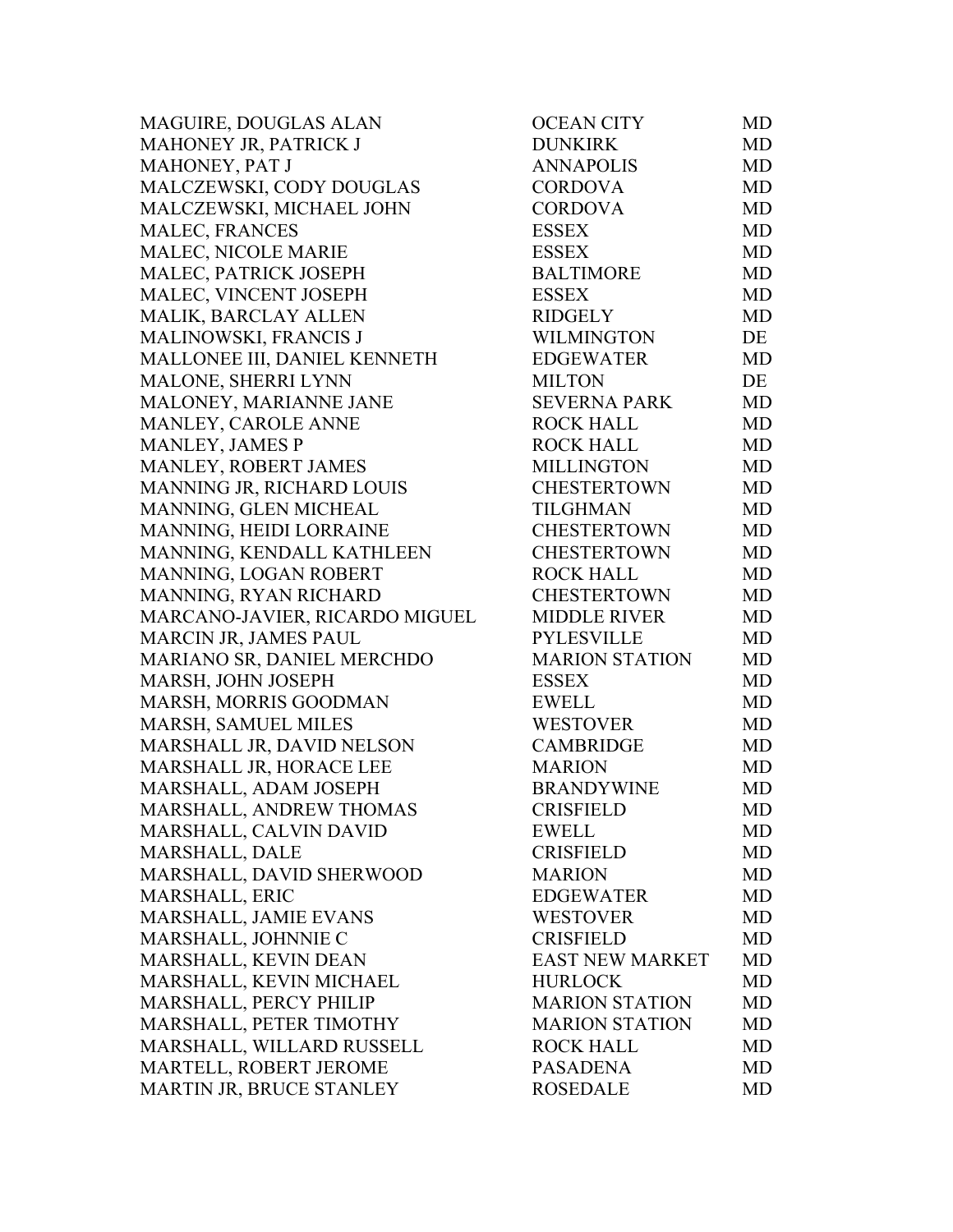| | | |
|---|---|---|
| MAGUIRE, DOUGLAS ALAN | OCEAN CITY | MD |
| MAHONEY JR, PATRICK J | DUNKIRK | MD |
| MAHONEY, PAT J | ANNAPOLIS | MD |
| MALCZEWSKI, CODY DOUGLAS | CORDOVA | MD |
| MALCZEWSKI, MICHAEL JOHN | CORDOVA | MD |
| MALEC, FRANCES | ESSEX | MD |
| MALEC, NICOLE MARIE | ESSEX | MD |
| MALEC, PATRICK JOSEPH | BALTIMORE | MD |
| MALEC, VINCENT JOSEPH | ESSEX | MD |
| MALIK, BARCLAY ALLEN | RIDGELY | MD |
| MALINOWSKI, FRANCIS J | WILMINGTON | DE |
| MALLONEE III, DANIEL KENNETH | EDGEWATER | MD |
| MALONE, SHERRI LYNN | MILTON | DE |
| MALONEY, MARIANNE JANE | SEVERNA PARK | MD |
| MANLEY, CAROLE ANNE | ROCK HALL | MD |
| MANLEY, JAMES P | ROCK HALL | MD |
| MANLEY, ROBERT JAMES | MILLINGTON | MD |
| MANNING JR, RICHARD LOUIS | CHESTERTOWN | MD |
| MANNING, GLEN MICHEAL | TILGHMAN | MD |
| MANNING, HEIDI LORRAINE | CHESTERTOWN | MD |
| MANNING, KENDALL KATHLEEN | CHESTERTOWN | MD |
| MANNING, LOGAN ROBERT | ROCK HALL | MD |
| MANNING, RYAN RICHARD | CHESTERTOWN | MD |
| MARCANO-JAVIER, RICARDO MIGUEL | MIDDLE RIVER | MD |
| MARCIN JR, JAMES PAUL | PYLESVILLE | MD |
| MARIANO SR, DANIEL MERCHDO | MARION STATION | MD |
| MARSH, JOHN JOSEPH | ESSEX | MD |
| MARSH, MORRIS GOODMAN | EWELL | MD |
| MARSH, SAMUEL MILES | WESTOVER | MD |
| MARSHALL JR, DAVID NELSON | CAMBRIDGE | MD |
| MARSHALL JR, HORACE LEE | MARION | MD |
| MARSHALL, ADAM JOSEPH | BRANDYWINE | MD |
| MARSHALL, ANDREW THOMAS | CRISFIELD | MD |
| MARSHALL, CALVIN DAVID | EWELL | MD |
| MARSHALL, DALE | CRISFIELD | MD |
| MARSHALL, DAVID SHERWOOD | MARION | MD |
| MARSHALL, ERIC | EDGEWATER | MD |
| MARSHALL, JAMIE EVANS | WESTOVER | MD |
| MARSHALL, JOHNNIE C | CRISFIELD | MD |
| MARSHALL, KEVIN DEAN | EAST NEW MARKET | MD |
| MARSHALL, KEVIN MICHAEL | HURLOCK | MD |
| MARSHALL, PERCY PHILIP | MARION STATION | MD |
| MARSHALL, PETER TIMOTHY | MARION STATION | MD |
| MARSHALL, WILLARD RUSSELL | ROCK HALL | MD |
| MARTELL, ROBERT JEROME | PASADENA | MD |
| MARTIN JR, BRUCE STANLEY | ROSEDALE | MD |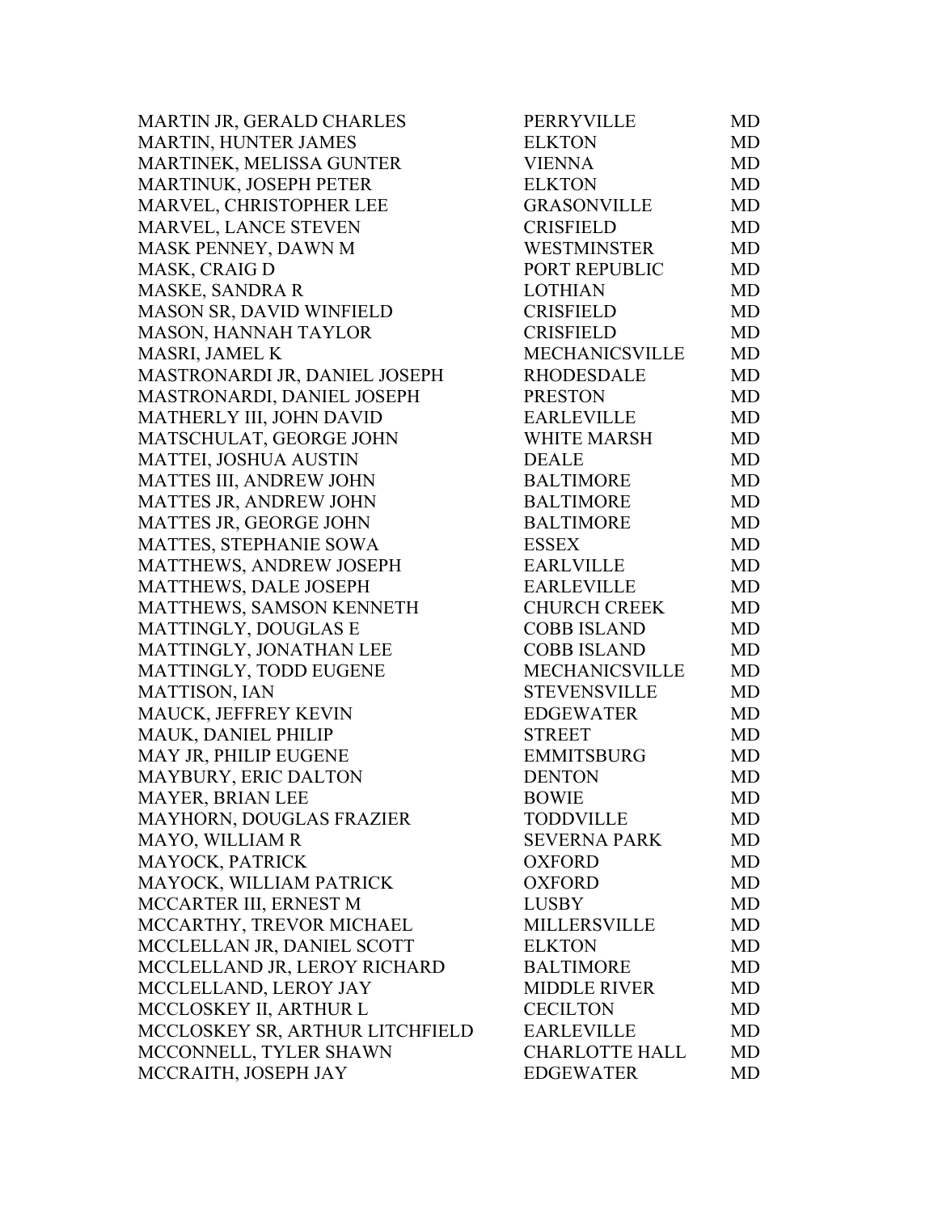| | | |
|---|---|---|
| MARTIN JR, GERALD CHARLES | PERRYVILLE | MD |
| MARTIN, HUNTER JAMES | ELKTON | MD |
| MARTINEK, MELISSA GUNTER | VIENNA | MD |
| MARTINUK, JOSEPH PETER | ELKTON | MD |
| MARVEL, CHRISTOPHER LEE | GRASONVILLE | MD |
| MARVEL, LANCE STEVEN | CRISFIELD | MD |
| MASK PENNEY, DAWN M | WESTMINSTER | MD |
| MASK, CRAIG D | PORT REPUBLIC | MD |
| MASKE, SANDRA R | LOTHIAN | MD |
| MASON SR, DAVID WINFIELD | CRISFIELD | MD |
| MASON, HANNAH TAYLOR | CRISFIELD | MD |
| MASRI, JAMEL K | MECHANICSVILLE | MD |
| MASTRONARDI JR, DANIEL JOSEPH | RHODESDALE | MD |
| MASTRONARDI, DANIEL JOSEPH | PRESTON | MD |
| MATHERLY III, JOHN DAVID | EARLEVILLE | MD |
| MATSCHULAT, GEORGE JOHN | WHITE MARSH | MD |
| MATTEI, JOSHUA AUSTIN | DEALE | MD |
| MATTES III, ANDREW JOHN | BALTIMORE | MD |
| MATTES JR, ANDREW JOHN | BALTIMORE | MD |
| MATTES JR, GEORGE JOHN | BALTIMORE | MD |
| MATTES, STEPHANIE SOWA | ESSEX | MD |
| MATTHEWS, ANDREW JOSEPH | EARLVILLE | MD |
| MATTHEWS, DALE JOSEPH | EARLEVILLE | MD |
| MATTHEWS, SAMSON KENNETH | CHURCH CREEK | MD |
| MATTINGLY, DOUGLAS E | COBB ISLAND | MD |
| MATTINGLY, JONATHAN LEE | COBB ISLAND | MD |
| MATTINGLY, TODD EUGENE | MECHANICSVILLE | MD |
| MATTISON, IAN | STEVENSVILLE | MD |
| MAUCK, JEFFREY KEVIN | EDGEWATER | MD |
| MAUK, DANIEL PHILIP | STREET | MD |
| MAY JR, PHILIP EUGENE | EMMITSBURG | MD |
| MAYBURY, ERIC DALTON | DENTON | MD |
| MAYER, BRIAN LEE | BOWIE | MD |
| MAYHORN, DOUGLAS FRAZIER | TODDVILLE | MD |
| MAYO, WILLIAM R | SEVERNA PARK | MD |
| MAYOCK, PATRICK | OXFORD | MD |
| MAYOCK, WILLIAM PATRICK | OXFORD | MD |
| MCCARTER III, ERNEST M | LUSBY | MD |
| MCCARTHY, TREVOR MICHAEL | MILLERSVILLE | MD |
| MCCLELLAN JR, DANIEL SCOTT | ELKTON | MD |
| MCCLELLAND JR, LEROY RICHARD | BALTIMORE | MD |
| MCCLELLAND, LEROY JAY | MIDDLE RIVER | MD |
| MCCLOSKEY II, ARTHUR L | CECILTON | MD |
| MCCLOSKEY SR, ARTHUR LITCHFIELD | EARLEVILLE | MD |
| MCCONNELL, TYLER SHAWN | CHARLOTTE HALL | MD |
| MCCRAITH, JOSEPH JAY | EDGEWATER | MD |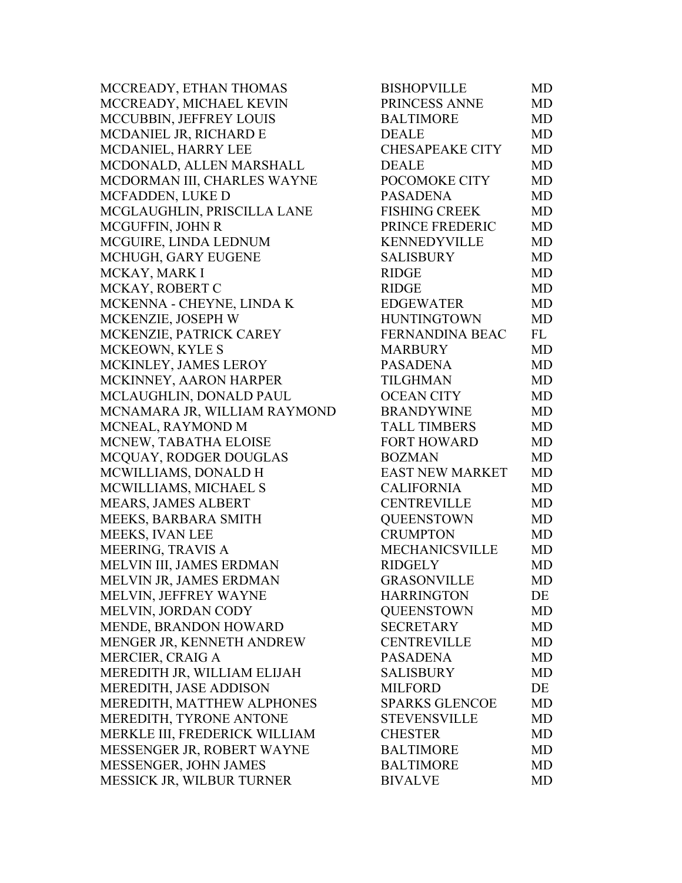| | | |
|---|---|---|
| MCCREADY, ETHAN THOMAS | BISHOPVILLE | MD |
| MCCREADY, MICHAEL KEVIN | PRINCESS ANNE | MD |
| MCCUBBIN, JEFFREY LOUIS | BALTIMORE | MD |
| MCDANIEL JR, RICHARD E | DEALE | MD |
| MCDANIEL, HARRY LEE | CHESAPEAKE CITY | MD |
| MCDONALD, ALLEN MARSHALL | DEALE | MD |
| MCDORMAN III, CHARLES WAYNE | POCOMOKE CITY | MD |
| MCFADDEN, LUKE D | PASADENA | MD |
| MCGLAUGHLIN, PRISCILLA LANE | FISHING CREEK | MD |
| MCGUFFIN, JOHN R | PRINCE FREDERIC | MD |
| MCGUIRE, LINDA LEDNUM | KENNEDYVILLE | MD |
| MCHUGH, GARY EUGENE | SALISBURY | MD |
| MCKAY, MARK I | RIDGE | MD |
| MCKAY, ROBERT C | RIDGE | MD |
| MCKENNA - CHEYNE, LINDA K | EDGEWATER | MD |
| MCKENZIE, JOSEPH W | HUNTINGTOWN | MD |
| MCKENZIE, PATRICK CAREY | FERNANDINA BEAC | FL |
| MCKEOWN, KYLE S | MARBURY | MD |
| MCKINLEY, JAMES LEROY | PASADENA | MD |
| MCKINNEY, AARON HARPER | TILGHMAN | MD |
| MCLAUGHLIN, DONALD PAUL | OCEAN CITY | MD |
| MCNAMARA JR, WILLIAM RAYMOND | BRANDYWINE | MD |
| MCNEAL, RAYMOND M | TALL TIMBERS | MD |
| MCNEW, TABATHA ELOISE | FORT HOWARD | MD |
| MCQUAY, RODGER DOUGLAS | BOZMAN | MD |
| MCWILLIAMS, DONALD H | EAST NEW MARKET | MD |
| MCWILLIAMS, MICHAEL S | CALIFORNIA | MD |
| MEARS, JAMES ALBERT | CENTREVILLE | MD |
| MEEKS, BARBARA SMITH | QUEENSTOWN | MD |
| MEEKS, IVAN LEE | CRUMPTON | MD |
| MEERING, TRAVIS A | MECHANICSVILLE | MD |
| MELVIN III, JAMES ERDMAN | RIDGELY | MD |
| MELVIN JR, JAMES ERDMAN | GRASONVILLE | MD |
| MELVIN, JEFFREY WAYNE | HARRINGTON | DE |
| MELVIN, JORDAN CODY | QUEENSTOWN | MD |
| MENDE, BRANDON HOWARD | SECRETARY | MD |
| MENGER JR, KENNETH ANDREW | CENTREVILLE | MD |
| MERCIER, CRAIG A | PASADENA | MD |
| MEREDITH JR, WILLIAM ELIJAH | SALISBURY | MD |
| MEREDITH, JASE ADDISON | MILFORD | DE |
| MEREDITH, MATTHEW ALPHONES | SPARKS GLENCOE | MD |
| MEREDITH, TYRONE ANTONE | STEVENSVILLE | MD |
| MERKLE III, FREDERICK WILLIAM | CHESTER | MD |
| MESSENGER JR, ROBERT WAYNE | BALTIMORE | MD |
| MESSENGER, JOHN JAMES | BALTIMORE | MD |
| MESSICK JR, WILBUR TURNER | BIVALVE | MD |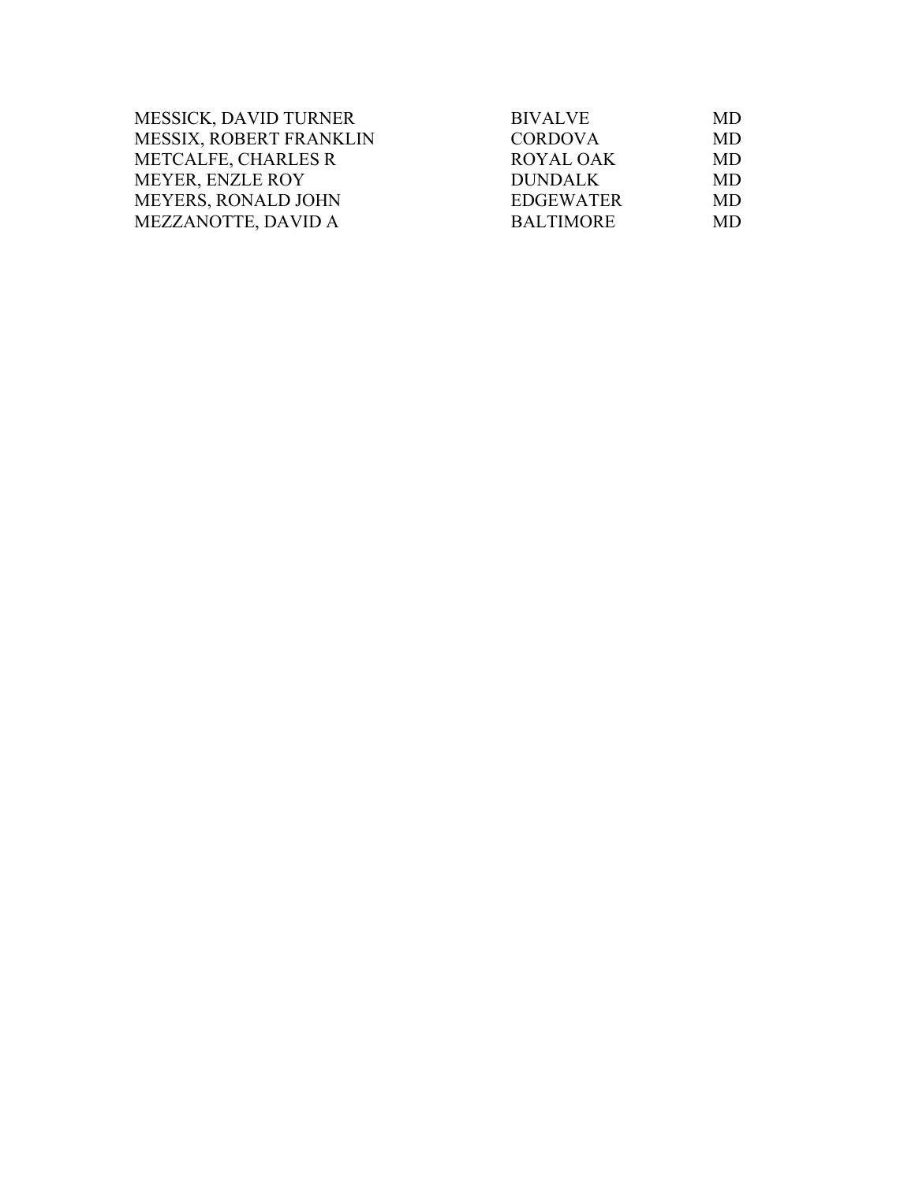| | | |
|---|---|---|
| MESSICK, DAVID TURNER | BIVALVE | MD |
| MESSIX, ROBERT FRANKLIN | CORDOVA | MD |
| METCALFE, CHARLES R | ROYAL OAK | MD |
| MEYER, ENZLE ROY | DUNDALK | MD |
| MEYERS, RONALD JOHN | EDGEWATER | MD |
| MEZZANOTTE, DAVID A | BALTIMORE | MD |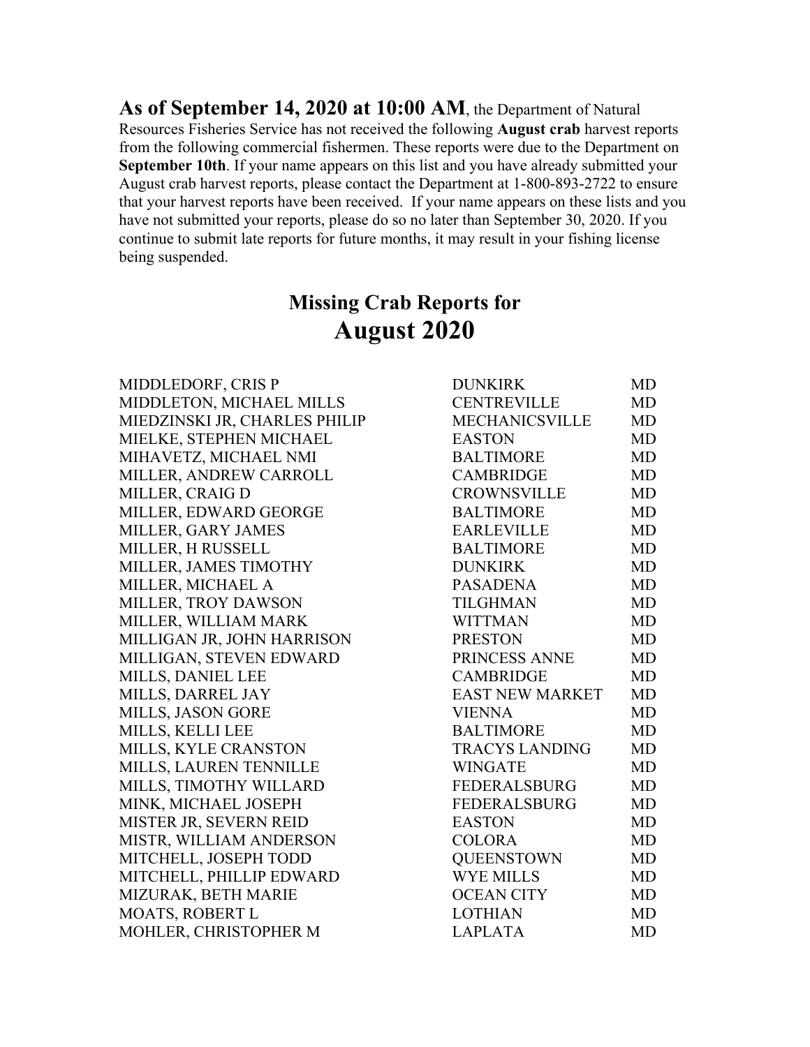**As of September 14, 2020 at 10:00 AM**, the Department of Natural Resources Fisheries Service has not received the following **August crab** harvest reports from the following commercial fishermen. These reports were due to the Department on **September 10th**. If your name appears on this list and you have already submitted your August crab harvest reports, please contact the Department at 1-800-893-2722 to ensure that your harvest reports have been received. If your name appears on these lists and you have not submitted your reports, please do so no later than September 30, 2020. If you continue to submit late reports for future months, it may result in your fishing license being suspended.

## Missing Crab Reports for
# August 2020

| | | |
|---|---|---|
| MIDDLEDORF, CRIS P | DUNKIRK | MD |
| MIDDLETON, MICHAEL MILLS | CENTREVILLE | MD |
| MIEDZINSKI JR, CHARLES PHILIP | MECHANICSVILLE | MD |
| MIELKE, STEPHEN MICHAEL | EASTON | MD |
| MIHAVETZ, MICHAEL NMI | BALTIMORE | MD |
| MILLER, ANDREW CARROLL | CAMBRIDGE | MD |
| MILLER, CRAIG D | CROWNSVILLE | MD |
| MILLER, EDWARD GEORGE | BALTIMORE | MD |
| MILLER, GARY JAMES | EARLEVILLE | MD |
| MILLER, H RUSSELL | BALTIMORE | MD |
| MILLER, JAMES TIMOTHY | DUNKIRK | MD |
| MILLER, MICHAEL A | PASADENA | MD |
| MILLER, TROY DAWSON | TILGHMAN | MD |
| MILLER, WILLIAM MARK | WITTMAN | MD |
| MILLIGAN JR, JOHN HARRISON | PRESTON | MD |
| MILLIGAN, STEVEN EDWARD | PRINCESS ANNE | MD |
| MILLS, DANIEL LEE | CAMBRIDGE | MD |
| MILLS, DARREL JAY | EAST NEW MARKET | MD |
| MILLS, JASON GORE | VIENNA | MD |
| MILLS, KELLI LEE | BALTIMORE | MD |
| MILLS, KYLE CRANSTON | TRACYS LANDING | MD |
| MILLS, LAUREN TENNILLE | WINGATE | MD |
| MILLS, TIMOTHY WILLARD | FEDERALSBURG | MD |
| MINK, MICHAEL JOSEPH | FEDERALSBURG | MD |
| MISTER JR, SEVERN REID | EASTON | MD |
| MISTR, WILLIAM ANDERSON | COLORA | MD |
| MITCHELL, JOSEPH TODD | QUEENSTOWN | MD |
| MITCHELL, PHILLIP EDWARD | WYE MILLS | MD |
| MIZURAK, BETH MARIE | OCEAN CITY | MD |
| MOATS, ROBERT L | LOTHIAN | MD |
| MOHLER, CHRISTOPHER M | LAPLATA | MD |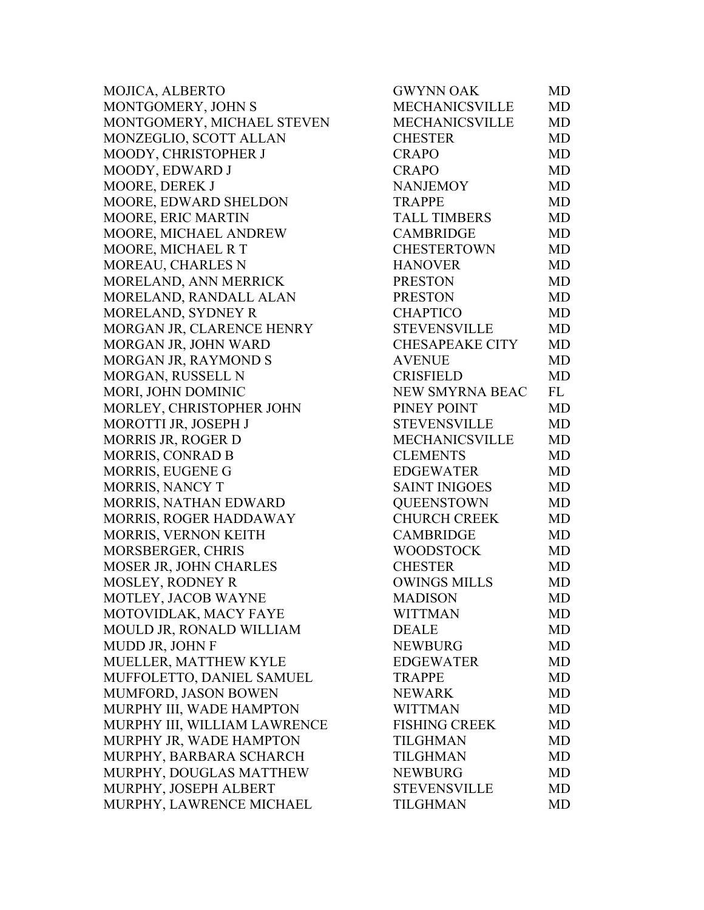| | | |
|---|---|---|
| MOJICA, ALBERTO | GWYNN OAK | MD |
| MONTGOMERY, JOHN S | MECHANICSVILLE | MD |
| MONTGOMERY, MICHAEL STEVEN | MECHANICSVILLE | MD |
| MONZEGLIO, SCOTT ALLAN | CHESTER | MD |
| MOODY, CHRISTOPHER J | CRAPO | MD |
| MOODY, EDWARD J | CRAPO | MD |
| MOORE, DEREK J | NANJEMOY | MD |
| MOORE, EDWARD SHELDON | TRAPPE | MD |
| MOORE, ERIC MARTIN | TALL TIMBERS | MD |
| MOORE, MICHAEL ANDREW | CAMBRIDGE | MD |
| MOORE, MICHAEL R T | CHESTERTOWN | MD |
| MOREAU, CHARLES N | HANOVER | MD |
| MORELAND, ANN MERRICK | PRESTON | MD |
| MORELAND, RANDALL ALAN | PRESTON | MD |
| MORELAND, SYDNEY R | CHAPTICO | MD |
| MORGAN JR, CLARENCE HENRY | STEVENSVILLE | MD |
| MORGAN JR, JOHN WARD | CHESAPEAKE CITY | MD |
| MORGAN JR, RAYMOND S | AVENUE | MD |
| MORGAN, RUSSELL N | CRISFIELD | MD |
| MORI, JOHN DOMINIC | NEW SMYRNA BEAC | FL |
| MORLEY, CHRISTOPHER JOHN | PINEY POINT | MD |
| MOROTTI JR, JOSEPH J | STEVENSVILLE | MD |
| MORRIS JR, ROGER D | MECHANICSVILLE | MD |
| MORRIS, CONRAD B | CLEMENTS | MD |
| MORRIS, EUGENE G | EDGEWATER | MD |
| MORRIS, NANCY T | SAINT INIGOES | MD |
| MORRIS, NATHAN EDWARD | QUEENSTOWN | MD |
| MORRIS, ROGER HADDAWAY | CHURCH CREEK | MD |
| MORRIS, VERNON KEITH | CAMBRIDGE | MD |
| MORSBERGER, CHRIS | WOODSTOCK | MD |
| MOSER JR, JOHN CHARLES | CHESTER | MD |
| MOSLEY, RODNEY R | OWINGS MILLS | MD |
| MOTLEY, JACOB WAYNE | MADISON | MD |
| MOTOVIDLAK, MACY FAYE | WITTMAN | MD |
| MOULD JR, RONALD WILLIAM | DEALE | MD |
| MUDD JR, JOHN F | NEWBURG | MD |
| MUELLER, MATTHEW KYLE | EDGEWATER | MD |
| MUFFOLETTO, DANIEL SAMUEL | TRAPPE | MD |
| MUMFORD, JASON BOWEN | NEWARK | MD |
| MURPHY III, WADE HAMPTON | WITTMAN | MD |
| MURPHY III, WILLIAM LAWRENCE | FISHING CREEK | MD |
| MURPHY JR, WADE HAMPTON | TILGHMAN | MD |
| MURPHY, BARBARA SCHARCH | TILGHMAN | MD |
| MURPHY, DOUGLAS MATTHEW | NEWBURG | MD |
| MURPHY, JOSEPH ALBERT | STEVENSVILLE | MD |
| MURPHY, LAWRENCE MICHAEL | TILGHMAN | MD |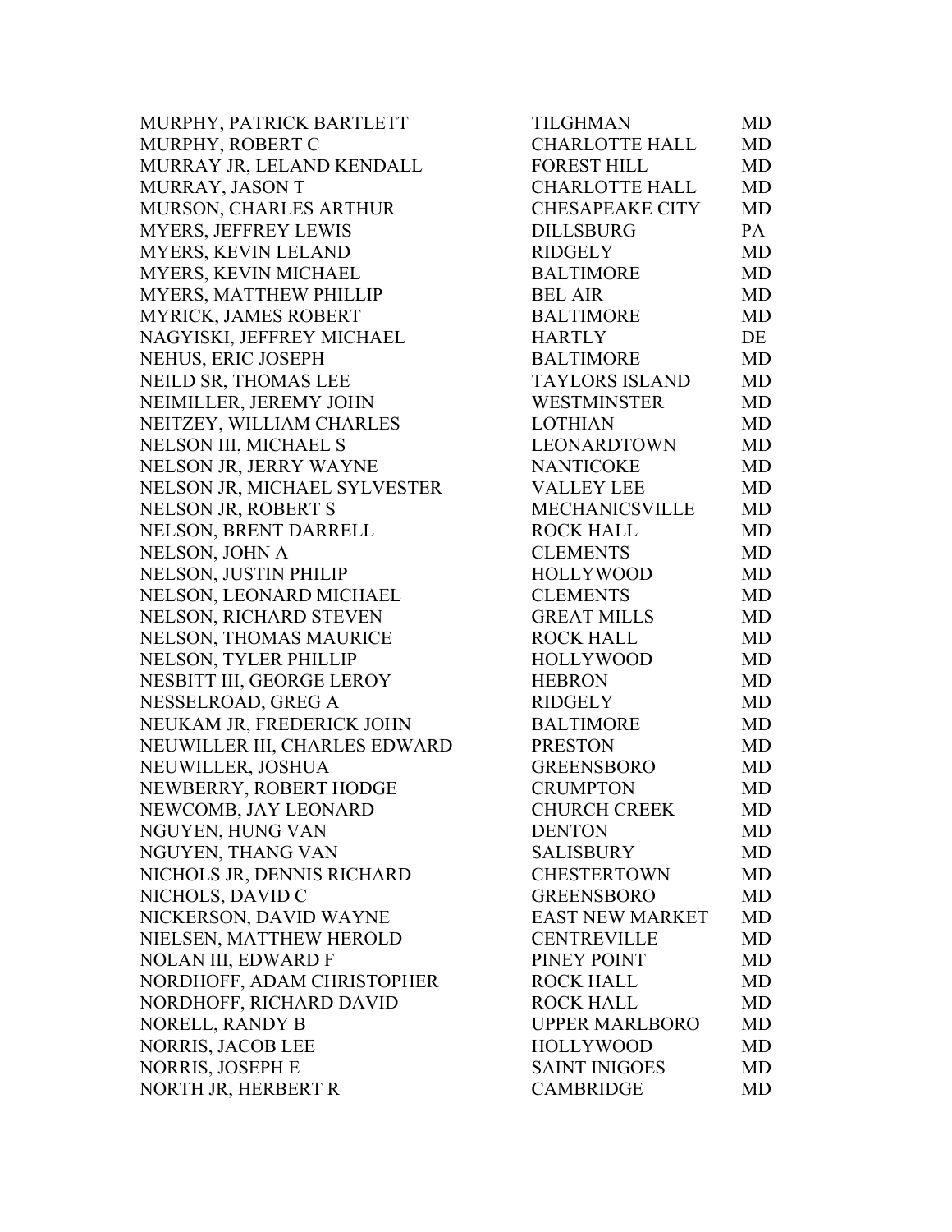| | | |
|---|---|---|
| MURPHY, PATRICK BARTLETT | TILGHMAN | MD |
| MURPHY, ROBERT C | CHARLOTTE HALL | MD |
| MURRAY JR, LELAND KENDALL | FOREST HILL | MD |
| MURRAY, JASON T | CHARLOTTE HALL | MD |
| MURSON, CHARLES ARTHUR | CHESAPEAKE CITY | MD |
| MYERS, JEFFREY LEWIS | DILLSBURG | PA |
| MYERS, KEVIN LELAND | RIDGELY | MD |
| MYERS, KEVIN MICHAEL | BALTIMORE | MD |
| MYERS, MATTHEW PHILLIP | BEL AIR | MD |
| MYRICK, JAMES ROBERT | BALTIMORE | MD |
| NAGYISKI, JEFFREY MICHAEL | HARTLY | DE |
| NEHUS, ERIC JOSEPH | BALTIMORE | MD |
| NEILD SR, THOMAS LEE | TAYLORS ISLAND | MD |
| NEIMILLER, JEREMY JOHN | WESTMINSTER | MD |
| NEITZEY, WILLIAM CHARLES | LOTHIAN | MD |
| NELSON III, MICHAEL S | LEONARDTOWN | MD |
| NELSON JR, JERRY WAYNE | NANTICOKE | MD |
| NELSON JR, MICHAEL SYLVESTER | VALLEY LEE | MD |
| NELSON JR, ROBERT S | MECHANICSVILLE | MD |
| NELSON, BRENT DARRELL | ROCK HALL | MD |
| NELSON, JOHN A | CLEMENTS | MD |
| NELSON, JUSTIN PHILIP | HOLLYWOOD | MD |
| NELSON, LEONARD MICHAEL | CLEMENTS | MD |
| NELSON, RICHARD STEVEN | GREAT MILLS | MD |
| NELSON, THOMAS MAURICE | ROCK HALL | MD |
| NELSON, TYLER PHILLIP | HOLLYWOOD | MD |
| NESBITT III, GEORGE LEROY | HEBRON | MD |
| NESSELROAD, GREG A | RIDGELY | MD |
| NEUKAM JR, FREDERICK JOHN | BALTIMORE | MD |
| NEUWILLER III, CHARLES EDWARD | PRESTON | MD |
| NEUWILLER, JOSHUA | GREENSBORO | MD |
| NEWBERRY, ROBERT HODGE | CRUMPTON | MD |
| NEWCOMB, JAY LEONARD | CHURCH CREEK | MD |
| NGUYEN, HUNG VAN | DENTON | MD |
| NGUYEN, THANG VAN | SALISBURY | MD |
| NICHOLS JR, DENNIS RICHARD | CHESTERTOWN | MD |
| NICHOLS, DAVID C | GREENSBORO | MD |
| NICKERSON, DAVID WAYNE | EAST NEW MARKET | MD |
| NIELSEN, MATTHEW HEROLD | CENTREVILLE | MD |
| NOLAN III, EDWARD F | PINEY POINT | MD |
| NORDHOFF, ADAM CHRISTOPHER | ROCK HALL | MD |
| NORDHOFF, RICHARD DAVID | ROCK HALL | MD |
| NORELL, RANDY B | UPPER MARLBORO | MD |
| NORRIS, JACOB LEE | HOLLYWOOD | MD |
| NORRIS, JOSEPH E | SAINT INIGOES | MD |
| NORTH JR, HERBERT R | CAMBRIDGE | MD |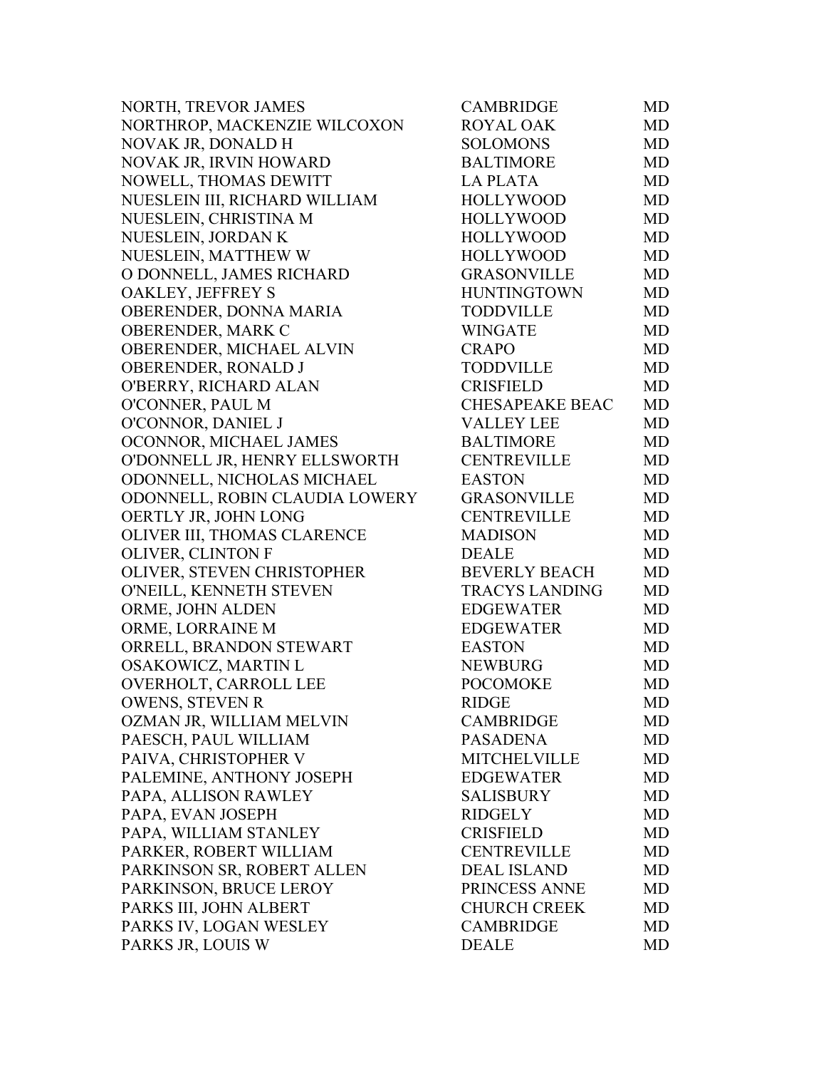| | | |
|---|---|---|
| NORTH, TREVOR JAMES | CAMBRIDGE | MD |
| NORTHROP, MACKENZIE WILCOXON | ROYAL OAK | MD |
| NOVAK JR, DONALD H | SOLOMONS | MD |
| NOVAK JR, IRVIN HOWARD | BALTIMORE | MD |
| NOWELL, THOMAS DEWITT | LA PLATA | MD |
| NUESLEIN III, RICHARD WILLIAM | HOLLYWOOD | MD |
| NUESLEIN, CHRISTINA M | HOLLYWOOD | MD |
| NUESLEIN, JORDAN K | HOLLYWOOD | MD |
| NUESLEIN, MATTHEW W | HOLLYWOOD | MD |
| O DONNELL, JAMES RICHARD | GRASONVILLE | MD |
| OAKLEY, JEFFREY S | HUNTINGTOWN | MD |
| OBERENDER, DONNA MARIA | TODDVILLE | MD |
| OBERENDER, MARK C | WINGATE | MD |
| OBERENDER, MICHAEL ALVIN | CRAPO | MD |
| OBERENDER, RONALD J | TODDVILLE | MD |
| O'BERRY, RICHARD ALAN | CRISFIELD | MD |
| O'CONNER, PAUL M | CHESAPEAKE BEAC | MD |
| O'CONNOR, DANIEL J | VALLEY LEE | MD |
| OCONNOR, MICHAEL JAMES | BALTIMORE | MD |
| O'DONNELL JR, HENRY ELLSWORTH | CENTREVILLE | MD |
| ODONNELL, NICHOLAS MICHAEL | EASTON | MD |
| ODONNELL, ROBIN CLAUDIA LOWERY | GRASONVILLE | MD |
| OERTLY JR, JOHN LONG | CENTREVILLE | MD |
| OLIVER III, THOMAS CLARENCE | MADISON | MD |
| OLIVER, CLINTON F | DEALE | MD |
| OLIVER, STEVEN CHRISTOPHER | BEVERLY BEACH | MD |
| O'NEILL, KENNETH STEVEN | TRACYS LANDING | MD |
| ORME, JOHN ALDEN | EDGEWATER | MD |
| ORME, LORRAINE M | EDGEWATER | MD |
| ORRELL, BRANDON STEWART | EASTON | MD |
| OSAKOWICZ, MARTIN L | NEWBURG | MD |
| OVERHOLT, CARROLL LEE | POCOMOKE | MD |
| OWENS, STEVEN R | RIDGE | MD |
| OZMAN JR, WILLIAM MELVIN | CAMBRIDGE | MD |
| PAESCH, PAUL WILLIAM | PASADENA | MD |
| PAIVA, CHRISTOPHER V | MITCHELVILLE | MD |
| PALEMINE, ANTHONY JOSEPH | EDGEWATER | MD |
| PAPA, ALLISON RAWLEY | SALISBURY | MD |
| PAPA, EVAN JOSEPH | RIDGELY | MD |
| PAPA, WILLIAM STANLEY | CRISFIELD | MD |
| PARKER, ROBERT WILLIAM | CENTREVILLE | MD |
| PARKINSON SR, ROBERT ALLEN | DEAL ISLAND | MD |
| PARKINSON, BRUCE LEROY | PRINCESS ANNE | MD |
| PARKS III, JOHN ALBERT | CHURCH CREEK | MD |
| PARKS IV, LOGAN WESLEY | CAMBRIDGE | MD |
| PARKS JR, LOUIS W | DEALE | MD |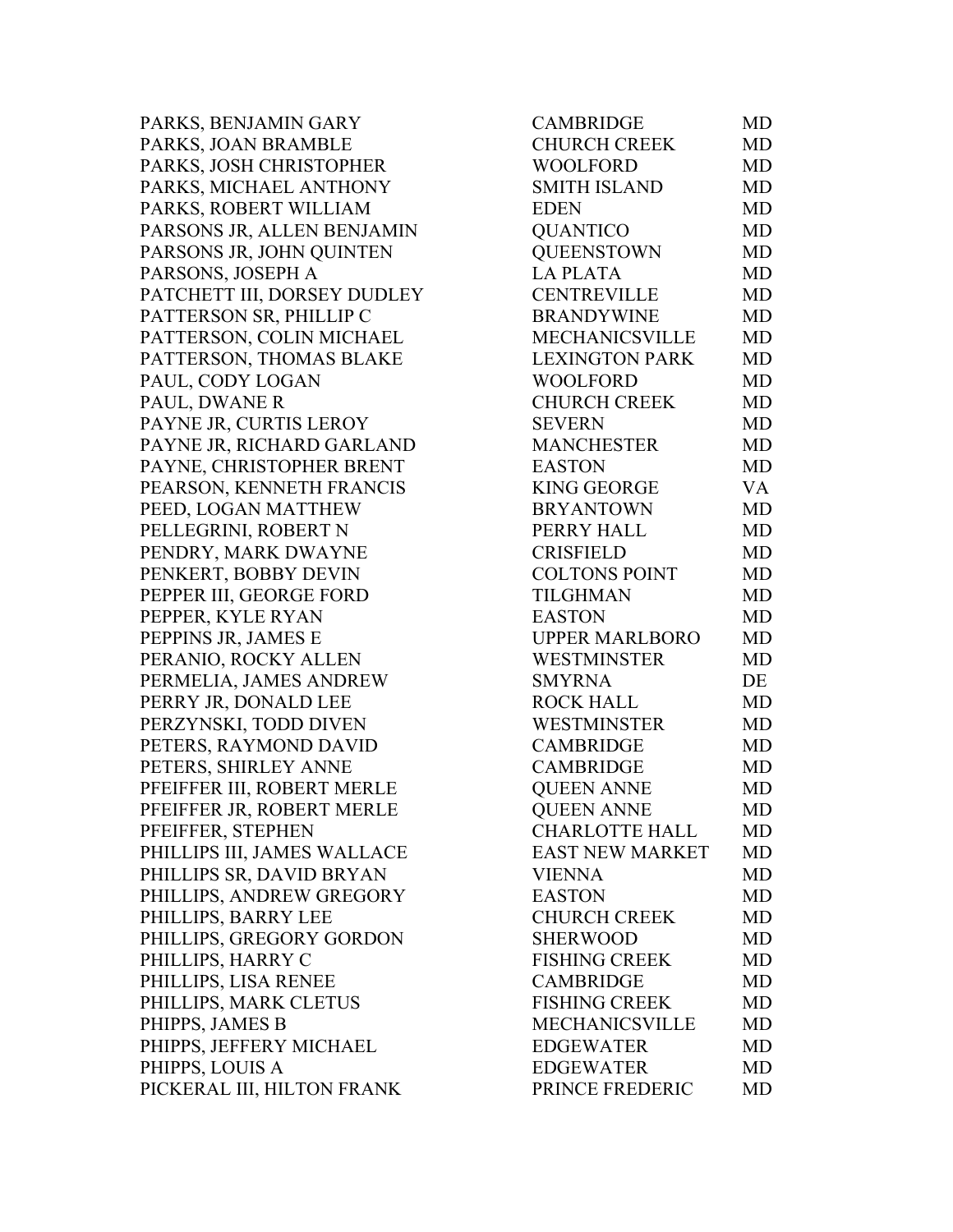| | | |
|---|---|---|
| PARKS, BENJAMIN GARY | CAMBRIDGE | MD |
| PARKS, JOAN BRAMBLE | CHURCH CREEK | MD |
| PARKS, JOSH CHRISTOPHER | WOOLFORD | MD |
| PARKS, MICHAEL ANTHONY | SMITH ISLAND | MD |
| PARKS, ROBERT WILLIAM | EDEN | MD |
| PARSONS JR, ALLEN BENJAMIN | QUANTICO | MD |
| PARSONS JR, JOHN QUINTEN | QUEENSTOWN | MD |
| PARSONS, JOSEPH A | LA PLATA | MD |
| PATCHETT III, DORSEY DUDLEY | CENTREVILLE | MD |
| PATTERSON SR, PHILLIP C | BRANDYWINE | MD |
| PATTERSON, COLIN MICHAEL | MECHANICSVILLE | MD |
| PATTERSON, THOMAS BLAKE | LEXINGTON PARK | MD |
| PAUL, CODY LOGAN | WOOLFORD | MD |
| PAUL, DWANE R | CHURCH CREEK | MD |
| PAYNE JR, CURTIS LEROY | SEVERN | MD |
| PAYNE JR, RICHARD GARLAND | MANCHESTER | MD |
| PAYNE, CHRISTOPHER BRENT | EASTON | MD |
| PEARSON, KENNETH FRANCIS | KING GEORGE | VA |
| PEED, LOGAN MATTHEW | BRYANTOWN | MD |
| PELLEGRINI, ROBERT N | PERRY HALL | MD |
| PENDRY, MARK DWAYNE | CRISFIELD | MD |
| PENKERT, BOBBY DEVIN | COLTONS POINT | MD |
| PEPPER III, GEORGE FORD | TILGHMAN | MD |
| PEPPER, KYLE RYAN | EASTON | MD |
| PEPPINS JR, JAMES E | UPPER MARLBORO | MD |
| PERANIO, ROCKY ALLEN | WESTMINSTER | MD |
| PERMELIA, JAMES ANDREW | SMYRNA | DE |
| PERRY JR, DONALD LEE | ROCK HALL | MD |
| PERZYNSKI, TODD DIVEN | WESTMINSTER | MD |
| PETERS, RAYMOND DAVID | CAMBRIDGE | MD |
| PETERS, SHIRLEY ANNE | CAMBRIDGE | MD |
| PFEIFFER III, ROBERT MERLE | QUEEN ANNE | MD |
| PFEIFFER JR, ROBERT MERLE | QUEEN ANNE | MD |
| PFEIFFER, STEPHEN | CHARLOTTE HALL | MD |
| PHILLIPS III, JAMES WALLACE | EAST NEW MARKET | MD |
| PHILLIPS SR, DAVID BRYAN | VIENNA | MD |
| PHILLIPS, ANDREW GREGORY | EASTON | MD |
| PHILLIPS, BARRY LEE | CHURCH CREEK | MD |
| PHILLIPS, GREGORY GORDON | SHERWOOD | MD |
| PHILLIPS, HARRY C | FISHING CREEK | MD |
| PHILLIPS, LISA RENEE | CAMBRIDGE | MD |
| PHILLIPS, MARK CLETUS | FISHING CREEK | MD |
| PHIPPS, JAMES B | MECHANICSVILLE | MD |
| PHIPPS, JEFFERY MICHAEL | EDGEWATER | MD |
| PHIPPS, LOUIS A | EDGEWATER | MD |
| PICKERAL III, HILTON FRANK | PRINCE FREDERIC | MD |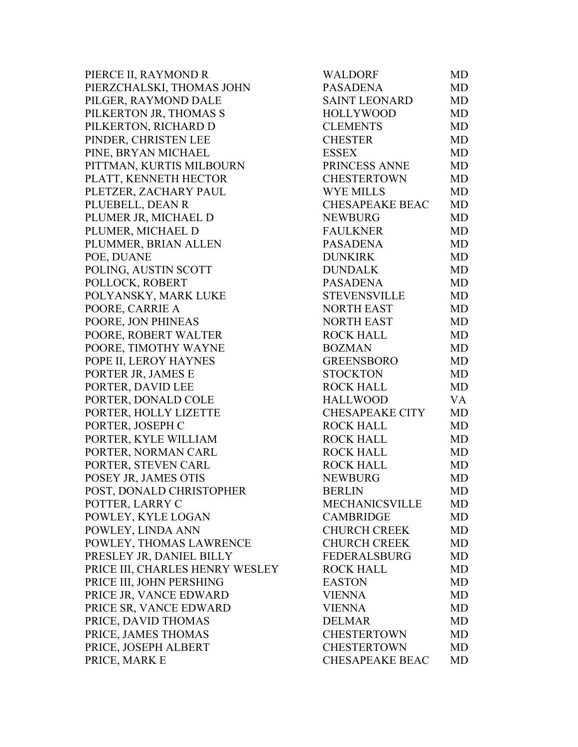| | | |
|---|---|---|
| PIERCE II, RAYMOND R | WALDORF | MD |
| PIERZCHALSKI, THOMAS JOHN | PASADENA | MD |
| PILGER, RAYMOND DALE | SAINT LEONARD | MD |
| PILKERTON JR, THOMAS S | HOLLYWOOD | MD |
| PILKERTON, RICHARD D | CLEMENTS | MD |
| PINDER, CHRISTEN LEE | CHESTER | MD |
| PINE, BRYAN MICHAEL | ESSEX | MD |
| PITTMAN, KURTIS MILBOURN | PRINCESS ANNE | MD |
| PLATT, KENNETH HECTOR | CHESTERTOWN | MD |
| PLETZER, ZACHARY PAUL | WYE MILLS | MD |
| PLUEBELL, DEAN R | CHESAPEAKE BEAC | MD |
| PLUMER JR, MICHAEL D | NEWBURG | MD |
| PLUMER, MICHAEL D | FAULKNER | MD |
| PLUMMER, BRIAN ALLEN | PASADENA | MD |
| POE, DUANE | DUNKIRK | MD |
| POLING, AUSTIN SCOTT | DUNDALK | MD |
| POLLOCK, ROBERT | PASADENA | MD |
| POLYANSKY, MARK LUKE | STEVENSVILLE | MD |
| POORE, CARRIE A | NORTH EAST | MD |
| POORE, JON PHINEAS | NORTH EAST | MD |
| POORE, ROBERT WALTER | ROCK HALL | MD |
| POORE, TIMOTHY WAYNE | BOZMAN | MD |
| POPE II, LEROY HAYNES | GREENSBORO | MD |
| PORTER JR, JAMES E | STOCKTON | MD |
| PORTER, DAVID LEE | ROCK HALL | MD |
| PORTER, DONALD COLE | HALLWOOD | VA |
| PORTER, HOLLY LIZETTE | CHESAPEAKE CITY | MD |
| PORTER, JOSEPH C | ROCK HALL | MD |
| PORTER, KYLE WILLIAM | ROCK HALL | MD |
| PORTER, NORMAN CARL | ROCK HALL | MD |
| PORTER, STEVEN CARL | ROCK HALL | MD |
| POSEY JR, JAMES OTIS | NEWBURG | MD |
| POST, DONALD CHRISTOPHER | BERLIN | MD |
| POTTER, LARRY C | MECHANICSVILLE | MD |
| POWLEY, KYLE LOGAN | CAMBRIDGE | MD |
| POWLEY, LINDA ANN | CHURCH CREEK | MD |
| POWLEY, THOMAS LAWRENCE | CHURCH CREEK | MD |
| PRESLEY JR, DANIEL BILLY | FEDERALSBURG | MD |
| PRICE III, CHARLES HENRY WESLEY | ROCK HALL | MD |
| PRICE III, JOHN PERSHING | EASTON | MD |
| PRICE JR, VANCE EDWARD | VIENNA | MD |
| PRICE SR, VANCE EDWARD | VIENNA | MD |
| PRICE, DAVID THOMAS | DELMAR | MD |
| PRICE, JAMES THOMAS | CHESTERTOWN | MD |
| PRICE, JOSEPH ALBERT | CHESTERTOWN | MD |
| PRICE, MARK E | CHESAPEAKE BEAC | MD |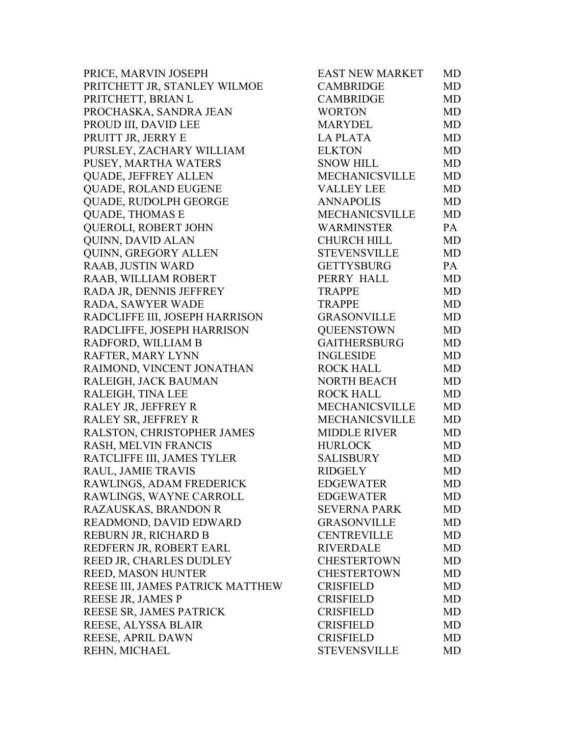| | | |
|---|---|---|
| PRICE, MARVIN JOSEPH | EAST NEW MARKET | MD |
| PRITCHETT JR, STANLEY WILMOE | CAMBRIDGE | MD |
| PRITCHETT, BRIAN L | CAMBRIDGE | MD |
| PROCHASKA, SANDRA JEAN | WORTON | MD |
| PROUD III, DAVID LEE | MARYDEL | MD |
| PRUITT JR, JERRY E | LA PLATA | MD |
| PURSLEY, ZACHARY WILLIAM | ELKTON | MD |
| PUSEY, MARTHA WATERS | SNOW HILL | MD |
| QUADE, JEFFREY ALLEN | MECHANICSVILLE | MD |
| QUADE, ROLAND EUGENE | VALLEY LEE | MD |
| QUADE, RUDOLPH GEORGE | ANNAPOLIS | MD |
| QUADE, THOMAS E | MECHANICSVILLE | MD |
| QUEROLI, ROBERT JOHN | WARMINSTER | PA |
| QUINN, DAVID ALAN | CHURCH HILL | MD |
| QUINN, GREGORY ALLEN | STEVENSVILLE | MD |
| RAAB, JUSTIN WARD | GETTYSBURG | PA |
| RAAB, WILLIAM ROBERT | PERRY HALL | MD |
| RADA JR, DENNIS JEFFREY | TRAPPE | MD |
| RADA, SAWYER WADE | TRAPPE | MD |
| RADCLIFFE III, JOSEPH HARRISON | GRASONVILLE | MD |
| RADCLIFFE, JOSEPH HARRISON | QUEENSTOWN | MD |
| RADFORD, WILLIAM B | GAITHERSBURG | MD |
| RAFTER, MARY LYNN | INGLESIDE | MD |
| RAIMOND, VINCENT JONATHAN | ROCK HALL | MD |
| RALEIGH, JACK BAUMAN | NORTH BEACH | MD |
| RALEIGH, TINA LEE | ROCK HALL | MD |
| RALEY JR, JEFFREY R | MECHANICSVILLE | MD |
| RALEY SR, JEFFREY R | MECHANICSVILLE | MD |
| RALSTON, CHRISTOPHER JAMES | MIDDLE RIVER | MD |
| RASH, MELVIN FRANCIS | HURLOCK | MD |
| RATCLIFFE III, JAMES TYLER | SALISBURY | MD |
| RAUL, JAMIE TRAVIS | RIDGELY | MD |
| RAWLINGS, ADAM FREDERICK | EDGEWATER | MD |
| RAWLINGS, WAYNE CARROLL | EDGEWATER | MD |
| RAZAUSKAS, BRANDON R | SEVERNA PARK | MD |
| READMOND, DAVID EDWARD | GRASONVILLE | MD |
| REBURN JR, RICHARD B | CENTREVILLE | MD |
| REDFERN JR, ROBERT EARL | RIVERDALE | MD |
| REED JR, CHARLES DUDLEY | CHESTERTOWN | MD |
| REED, MASON HUNTER | CHESTERTOWN | MD |
| REESE III, JAMES PATRICK MATTHEW | CRISFIELD | MD |
| REESE JR, JAMES P | CRISFIELD | MD |
| REESE SR, JAMES PATRICK | CRISFIELD | MD |
| REESE, ALYSSA BLAIR | CRISFIELD | MD |
| REESE, APRIL DAWN | CRISFIELD | MD |
| REHN, MICHAEL | STEVENSVILLE | MD |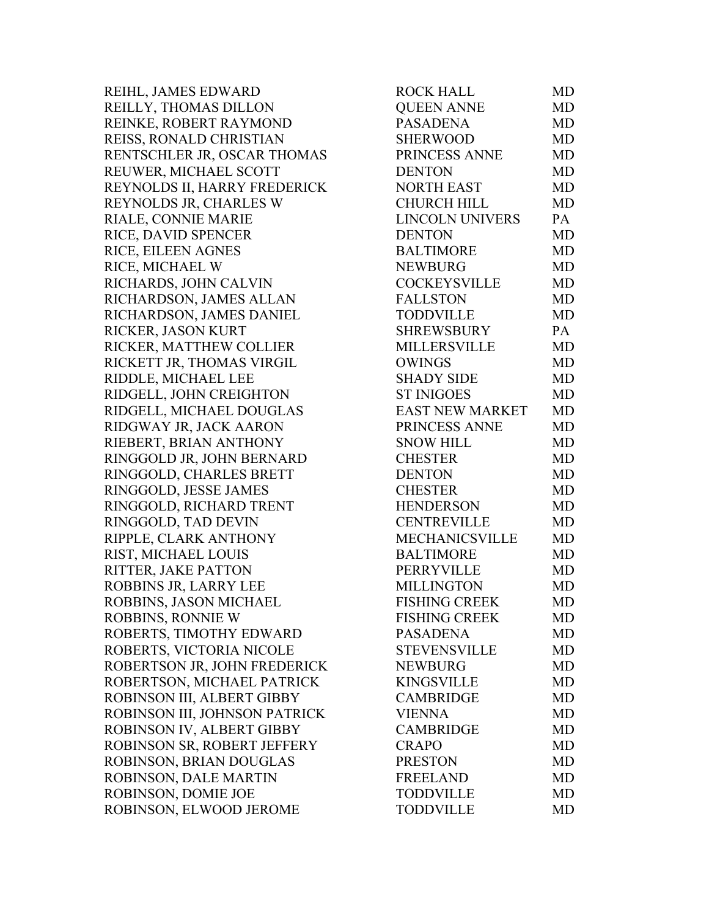| | | |
|---|---|---|
| REIHL, JAMES EDWARD | ROCK HALL | MD |
| REILLY, THOMAS DILLON | QUEEN ANNE | MD |
| REINKE, ROBERT RAYMOND | PASADENA | MD |
| REISS, RONALD CHRISTIAN | SHERWOOD | MD |
| RENTSCHLER JR, OSCAR THOMAS | PRINCESS ANNE | MD |
| REUWER, MICHAEL SCOTT | DENTON | MD |
| REYNOLDS II, HARRY FREDERICK | NORTH EAST | MD |
| REYNOLDS JR, CHARLES W | CHURCH HILL | MD |
| RIALE, CONNIE MARIE | LINCOLN UNIVERS | PA |
| RICE, DAVID SPENCER | DENTON | MD |
| RICE, EILEEN AGNES | BALTIMORE | MD |
| RICE, MICHAEL W | NEWBURG | MD |
| RICHARDS, JOHN CALVIN | COCKEYSVILLE | MD |
| RICHARDSON, JAMES ALLAN | FALLSTON | MD |
| RICHARDSON, JAMES DANIEL | TODDVILLE | MD |
| RICKER, JASON KURT | SHREWSBURY | PA |
| RICKER, MATTHEW COLLIER | MILLERSVILLE | MD |
| RICKETT JR, THOMAS VIRGIL | OWINGS | MD |
| RIDDLE, MICHAEL LEE | SHADY SIDE | MD |
| RIDGELL, JOHN CREIGHTON | ST INIGOES | MD |
| RIDGELL, MICHAEL DOUGLAS | EAST NEW MARKET | MD |
| RIDGWAY JR, JACK AARON | PRINCESS ANNE | MD |
| RIEBERT, BRIAN ANTHONY | SNOW HILL | MD |
| RINGGOLD JR, JOHN BERNARD | CHESTER | MD |
| RINGGOLD, CHARLES BRETT | DENTON | MD |
| RINGGOLD, JESSE JAMES | CHESTER | MD |
| RINGGOLD, RICHARD TRENT | HENDERSON | MD |
| RINGGOLD, TAD DEVIN | CENTREVILLE | MD |
| RIPPLE, CLARK ANTHONY | MECHANICSVILLE | MD |
| RIST, MICHAEL LOUIS | BALTIMORE | MD |
| RITTER, JAKE PATTON | PERRYVILLE | MD |
| ROBBINS JR, LARRY LEE | MILLINGTON | MD |
| ROBBINS, JASON MICHAEL | FISHING CREEK | MD |
| ROBBINS, RONNIE W | FISHING CREEK | MD |
| ROBERTS, TIMOTHY EDWARD | PASADENA | MD |
| ROBERTS, VICTORIA NICOLE | STEVENSVILLE | MD |
| ROBERTSON JR, JOHN FREDERICK | NEWBURG | MD |
| ROBERTSON, MICHAEL PATRICK | KINGSVILLE | MD |
| ROBINSON III, ALBERT GIBBY | CAMBRIDGE | MD |
| ROBINSON III, JOHNSON PATRICK | VIENNA | MD |
| ROBINSON IV, ALBERT GIBBY | CAMBRIDGE | MD |
| ROBINSON SR, ROBERT JEFFERY | CRAPO | MD |
| ROBINSON, BRIAN DOUGLAS | PRESTON | MD |
| ROBINSON, DALE MARTIN | FREELAND | MD |
| ROBINSON, DOMIE JOE | TODDVILLE | MD |
| ROBINSON, ELWOOD JEROME | TODDVILLE | MD |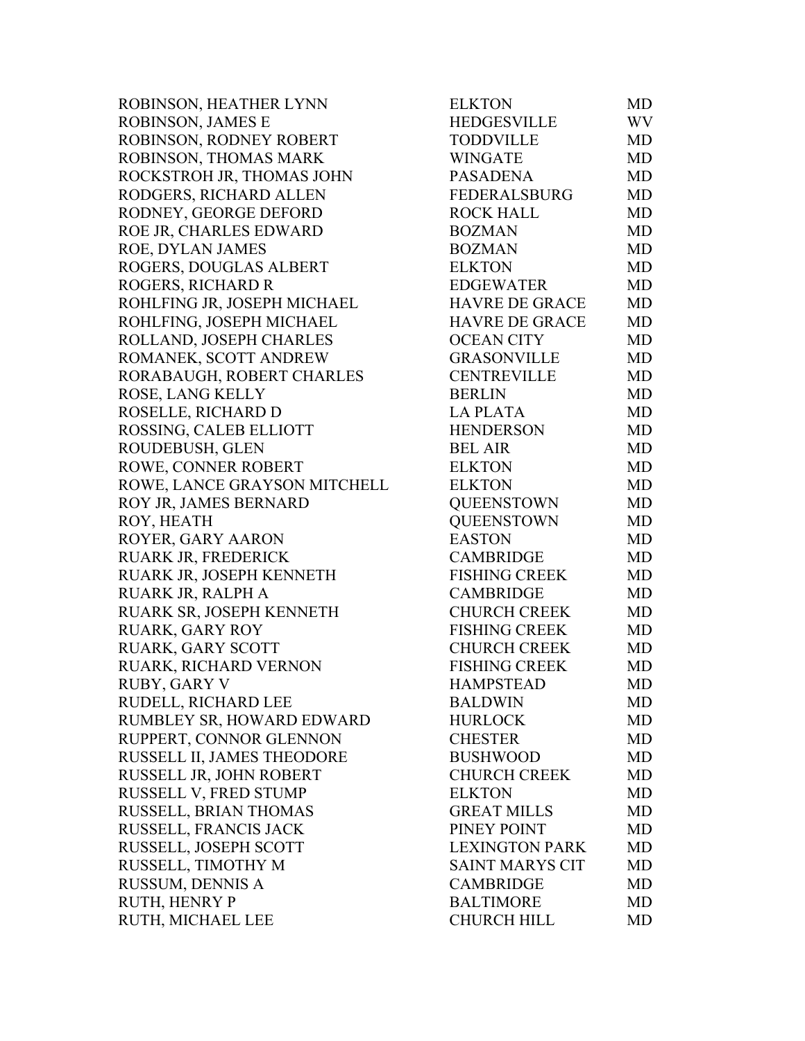| | | |
|---|---|---|
| ROBINSON, HEATHER LYNN | ELKTON | MD |
| ROBINSON, JAMES E | HEDGESVILLE | WV |
| ROBINSON, RODNEY ROBERT | TODDVILLE | MD |
| ROBINSON, THOMAS MARK | WINGATE | MD |
| ROCKSTROH JR, THOMAS JOHN | PASADENA | MD |
| RODGERS, RICHARD ALLEN | FEDERALSBURG | MD |
| RODNEY, GEORGE DEFORD | ROCK HALL | MD |
| ROE JR, CHARLES EDWARD | BOZMAN | MD |
| ROE, DYLAN JAMES | BOZMAN | MD |
| ROGERS, DOUGLAS ALBERT | ELKTON | MD |
| ROGERS, RICHARD R | EDGEWATER | MD |
| ROHLFING JR, JOSEPH MICHAEL | HAVRE DE GRACE | MD |
| ROHLFING, JOSEPH MICHAEL | HAVRE DE GRACE | MD |
| ROLLAND, JOSEPH CHARLES | OCEAN CITY | MD |
| ROMANEK, SCOTT ANDREW | GRASONVILLE | MD |
| RORABAUGH, ROBERT CHARLES | CENTREVILLE | MD |
| ROSE, LANG KELLY | BERLIN | MD |
| ROSELLE, RICHARD D | LA PLATA | MD |
| ROSSING, CALEB ELLIOTT | HENDERSON | MD |
| ROUDEBUSH, GLEN | BEL AIR | MD |
| ROWE, CONNER ROBERT | ELKTON | MD |
| ROWE, LANCE GRAYSON MITCHELL | ELKTON | MD |
| ROY JR, JAMES BERNARD | QUEENSTOWN | MD |
| ROY, HEATH | QUEENSTOWN | MD |
| ROYER, GARY AARON | EASTON | MD |
| RUARK JR, FREDERICK | CAMBRIDGE | MD |
| RUARK JR, JOSEPH KENNETH | FISHING CREEK | MD |
| RUARK JR, RALPH A | CAMBRIDGE | MD |
| RUARK SR, JOSEPH KENNETH | CHURCH CREEK | MD |
| RUARK, GARY ROY | FISHING CREEK | MD |
| RUARK, GARY SCOTT | CHURCH CREEK | MD |
| RUARK, RICHARD VERNON | FISHING CREEK | MD |
| RUBY, GARY V | HAMPSTEAD | MD |
| RUDELL, RICHARD LEE | BALDWIN | MD |
| RUMBLEY SR, HOWARD EDWARD | HURLOCK | MD |
| RUPPERT, CONNOR GLENNON | CHESTER | MD |
| RUSSELL II, JAMES THEODORE | BUSHWOOD | MD |
| RUSSELL JR, JOHN ROBERT | CHURCH CREEK | MD |
| RUSSELL V, FRED STUMP | ELKTON | MD |
| RUSSELL, BRIAN THOMAS | GREAT MILLS | MD |
| RUSSELL, FRANCIS JACK | PINEY POINT | MD |
| RUSSELL, JOSEPH SCOTT | LEXINGTON PARK | MD |
| RUSSELL, TIMOTHY M | SAINT MARYS CIT | MD |
| RUSSUM, DENNIS A | CAMBRIDGE | MD |
| RUTH, HENRY P | BALTIMORE | MD |
| RUTH, MICHAEL LEE | CHURCH HILL | MD |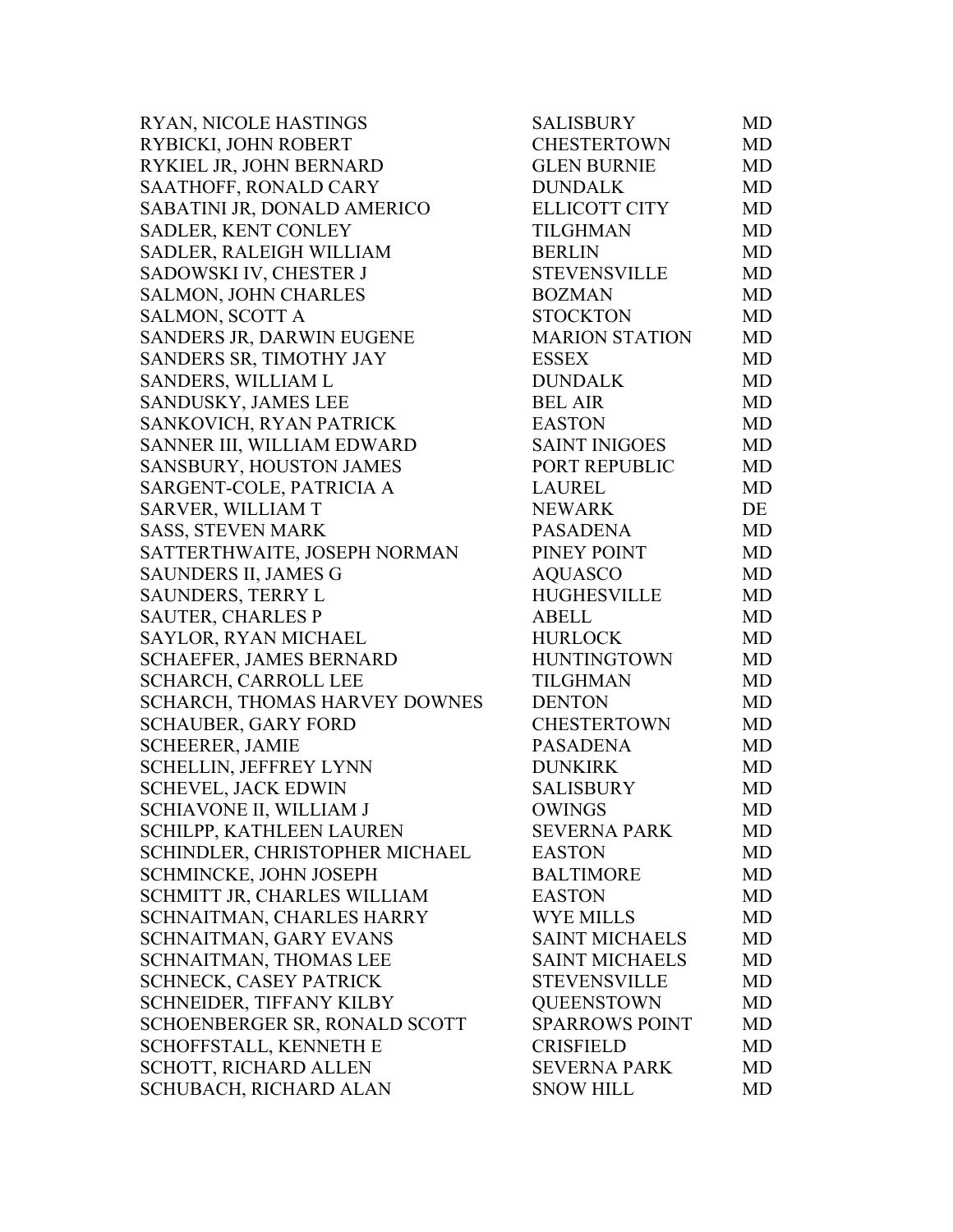| | | |
|---|---|---|
| RYAN, NICOLE HASTINGS | SALISBURY | MD |
| RYBICKI, JOHN ROBERT | CHESTERTOWN | MD |
| RYKIEL JR, JOHN BERNARD | GLEN BURNIE | MD |
| SAATHOFF, RONALD CARY | DUNDALK | MD |
| SABATINI JR, DONALD AMERICO | ELLICOTT CITY | MD |
| SADLER, KENT CONLEY | TILGHMAN | MD |
| SADLER, RALEIGH WILLIAM | BERLIN | MD |
| SADOWSKI IV, CHESTER J | STEVENSVILLE | MD |
| SALMON, JOHN CHARLES | BOZMAN | MD |
| SALMON, SCOTT A | STOCKTON | MD |
| SANDERS JR, DARWIN EUGENE | MARION STATION | MD |
| SANDERS SR, TIMOTHY JAY | ESSEX | MD |
| SANDERS, WILLIAM L | DUNDALK | MD |
| SANDUSKY, JAMES LEE | BEL AIR | MD |
| SANKOVICH, RYAN PATRICK | EASTON | MD |
| SANNER III, WILLIAM EDWARD | SAINT INIGOES | MD |
| SANSBURY, HOUSTON JAMES | PORT REPUBLIC | MD |
| SARGENT-COLE, PATRICIA A | LAUREL | MD |
| SARVER, WILLIAM T | NEWARK | DE |
| SASS, STEVEN MARK | PASADENA | MD |
| SATTERTHWAITE, JOSEPH NORMAN | PINEY POINT | MD |
| SAUNDERS II, JAMES G | AQUASCO | MD |
| SAUNDERS, TERRY L | HUGHESVILLE | MD |
| SAUTER, CHARLES P | ABELL | MD |
| SAYLOR, RYAN MICHAEL | HURLOCK | MD |
| SCHAEFER, JAMES BERNARD | HUNTINGTOWN | MD |
| SCHARCH, CARROLL LEE | TILGHMAN | MD |
| SCHARCH, THOMAS HARVEY DOWNES | DENTON | MD |
| SCHAUBER, GARY FORD | CHESTERTOWN | MD |
| SCHEERER, JAMIE | PASADENA | MD |
| SCHELLIN, JEFFREY LYNN | DUNKIRK | MD |
| SCHEVEL, JACK EDWIN | SALISBURY | MD |
| SCHIAVONE II, WILLIAM J | OWINGS | MD |
| SCHILPP, KATHLEEN LAUREN | SEVERNA PARK | MD |
| SCHINDLER, CHRISTOPHER MICHAEL | EASTON | MD |
| SCHMINCKE, JOHN JOSEPH | BALTIMORE | MD |
| SCHMITT JR, CHARLES WILLIAM | EASTON | MD |
| SCHNAITMAN, CHARLES HARRY | WYE MILLS | MD |
| SCHNAITMAN, GARY EVANS | SAINT MICHAELS | MD |
| SCHNAITMAN, THOMAS LEE | SAINT MICHAELS | MD |
| SCHNECK, CASEY PATRICK | STEVENSVILLE | MD |
| SCHNEIDER, TIFFANY KILBY | QUEENSTOWN | MD |
| SCHOENBERGER SR, RONALD SCOTT | SPARROWS POINT | MD |
| SCHOFFSTALL, KENNETH E | CRISFIELD | MD |
| SCHOTT, RICHARD ALLEN | SEVERNA PARK | MD |
| SCHUBACH, RICHARD ALAN | SNOW HILL | MD |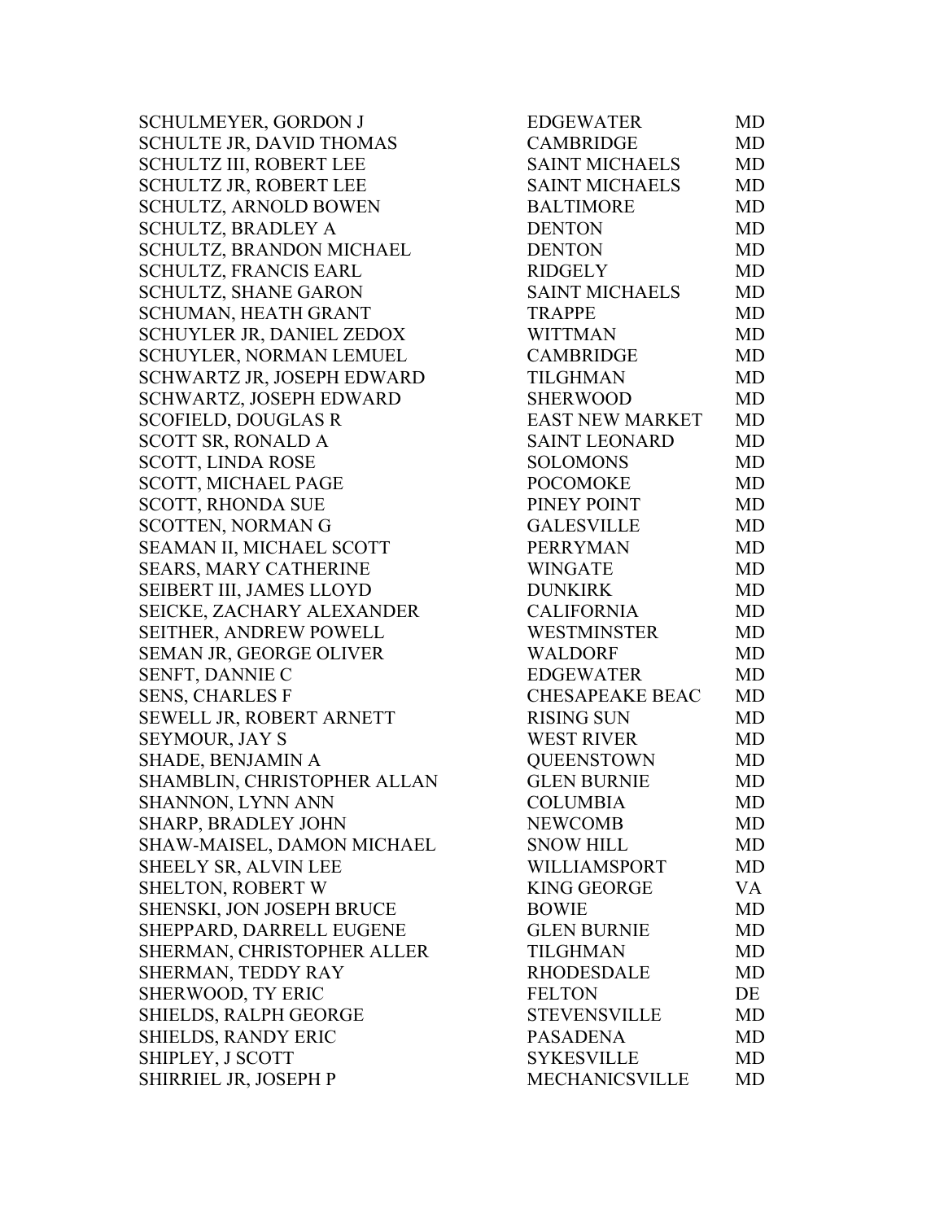| | | |
|---|---|---|
| SCHULMEYER, GORDON J | EDGEWATER | MD |
| SCHULTE JR, DAVID THOMAS | CAMBRIDGE | MD |
| SCHULTZ III, ROBERT LEE | SAINT MICHAELS | MD |
| SCHULTZ JR, ROBERT LEE | SAINT MICHAELS | MD |
| SCHULTZ, ARNOLD BOWEN | BALTIMORE | MD |
| SCHULTZ, BRADLEY A | DENTON | MD |
| SCHULTZ, BRANDON MICHAEL | DENTON | MD |
| SCHULTZ, FRANCIS EARL | RIDGELY | MD |
| SCHULTZ, SHANE GARON | SAINT MICHAELS | MD |
| SCHUMAN, HEATH GRANT | TRAPPE | MD |
| SCHUYLER JR, DANIEL ZEDOX | WITTMAN | MD |
| SCHUYLER, NORMAN LEMUEL | CAMBRIDGE | MD |
| SCHWARTZ JR, JOSEPH EDWARD | TILGHMAN | MD |
| SCHWARTZ, JOSEPH EDWARD | SHERWOOD | MD |
| SCOFIELD, DOUGLAS R | EAST NEW MARKET | MD |
| SCOTT SR, RONALD A | SAINT LEONARD | MD |
| SCOTT, LINDA ROSE | SOLOMONS | MD |
| SCOTT, MICHAEL PAGE | POCOMOKE | MD |
| SCOTT, RHONDA SUE | PINEY POINT | MD |
| SCOTTEN, NORMAN G | GALESVILLE | MD |
| SEAMAN II, MICHAEL SCOTT | PERRYMAN | MD |
| SEARS, MARY CATHERINE | WINGATE | MD |
| SEIBERT III, JAMES LLOYD | DUNKIRK | MD |
| SEICKE, ZACHARY ALEXANDER | CALIFORNIA | MD |
| SEITHER, ANDREW POWELL | WESTMINSTER | MD |
| SEMAN JR, GEORGE OLIVER | WALDORF | MD |
| SENFT, DANNIE C | EDGEWATER | MD |
| SENS, CHARLES F | CHESAPEAKE BEAC | MD |
| SEWELL JR, ROBERT ARNETT | RISING SUN | MD |
| SEYMOUR, JAY S | WEST RIVER | MD |
| SHADE, BENJAMIN A | QUEENSTOWN | MD |
| SHAMBLIN, CHRISTOPHER ALLAN | GLEN BURNIE | MD |
| SHANNON, LYNN ANN | COLUMBIA | MD |
| SHARP, BRADLEY JOHN | NEWCOMB | MD |
| SHAW-MAISEL, DAMON MICHAEL | SNOW HILL | MD |
| SHEELY SR, ALVIN LEE | WILLIAMSPORT | MD |
| SHELTON, ROBERT W | KING GEORGE | VA |
| SHENSKI, JON JOSEPH BRUCE | BOWIE | MD |
| SHEPPARD, DARRELL EUGENE | GLEN BURNIE | MD |
| SHERMAN, CHRISTOPHER ALLER | TILGHMAN | MD |
| SHERMAN, TEDDY RAY | RHODESDALE | MD |
| SHERWOOD, TY ERIC | FELTON | DE |
| SHIELDS, RALPH GEORGE | STEVENSVILLE | MD |
| SHIELDS, RANDY ERIC | PASADENA | MD |
| SHIPLEY, J SCOTT | SYKESVILLE | MD |
| SHIRRIEL JR, JOSEPH P | MECHANICSVILLE | MD |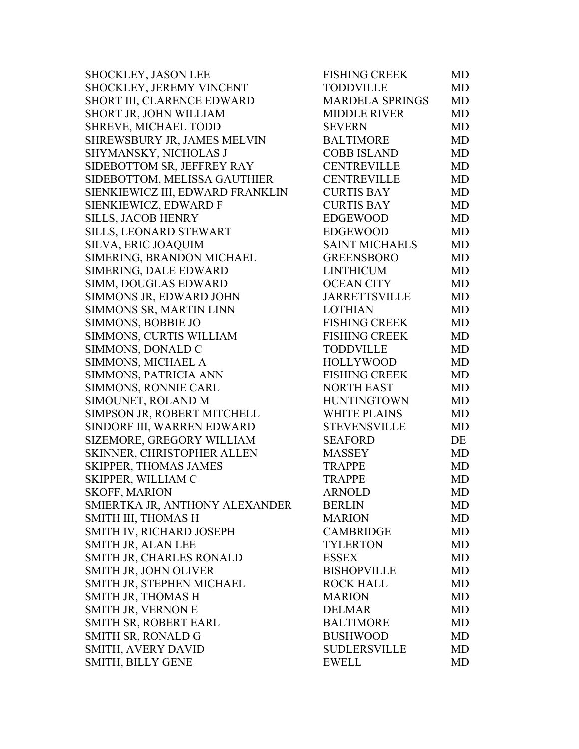| | | |
|---|---|---|
| SHOCKLEY, JASON LEE | FISHING CREEK | MD |
| SHOCKLEY, JEREMY VINCENT | TODDVILLE | MD |
| SHORT III, CLARENCE EDWARD | MARDELA SPRINGS | MD |
| SHORT JR, JOHN WILLIAM | MIDDLE RIVER | MD |
| SHREVE, MICHAEL TODD | SEVERN | MD |
| SHREWSBURY JR, JAMES MELVIN | BALTIMORE | MD |
| SHYMANSKY, NICHOLAS J | COBB ISLAND | MD |
| SIDEBOTTOM SR, JEFFREY RAY | CENTREVILLE | MD |
| SIDEBOTTOM, MELISSA GAUTHIER | CENTREVILLE | MD |
| SIENKIEWICZ III, EDWARD FRANKLIN | CURTIS BAY | MD |
| SIENKIEWICZ, EDWARD F | CURTIS BAY | MD |
| SILLS, JACOB HENRY | EDGEWOOD | MD |
| SILLS, LEONARD STEWART | EDGEWOOD | MD |
| SILVA, ERIC JOAQUIM | SAINT MICHAELS | MD |
| SIMERING, BRANDON MICHAEL | GREENSBORO | MD |
| SIMERING, DALE EDWARD | LINTHICUM | MD |
| SIMM, DOUGLAS EDWARD | OCEAN CITY | MD |
| SIMMONS JR, EDWARD JOHN | JARRETTSVILLE | MD |
| SIMMONS SR, MARTIN LINN | LOTHIAN | MD |
| SIMMONS, BOBBIE JO | FISHING CREEK | MD |
| SIMMONS, CURTIS WILLIAM | FISHING CREEK | MD |
| SIMMONS, DONALD C | TODDVILLE | MD |
| SIMMONS, MICHAEL A | HOLLYWOOD | MD |
| SIMMONS, PATRICIA ANN | FISHING CREEK | MD |
| SIMMONS, RONNIE CARL | NORTH EAST | MD |
| SIMOUNET, ROLAND M | HUNTINGTOWN | MD |
| SIMPSON JR, ROBERT MITCHELL | WHITE PLAINS | MD |
| SINDORF III, WARREN EDWARD | STEVENSVILLE | MD |
| SIZEMORE, GREGORY WILLIAM | SEAFORD | DE |
| SKINNER, CHRISTOPHER ALLEN | MASSEY | MD |
| SKIPPER, THOMAS JAMES | TRAPPE | MD |
| SKIPPER, WILLIAM C | TRAPPE | MD |
| SKOFF, MARION | ARNOLD | MD |
| SMIERTKA JR, ANTHONY ALEXANDER | BERLIN | MD |
| SMITH III, THOMAS H | MARION | MD |
| SMITH IV, RICHARD JOSEPH | CAMBRIDGE | MD |
| SMITH JR, ALAN LEE | TYLERTON | MD |
| SMITH JR, CHARLES RONALD | ESSEX | MD |
| SMITH JR, JOHN OLIVER | BISHOPVILLE | MD |
| SMITH JR, STEPHEN MICHAEL | ROCK HALL | MD |
| SMITH JR, THOMAS H | MARION | MD |
| SMITH JR, VERNON E | DELMAR | MD |
| SMITH SR, ROBERT EARL | BALTIMORE | MD |
| SMITH SR, RONALD G | BUSHWOOD | MD |
| SMITH, AVERY DAVID | SUDLERSVILLE | MD |
| SMITH, BILLY GENE | EWELL | MD |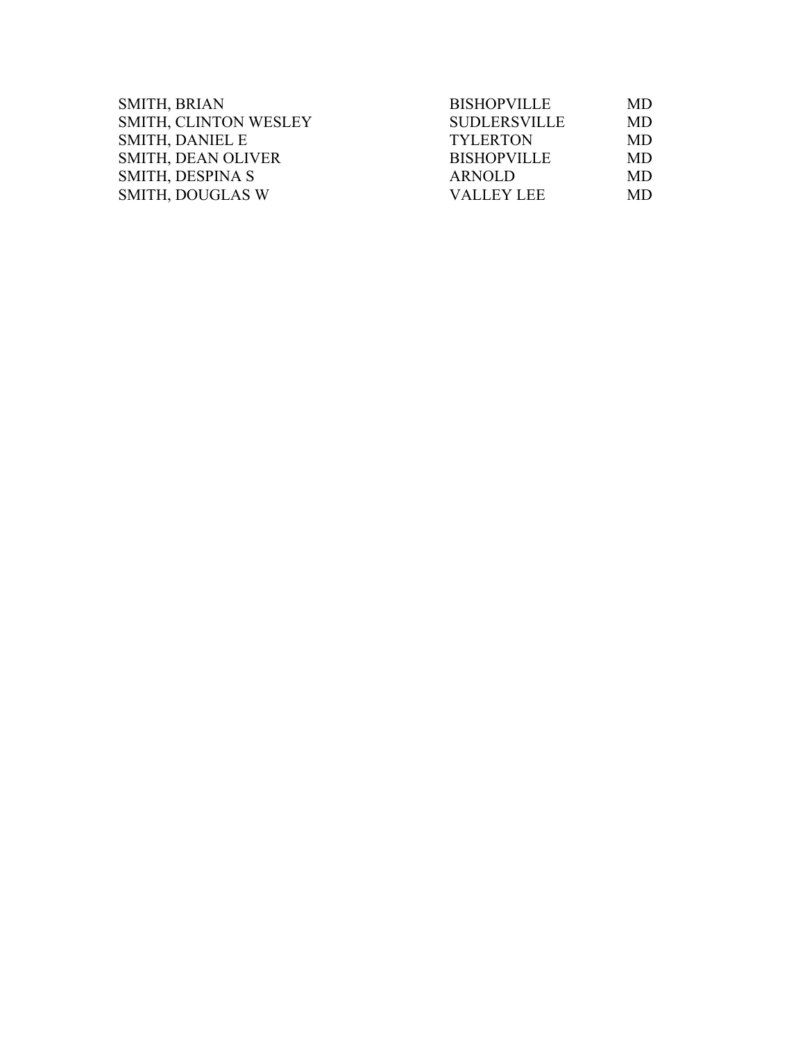| | | |
|---|---|---|
| SMITH, BRIAN | BISHOPVILLE | MD |
| SMITH, CLINTON WESLEY | SUDLERSVILLE | MD |
| SMITH, DANIEL E | TYLERTON | MD |
| SMITH, DEAN OLIVER | BISHOPVILLE | MD |
| SMITH, DESPINA S | ARNOLD | MD |
| SMITH, DOUGLAS W | VALLEY LEE | MD |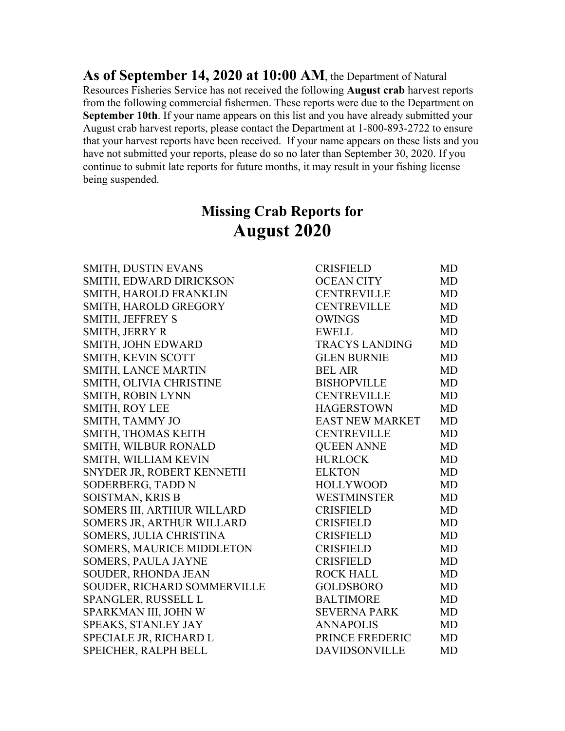**As of September 14, 2020 at 10:00 AM**, the Department of Natural Resources Fisheries Service has not received the following **August crab** harvest reports from the following commercial fishermen. These reports were due to the Department on **September 10th**. If your name appears on this list and you have already submitted your August crab harvest reports, please contact the Department at 1-800-893-2722 to ensure that your harvest reports have been received. If your name appears on these lists and you have not submitted your reports, please do so no later than September 30, 2020. If you continue to submit late reports for future months, it may result in your fishing license being suspended.

## Missing Crab Reports for
# August 2020

| | | |
|---|---|---|
| SMITH, DUSTIN EVANS | CRISFIELD | MD |
| SMITH, EDWARD DIRICKSON | OCEAN CITY | MD |
| SMITH, HAROLD FRANKLIN | CENTREVILLE | MD |
| SMITH, HAROLD GREGORY | CENTREVILLE | MD |
| SMITH, JEFFREY S | OWINGS | MD |
| SMITH, JERRY R | EWELL | MD |
| SMITH, JOHN EDWARD | TRACYS LANDING | MD |
| SMITH, KEVIN SCOTT | GLEN BURNIE | MD |
| SMITH, LANCE MARTIN | BEL AIR | MD |
| SMITH, OLIVIA CHRISTINE | BISHOPVILLE | MD |
| SMITH, ROBIN LYNN | CENTREVILLE | MD |
| SMITH, ROY LEE | HAGERSTOWN | MD |
| SMITH, TAMMY JO | EAST NEW MARKET | MD |
| SMITH, THOMAS KEITH | CENTREVILLE | MD |
| SMITH, WILBUR RONALD | QUEEN ANNE | MD |
| SMITH, WILLIAM KEVIN | HURLOCK | MD |
| SNYDER JR, ROBERT KENNETH | ELKTON | MD |
| SODERBERG, TADD N | HOLLYWOOD | MD |
| SOISTMAN, KRIS B | WESTMINSTER | MD |
| SOMERS III, ARTHUR WILLARD | CRISFIELD | MD |
| SOMERS JR, ARTHUR WILLARD | CRISFIELD | MD |
| SOMERS, JULIA CHRISTINA | CRISFIELD | MD |
| SOMERS, MAURICE MIDDLETON | CRISFIELD | MD |
| SOMERS, PAULA JAYNE | CRISFIELD | MD |
| SOUDER, RHONDA JEAN | ROCK HALL | MD |
| SOUDER, RICHARD SOMMERVILLE | GOLDSBORO | MD |
| SPANGLER, RUSSELL L | BALTIMORE | MD |
| SPARKMAN III, JOHN W | SEVERNA PARK | MD |
| SPEAKS, STANLEY JAY | ANNAPOLIS | MD |
| SPECIALE JR, RICHARD L | PRINCE FREDERIC | MD |
| SPEICHER, RALPH BELL | DAVIDSONVILLE | MD |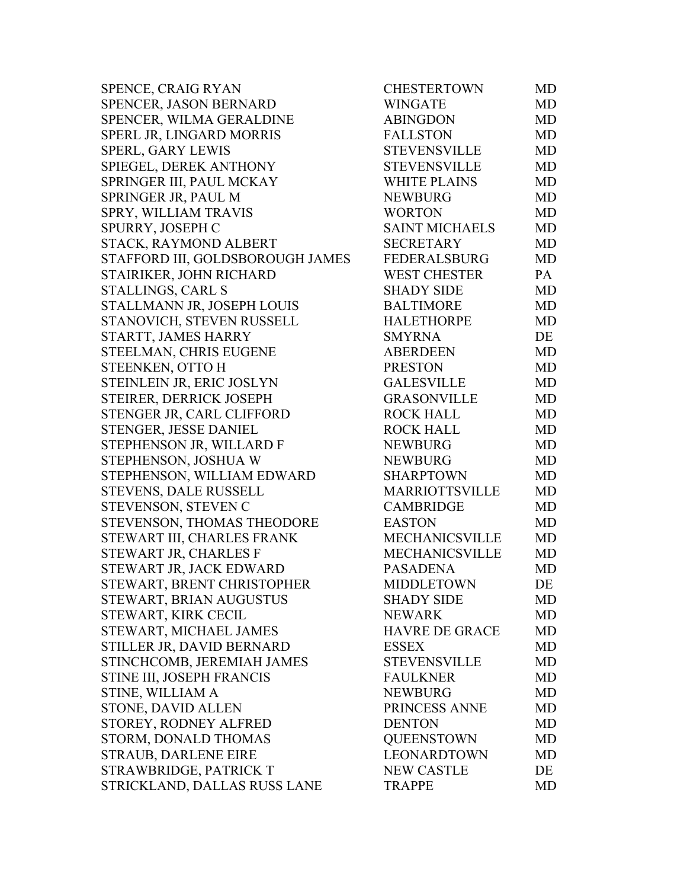| | | |
|---|---|---|
| SPENCE, CRAIG RYAN | CHESTERTOWN | MD |
| SPENCER, JASON BERNARD | WINGATE | MD |
| SPENCER, WILMA GERALDINE | ABINGDON | MD |
| SPERL JR, LINGARD MORRIS | FALLSTON | MD |
| SPERL, GARY LEWIS | STEVENSVILLE | MD |
| SPIEGEL, DEREK ANTHONY | STEVENSVILLE | MD |
| SPRINGER III, PAUL MCKAY | WHITE PLAINS | MD |
| SPRINGER JR, PAUL M | NEWBURG | MD |
| SPRY, WILLIAM TRAVIS | WORTON | MD |
| SPURRY, JOSEPH C | SAINT MICHAELS | MD |
| STACK, RAYMOND ALBERT | SECRETARY | MD |
| STAFFORD III, GOLDSBOROUGH JAMES | FEDERALSBURG | MD |
| STAIRIKER, JOHN RICHARD | WEST CHESTER | PA |
| STALLINGS, CARL S | SHADY SIDE | MD |
| STALLMANN JR, JOSEPH LOUIS | BALTIMORE | MD |
| STANOVICH, STEVEN RUSSELL | HALETHORPE | MD |
| STARTT, JAMES HARRY | SMYRNA | DE |
| STEELMAN, CHRIS EUGENE | ABERDEEN | MD |
| STEENKEN, OTTO H | PRESTON | MD |
| STEINLEIN JR, ERIC JOSLYN | GALESVILLE | MD |
| STEIRER, DERRICK JOSEPH | GRASONVILLE | MD |
| STENGER JR, CARL CLIFFORD | ROCK HALL | MD |
| STENGER, JESSE DANIEL | ROCK HALL | MD |
| STEPHENSON JR, WILLARD F | NEWBURG | MD |
| STEPHENSON, JOSHUA W | NEWBURG | MD |
| STEPHENSON, WILLIAM EDWARD | SHARPTOWN | MD |
| STEVENS, DALE RUSSELL | MARRIOTTSVILLE | MD |
| STEVENSON, STEVEN C | CAMBRIDGE | MD |
| STEVENSON, THOMAS THEODORE | EASTON | MD |
| STEWART III, CHARLES FRANK | MECHANICSVILLE | MD |
| STEWART JR, CHARLES F | MECHANICSVILLE | MD |
| STEWART JR, JACK EDWARD | PASADENA | MD |
| STEWART, BRENT CHRISTOPHER | MIDDLETOWN | DE |
| STEWART, BRIAN AUGUSTUS | SHADY SIDE | MD |
| STEWART, KIRK CECIL | NEWARK | MD |
| STEWART, MICHAEL JAMES | HAVRE DE GRACE | MD |
| STILLER JR, DAVID BERNARD | ESSEX | MD |
| STINCHCOMB, JEREMIAH JAMES | STEVENSVILLE | MD |
| STINE III, JOSEPH FRANCIS | FAULKNER | MD |
| STINE, WILLIAM A | NEWBURG | MD |
| STONE, DAVID ALLEN | PRINCESS ANNE | MD |
| STOREY, RODNEY ALFRED | DENTON | MD |
| STORM, DONALD THOMAS | QUEENSTOWN | MD |
| STRAUB, DARLENE EIRE | LEONARDTOWN | MD |
| STRAWBRIDGE, PATRICK T | NEW CASTLE | DE |
| STRICKLAND, DALLAS RUSS LANE | TRAPPE | MD |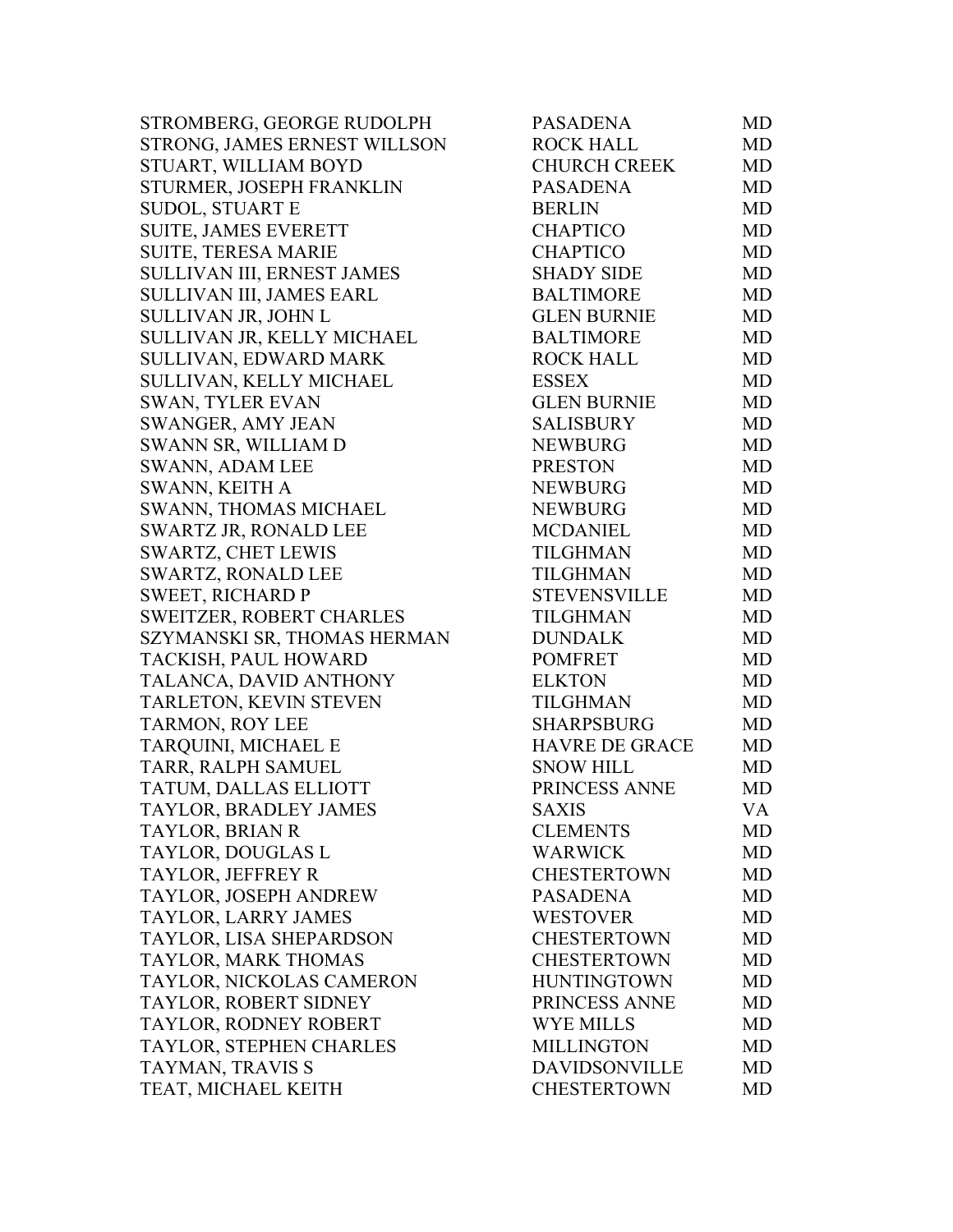| | | |
|---|---|---|
| STROMBERG, GEORGE RUDOLPH | PASADENA | MD |
| STRONG, JAMES ERNEST WILLSON | ROCK HALL | MD |
| STUART, WILLIAM BOYD | CHURCH CREEK | MD |
| STURMER, JOSEPH FRANKLIN | PASADENA | MD |
| SUDOL, STUART E | BERLIN | MD |
| SUITE, JAMES EVERETT | CHAPTICO | MD |
| SUITE, TERESA MARIE | CHAPTICO | MD |
| SULLIVAN III, ERNEST JAMES | SHADY SIDE | MD |
| SULLIVAN III, JAMES EARL | BALTIMORE | MD |
| SULLIVAN JR, JOHN L | GLEN BURNIE | MD |
| SULLIVAN JR, KELLY MICHAEL | BALTIMORE | MD |
| SULLIVAN, EDWARD MARK | ROCK HALL | MD |
| SULLIVAN, KELLY MICHAEL | ESSEX | MD |
| SWAN, TYLER EVAN | GLEN BURNIE | MD |
| SWANGER, AMY JEAN | SALISBURY | MD |
| SWANN SR, WILLIAM D | NEWBURG | MD |
| SWANN, ADAM LEE | PRESTON | MD |
| SWANN, KEITH A | NEWBURG | MD |
| SWANN, THOMAS MICHAEL | NEWBURG | MD |
| SWARTZ JR, RONALD LEE | MCDANIEL | MD |
| SWARTZ, CHET LEWIS | TILGHMAN | MD |
| SWARTZ, RONALD LEE | TILGHMAN | MD |
| SWEET, RICHARD P | STEVENSVILLE | MD |
| SWEITZER, ROBERT CHARLES | TILGHMAN | MD |
| SZYMANSKI SR, THOMAS HERMAN | DUNDALK | MD |
| TACKISH, PAUL HOWARD | POMFRET | MD |
| TALANCA, DAVID ANTHONY | ELKTON | MD |
| TARLETON, KEVIN STEVEN | TILGHMAN | MD |
| TARMON, ROY LEE | SHARPSBURG | MD |
| TARQUINI, MICHAEL E | HAVRE DE GRACE | MD |
| TARR, RALPH SAMUEL | SNOW HILL | MD |
| TATUM, DALLAS ELLIOTT | PRINCESS ANNE | MD |
| TAYLOR, BRADLEY JAMES | SAXIS | VA |
| TAYLOR, BRIAN R | CLEMENTS | MD |
| TAYLOR, DOUGLAS L | WARWICK | MD |
| TAYLOR, JEFFREY R | CHESTERTOWN | MD |
| TAYLOR, JOSEPH ANDREW | PASADENA | MD |
| TAYLOR, LARRY JAMES | WESTOVER | MD |
| TAYLOR, LISA SHEPARDSON | CHESTERTOWN | MD |
| TAYLOR, MARK THOMAS | CHESTERTOWN | MD |
| TAYLOR, NICKOLAS CAMERON | HUNTINGTOWN | MD |
| TAYLOR, ROBERT SIDNEY | PRINCESS ANNE | MD |
| TAYLOR, RODNEY ROBERT | WYE MILLS | MD |
| TAYLOR, STEPHEN CHARLES | MILLINGTON | MD |
| TAYMAN, TRAVIS S | DAVIDSONVILLE | MD |
| TEAT, MICHAEL KEITH | CHESTERTOWN | MD |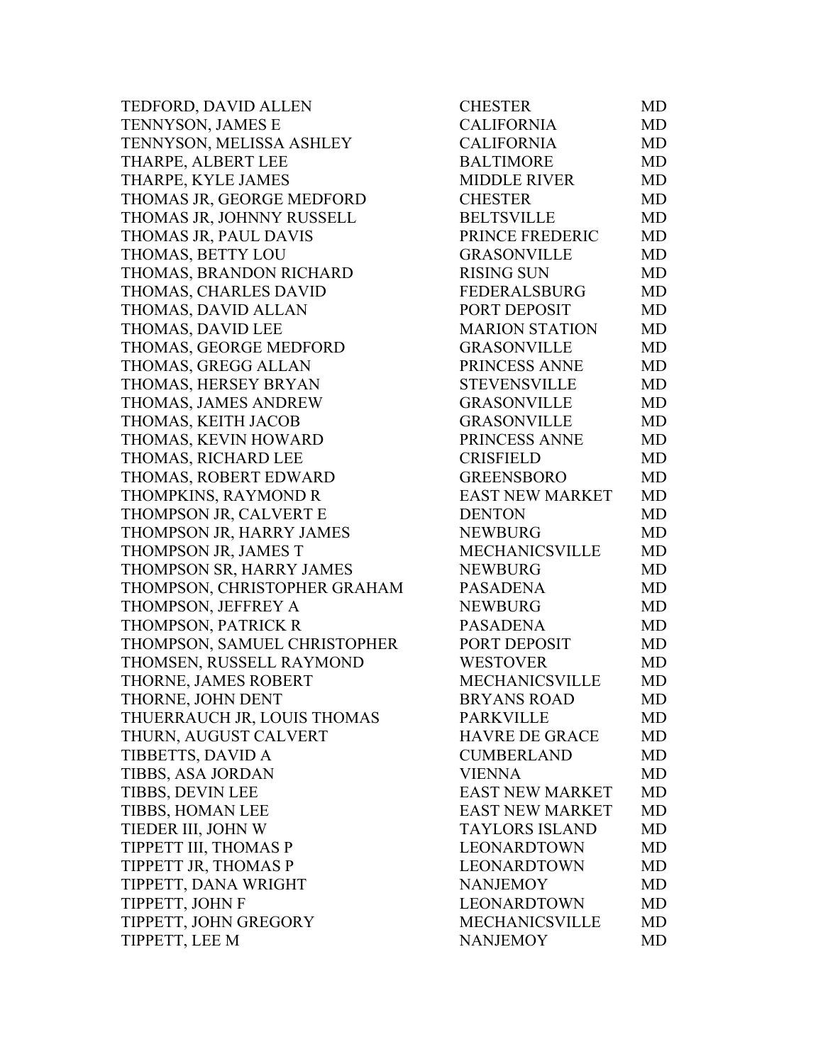| | | |
|---|---|---|
| TEDFORD, DAVID ALLEN | CHESTER | MD |
| TENNYSON, JAMES E | CALIFORNIA | MD |
| TENNYSON, MELISSA ASHLEY | CALIFORNIA | MD |
| THARPE, ALBERT LEE | BALTIMORE | MD |
| THARPE, KYLE JAMES | MIDDLE RIVER | MD |
| THOMAS JR, GEORGE MEDFORD | CHESTER | MD |
| THOMAS JR, JOHNNY RUSSELL | BELTSVILLE | MD |
| THOMAS JR, PAUL DAVIS | PRINCE FREDERIC | MD |
| THOMAS, BETTY LOU | GRASONVILLE | MD |
| THOMAS, BRANDON RICHARD | RISING SUN | MD |
| THOMAS, CHARLES DAVID | FEDERALSBURG | MD |
| THOMAS, DAVID ALLAN | PORT DEPOSIT | MD |
| THOMAS, DAVID LEE | MARION STATION | MD |
| THOMAS, GEORGE MEDFORD | GRASONVILLE | MD |
| THOMAS, GREGG ALLAN | PRINCESS ANNE | MD |
| THOMAS, HERSEY BRYAN | STEVENSVILLE | MD |
| THOMAS, JAMES ANDREW | GRASONVILLE | MD |
| THOMAS, KEITH JACOB | GRASONVILLE | MD |
| THOMAS, KEVIN HOWARD | PRINCESS ANNE | MD |
| THOMAS, RICHARD LEE | CRISFIELD | MD |
| THOMAS, ROBERT EDWARD | GREENSBORO | MD |
| THOMPKINS, RAYMOND R | EAST NEW MARKET | MD |
| THOMPSON JR, CALVERT E | DENTON | MD |
| THOMPSON JR, HARRY JAMES | NEWBURG | MD |
| THOMPSON JR, JAMES T | MECHANICSVILLE | MD |
| THOMPSON SR, HARRY JAMES | NEWBURG | MD |
| THOMPSON, CHRISTOPHER GRAHAM | PASADENA | MD |
| THOMPSON, JEFFREY A | NEWBURG | MD |
| THOMPSON, PATRICK R | PASADENA | MD |
| THOMPSON, SAMUEL CHRISTOPHER | PORT DEPOSIT | MD |
| THOMSEN, RUSSELL RAYMOND | WESTOVER | MD |
| THORNE, JAMES ROBERT | MECHANICSVILLE | MD |
| THORNE, JOHN DENT | BRYANS ROAD | MD |
| THUERRAUCH JR, LOUIS THOMAS | PARKVILLE | MD |
| THURN, AUGUST CALVERT | HAVRE DE GRACE | MD |
| TIBBETTS, DAVID A | CUMBERLAND | MD |
| TIBBS, ASA JORDAN | VIENNA | MD |
| TIBBS, DEVIN LEE | EAST NEW MARKET | MD |
| TIBBS, HOMAN LEE | EAST NEW MARKET | MD |
| TIEDER III, JOHN W | TAYLORS ISLAND | MD |
| TIPPETT III, THOMAS P | LEONARDTOWN | MD |
| TIPPETT JR, THOMAS P | LEONARDTOWN | MD |
| TIPPETT, DANA WRIGHT | NANJEMOY | MD |
| TIPPETT, JOHN F | LEONARDTOWN | MD |
| TIPPETT, JOHN GREGORY | MECHANICSVILLE | MD |
| TIPPETT, LEE M | NANJEMOY | MD |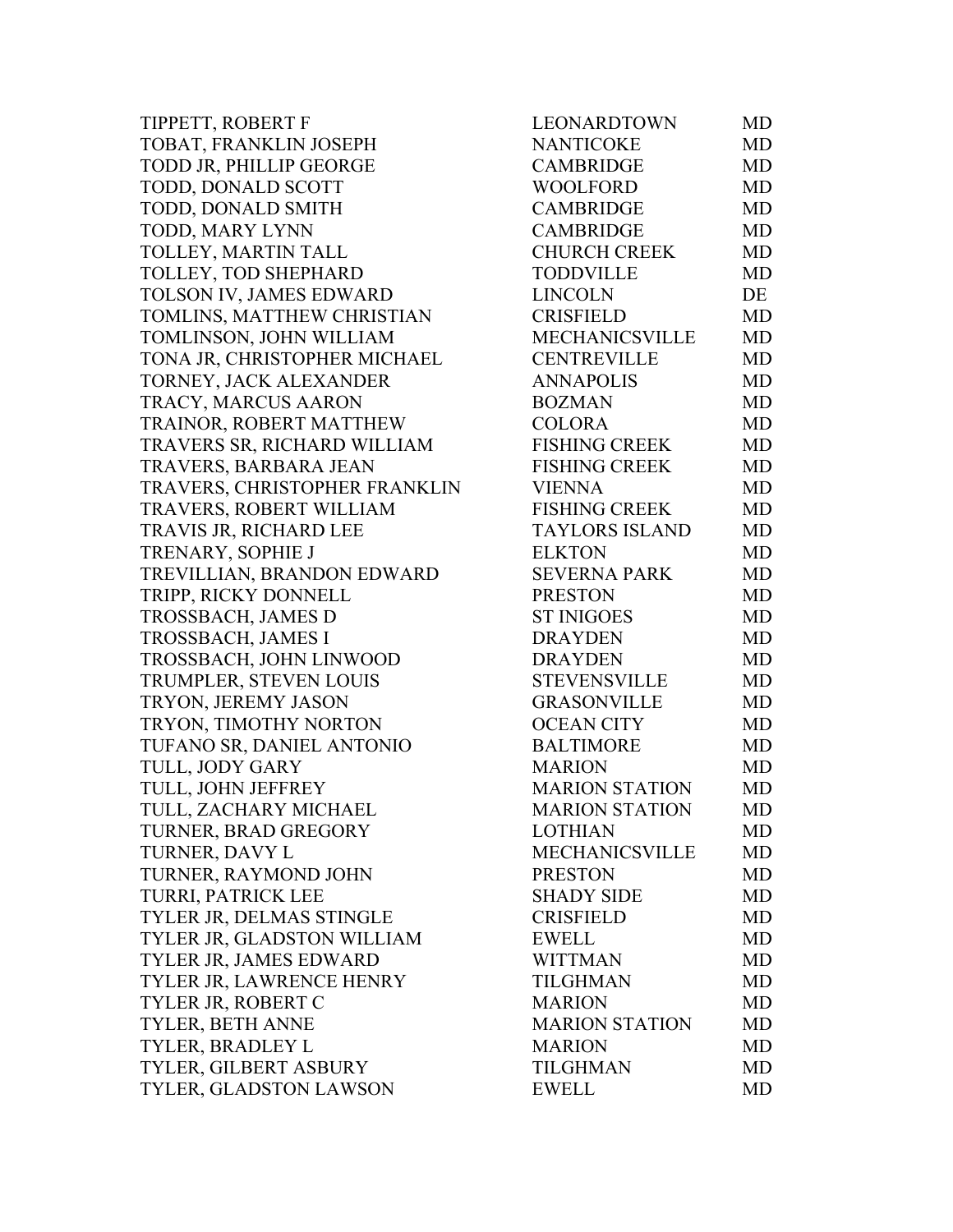| | | |
|---|---|---|
| TIPPETT, ROBERT F | LEONARDTOWN | MD |
| TOBAT, FRANKLIN JOSEPH | NANTICOKE | MD |
| TODD JR, PHILLIP GEORGE | CAMBRIDGE | MD |
| TODD, DONALD SCOTT | WOOLFORD | MD |
| TODD, DONALD SMITH | CAMBRIDGE | MD |
| TODD, MARY LYNN | CAMBRIDGE | MD |
| TOLLEY, MARTIN TALL | CHURCH CREEK | MD |
| TOLLEY, TOD SHEPHARD | TODDVILLE | MD |
| TOLSON IV, JAMES EDWARD | LINCOLN | DE |
| TOMLINS, MATTHEW CHRISTIAN | CRISFIELD | MD |
| TOMLINSON, JOHN WILLIAM | MECHANICSVILLE | MD |
| TONA JR, CHRISTOPHER MICHAEL | CENTREVILLE | MD |
| TORNEY, JACK ALEXANDER | ANNAPOLIS | MD |
| TRACY, MARCUS AARON | BOZMAN | MD |
| TRAINOR, ROBERT MATTHEW | COLORA | MD |
| TRAVERS SR, RICHARD WILLIAM | FISHING CREEK | MD |
| TRAVERS, BARBARA JEAN | FISHING CREEK | MD |
| TRAVERS, CHRISTOPHER FRANKLIN | VIENNA | MD |
| TRAVERS, ROBERT WILLIAM | FISHING CREEK | MD |
| TRAVIS JR, RICHARD LEE | TAYLORS ISLAND | MD |
| TRENARY, SOPHIE J | ELKTON | MD |
| TREVILLIAN, BRANDON EDWARD | SEVERNA PARK | MD |
| TRIPP, RICKY DONNELL | PRESTON | MD |
| TROSSBACH, JAMES D | ST INIGOES | MD |
| TROSSBACH, JAMES I | DRAYDEN | MD |
| TROSSBACH, JOHN LINWOOD | DRAYDEN | MD |
| TRUMPLER, STEVEN LOUIS | STEVENSVILLE | MD |
| TRYON, JEREMY JASON | GRASONVILLE | MD |
| TRYON, TIMOTHY NORTON | OCEAN CITY | MD |
| TUFANO SR, DANIEL ANTONIO | BALTIMORE | MD |
| TULL, JODY GARY | MARION | MD |
| TULL, JOHN JEFFREY | MARION STATION | MD |
| TULL, ZACHARY MICHAEL | MARION STATION | MD |
| TURNER, BRAD GREGORY | LOTHIAN | MD |
| TURNER, DAVY L | MECHANICSVILLE | MD |
| TURNER, RAYMOND JOHN | PRESTON | MD |
| TURRI, PATRICK LEE | SHADY SIDE | MD |
| TYLER JR, DELMAS STINGLE | CRISFIELD | MD |
| TYLER JR, GLADSTON WILLIAM | EWELL | MD |
| TYLER JR, JAMES EDWARD | WITTMAN | MD |
| TYLER JR, LAWRENCE HENRY | TILGHMAN | MD |
| TYLER JR, ROBERT C | MARION | MD |
| TYLER, BETH ANNE | MARION STATION | MD |
| TYLER, BRADLEY L | MARION | MD |
| TYLER, GILBERT ASBURY | TILGHMAN | MD |
| TYLER, GLADSTON LAWSON | EWELL | MD |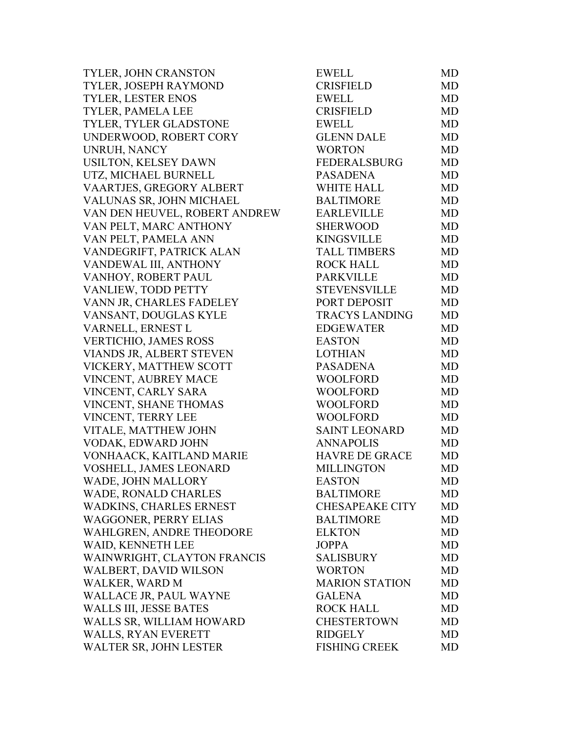| | | |
|---|---|---|
| TYLER, JOHN CRANSTON | EWELL | MD |
| TYLER, JOSEPH RAYMOND | CRISFIELD | MD |
| TYLER, LESTER ENOS | EWELL | MD |
| TYLER, PAMELA LEE | CRISFIELD | MD |
| TYLER, TYLER GLADSTONE | EWELL | MD |
| UNDERWOOD, ROBERT CORY | GLENN DALE | MD |
| UNRUH, NANCY | WORTON | MD |
| USILTON, KELSEY DAWN | FEDERALSBURG | MD |
| UTZ, MICHAEL BURNELL | PASADENA | MD |
| VAARTJES, GREGORY ALBERT | WHITE HALL | MD |
| VALUNAS SR, JOHN MICHAEL | BALTIMORE | MD |
| VAN DEN HEUVEL, ROBERT ANDREW | EARLEVILLE | MD |
| VAN PELT, MARC ANTHONY | SHERWOOD | MD |
| VAN PELT, PAMELA ANN | KINGSVILLE | MD |
| VANDEGRIFT, PATRICK ALAN | TALL TIMBERS | MD |
| VANDEWAL III, ANTHONY | ROCK HALL | MD |
| VANHOY, ROBERT PAUL | PARKVILLE | MD |
| VANLIEW, TODD PETTY | STEVENSVILLE | MD |
| VANN JR, CHARLES FADELEY | PORT DEPOSIT | MD |
| VANSANT, DOUGLAS KYLE | TRACYS LANDING | MD |
| VARNELL, ERNEST L | EDGEWATER | MD |
| VERTICHIO, JAMES ROSS | EASTON | MD |
| VIANDS JR, ALBERT STEVEN | LOTHIAN | MD |
| VICKERY, MATTHEW SCOTT | PASADENA | MD |
| VINCENT, AUBREY MACE | WOOLFORD | MD |
| VINCENT, CARLY SARA | WOOLFORD | MD |
| VINCENT, SHANE THOMAS | WOOLFORD | MD |
| VINCENT, TERRY LEE | WOOLFORD | MD |
| VITALE, MATTHEW JOHN | SAINT LEONARD | MD |
| VODAK, EDWARD JOHN | ANNAPOLIS | MD |
| VONHAACK, KAITLAND MARIE | HAVRE DE GRACE | MD |
| VOSHELL, JAMES LEONARD | MILLINGTON | MD |
| WADE, JOHN MALLORY | EASTON | MD |
| WADE, RONALD CHARLES | BALTIMORE | MD |
| WADKINS, CHARLES ERNEST | CHESAPEAKE CITY | MD |
| WAGGONER, PERRY ELIAS | BALTIMORE | MD |
| WAHLGREN, ANDRE THEODORE | ELKTON | MD |
| WAID, KENNETH LEE | JOPPA | MD |
| WAINWRIGHT, CLAYTON FRANCIS | SALISBURY | MD |
| WALBERT, DAVID WILSON | WORTON | MD |
| WALKER, WARD M | MARION STATION | MD |
| WALLACE JR, PAUL WAYNE | GALENA | MD |
| WALLS III, JESSE BATES | ROCK HALL | MD |
| WALLS SR, WILLIAM HOWARD | CHESTERTOWN | MD |
| WALLS, RYAN EVERETT | RIDGELY | MD |
| WALTER SR, JOHN LESTER | FISHING CREEK | MD |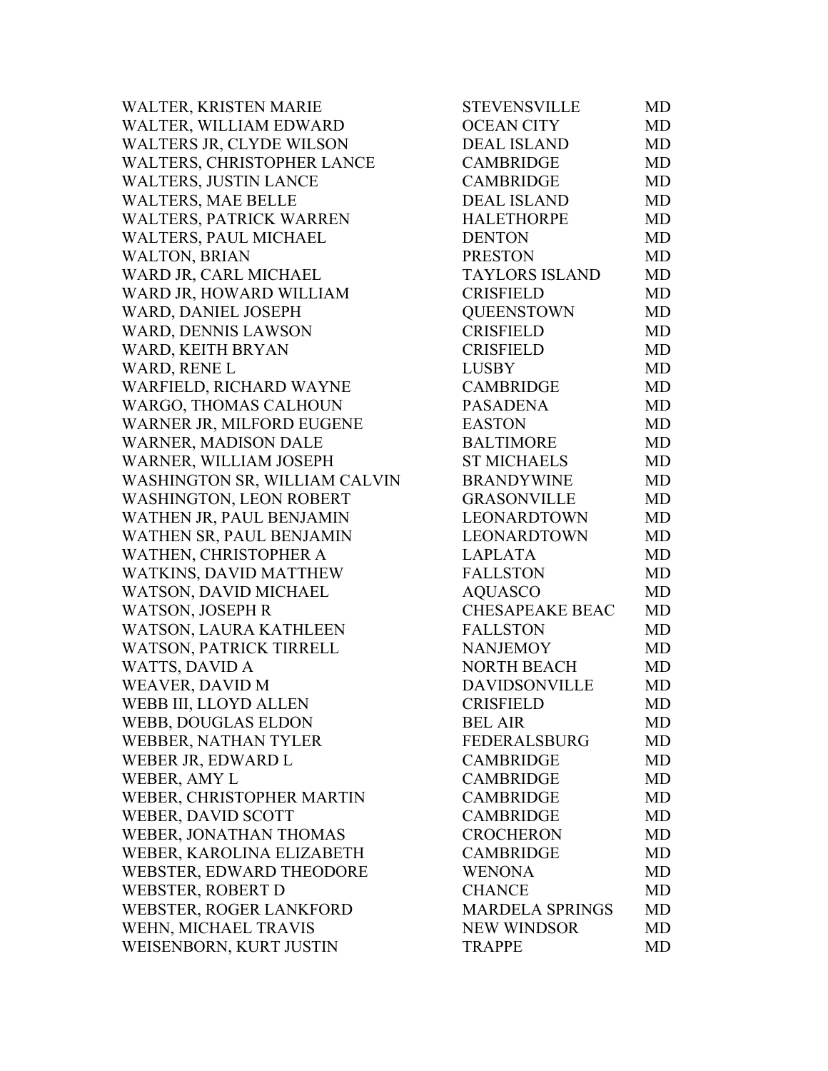| | | |
|---|---|---|
| WALTER, KRISTEN MARIE | STEVENSVILLE | MD |
| WALTER, WILLIAM EDWARD | OCEAN CITY | MD |
| WALTERS JR, CLYDE WILSON | DEAL ISLAND | MD |
| WALTERS, CHRISTOPHER LANCE | CAMBRIDGE | MD |
| WALTERS, JUSTIN LANCE | CAMBRIDGE | MD |
| WALTERS, MAE BELLE | DEAL ISLAND | MD |
| WALTERS, PATRICK WARREN | HALETHORPE | MD |
| WALTERS, PAUL MICHAEL | DENTON | MD |
| WALTON, BRIAN | PRESTON | MD |
| WARD JR, CARL MICHAEL | TAYLORS ISLAND | MD |
| WARD JR, HOWARD WILLIAM | CRISFIELD | MD |
| WARD, DANIEL JOSEPH | QUEENSTOWN | MD |
| WARD, DENNIS LAWSON | CRISFIELD | MD |
| WARD, KEITH BRYAN | CRISFIELD | MD |
| WARD, RENE L | LUSBY | MD |
| WARFIELD, RICHARD WAYNE | CAMBRIDGE | MD |
| WARGO, THOMAS CALHOUN | PASADENA | MD |
| WARNER JR, MILFORD EUGENE | EASTON | MD |
| WARNER, MADISON DALE | BALTIMORE | MD |
| WARNER, WILLIAM JOSEPH | ST MICHAELS | MD |
| WASHINGTON SR, WILLIAM CALVIN | BRANDYWINE | MD |
| WASHINGTON, LEON ROBERT | GRASONVILLE | MD |
| WATHEN JR, PAUL BENJAMIN | LEONARDTOWN | MD |
| WATHEN SR, PAUL BENJAMIN | LEONARDTOWN | MD |
| WATHEN, CHRISTOPHER A | LAPLATA | MD |
| WATKINS, DAVID MATTHEW | FALLSTON | MD |
| WATSON, DAVID MICHAEL | AQUASCO | MD |
| WATSON, JOSEPH R | CHESAPEAKE BEAC | MD |
| WATSON, LAURA KATHLEEN | FALLSTON | MD |
| WATSON, PATRICK TIRRELL | NANJEMOY | MD |
| WATTS, DAVID A | NORTH BEACH | MD |
| WEAVER, DAVID M | DAVIDSONVILLE | MD |
| WEBB III, LLOYD ALLEN | CRISFIELD | MD |
| WEBB, DOUGLAS ELDON | BEL AIR | MD |
| WEBBER, NATHAN TYLER | FEDERALSBURG | MD |
| WEBER JR, EDWARD L | CAMBRIDGE | MD |
| WEBER, AMY L | CAMBRIDGE | MD |
| WEBER, CHRISTOPHER MARTIN | CAMBRIDGE | MD |
| WEBER, DAVID SCOTT | CAMBRIDGE | MD |
| WEBER, JONATHAN THOMAS | CROCHERON | MD |
| WEBER, KAROLINA ELIZABETH | CAMBRIDGE | MD |
| WEBSTER, EDWARD THEODORE | WENONA | MD |
| WEBSTER, ROBERT D | CHANCE | MD |
| WEBSTER, ROGER LANKFORD | MARDELA SPRINGS | MD |
| WEHN, MICHAEL TRAVIS | NEW WINDSOR | MD |
| WEISENBORN, KURT JUSTIN | TRAPPE | MD |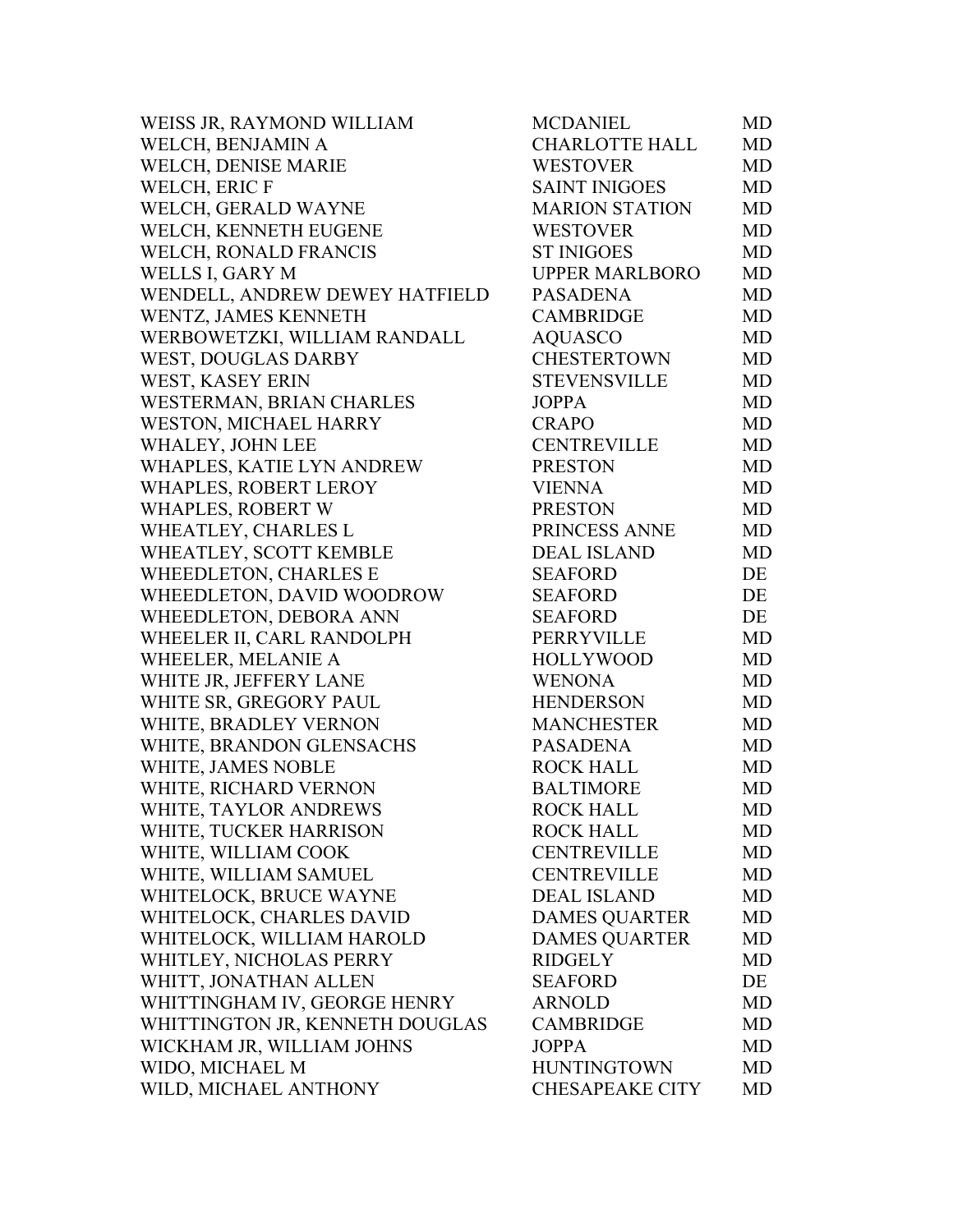| | | |
|---|---|---|
| WEISS JR, RAYMOND WILLIAM | MCDANIEL | MD |
| WELCH, BENJAMIN A | CHARLOTTE HALL | MD |
| WELCH, DENISE MARIE | WESTOVER | MD |
| WELCH, ERIC F | SAINT INIGOES | MD |
| WELCH, GERALD WAYNE | MARION STATION | MD |
| WELCH, KENNETH EUGENE | WESTOVER | MD |
| WELCH, RONALD FRANCIS | ST INIGOES | MD |
| WELLS I, GARY M | UPPER MARLBORO | MD |
| WENDELL, ANDREW DEWEY HATFIELD | PASADENA | MD |
| WENTZ, JAMES KENNETH | CAMBRIDGE | MD |
| WERBOWETZKI, WILLIAM RANDALL | AQUASCO | MD |
| WEST, DOUGLAS DARBY | CHESTERTOWN | MD |
| WEST, KASEY ERIN | STEVENSVILLE | MD |
| WESTERMAN, BRIAN CHARLES | JOPPA | MD |
| WESTON, MICHAEL HARRY | CRAPO | MD |
| WHALEY, JOHN LEE | CENTREVILLE | MD |
| WHAPLES, KATIE LYN ANDREW | PRESTON | MD |
| WHAPLES, ROBERT LEROY | VIENNA | MD |
| WHAPLES, ROBERT W | PRESTON | MD |
| WHEATLEY, CHARLES L | PRINCESS ANNE | MD |
| WHEATLEY, SCOTT KEMBLE | DEAL ISLAND | MD |
| WHEEDLETON, CHARLES E | SEAFORD | DE |
| WHEEDLETON, DAVID WOODROW | SEAFORD | DE |
| WHEEDLETON, DEBORA ANN | SEAFORD | DE |
| WHEELER II, CARL RANDOLPH | PERRYVILLE | MD |
| WHEELER, MELANIE A | HOLLYWOOD | MD |
| WHITE JR, JEFFERY LANE | WENONA | MD |
| WHITE SR, GREGORY PAUL | HENDERSON | MD |
| WHITE, BRADLEY VERNON | MANCHESTER | MD |
| WHITE, BRANDON GLENSACHS | PASADENA | MD |
| WHITE, JAMES NOBLE | ROCK HALL | MD |
| WHITE, RICHARD VERNON | BALTIMORE | MD |
| WHITE, TAYLOR ANDREWS | ROCK HALL | MD |
| WHITE, TUCKER HARRISON | ROCK HALL | MD |
| WHITE, WILLIAM COOK | CENTREVILLE | MD |
| WHITE, WILLIAM SAMUEL | CENTREVILLE | MD |
| WHITELOCK, BRUCE WAYNE | DEAL ISLAND | MD |
| WHITELOCK, CHARLES DAVID | DAMES QUARTER | MD |
| WHITELOCK, WILLIAM HAROLD | DAMES QUARTER | MD |
| WHITLEY, NICHOLAS PERRY | RIDGELY | MD |
| WHITT, JONATHAN ALLEN | SEAFORD | DE |
| WHITTINGHAM IV, GEORGE HENRY | ARNOLD | MD |
| WHITTINGTON JR, KENNETH DOUGLAS | CAMBRIDGE | MD |
| WICKHAM JR, WILLIAM JOHNS | JOPPA | MD |
| WIDO, MICHAEL M | HUNTINGTOWN | MD |
| WILD, MICHAEL ANTHONY | CHESAPEAKE CITY | MD |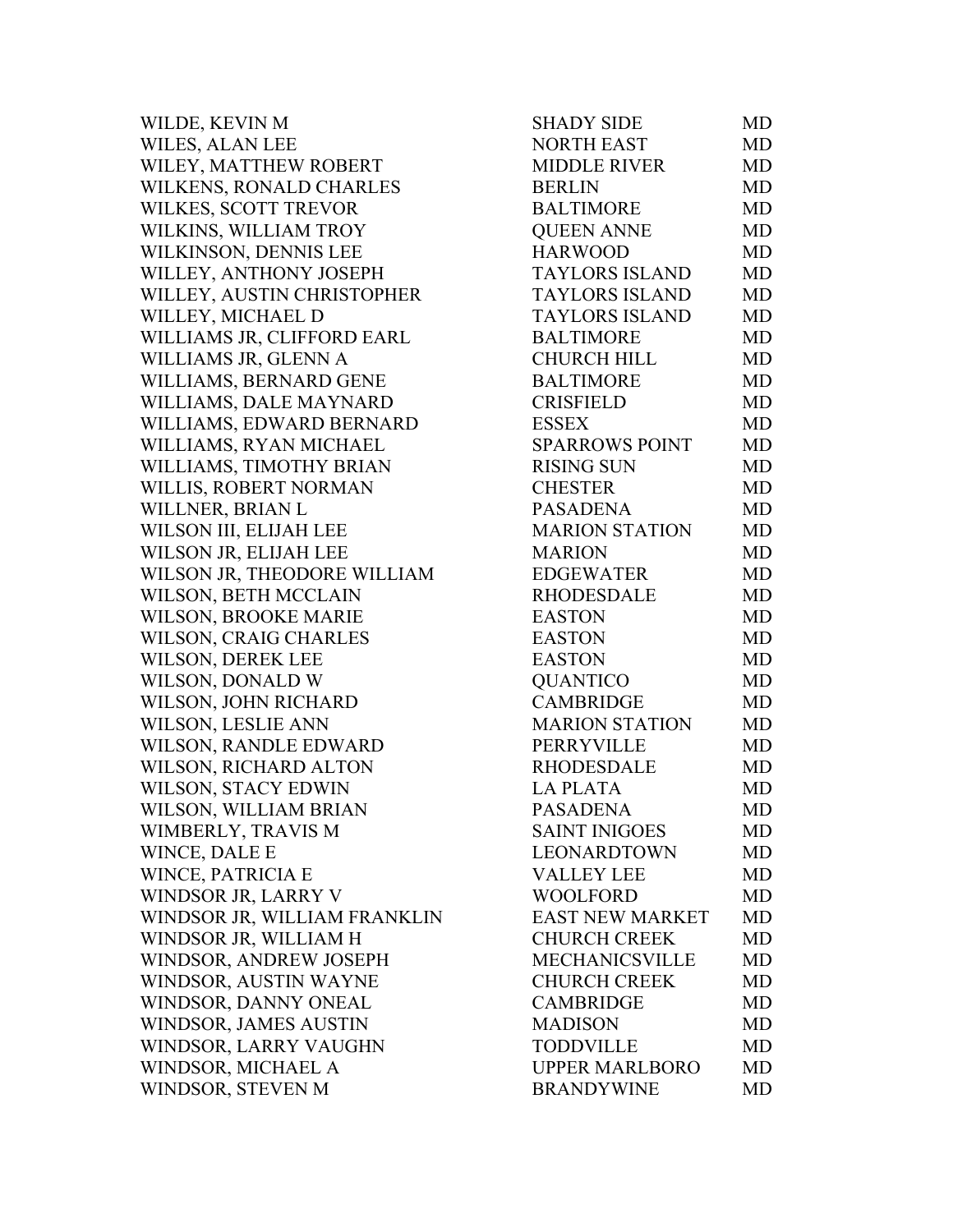| | | |
|---|---|---|
| WILDE, KEVIN M | SHADY SIDE | MD |
| WILES, ALAN LEE | NORTH EAST | MD |
| WILEY, MATTHEW ROBERT | MIDDLE RIVER | MD |
| WILKENS, RONALD CHARLES | BERLIN | MD |
| WILKES, SCOTT TREVOR | BALTIMORE | MD |
| WILKINS, WILLIAM TROY | QUEEN ANNE | MD |
| WILKINSON, DENNIS LEE | HARWOOD | MD |
| WILLEY, ANTHONY JOSEPH | TAYLORS ISLAND | MD |
| WILLEY, AUSTIN CHRISTOPHER | TAYLORS ISLAND | MD |
| WILLEY, MICHAEL D | TAYLORS ISLAND | MD |
| WILLIAMS JR, CLIFFORD EARL | BALTIMORE | MD |
| WILLIAMS JR, GLENN A | CHURCH HILL | MD |
| WILLIAMS, BERNARD GENE | BALTIMORE | MD |
| WILLIAMS, DALE MAYNARD | CRISFIELD | MD |
| WILLIAMS, EDWARD BERNARD | ESSEX | MD |
| WILLIAMS, RYAN MICHAEL | SPARROWS POINT | MD |
| WILLIAMS, TIMOTHY BRIAN | RISING SUN | MD |
| WILLIS, ROBERT NORMAN | CHESTER | MD |
| WILLNER, BRIAN L | PASADENA | MD |
| WILSON III, ELIJAH LEE | MARION STATION | MD |
| WILSON JR, ELIJAH LEE | MARION | MD |
| WILSON JR, THEODORE WILLIAM | EDGEWATER | MD |
| WILSON, BETH MCCLAIN | RHODESDALE | MD |
| WILSON, BROOKE MARIE | EASTON | MD |
| WILSON, CRAIG CHARLES | EASTON | MD |
| WILSON, DEREK LEE | EASTON | MD |
| WILSON, DONALD W | QUANTICO | MD |
| WILSON, JOHN RICHARD | CAMBRIDGE | MD |
| WILSON, LESLIE ANN | MARION STATION | MD |
| WILSON, RANDLE EDWARD | PERRYVILLE | MD |
| WILSON, RICHARD ALTON | RHODESDALE | MD |
| WILSON, STACY EDWIN | LA PLATA | MD |
| WILSON, WILLIAM BRIAN | PASADENA | MD |
| WIMBERLY, TRAVIS M | SAINT INIGOES | MD |
| WINCE, DALE E | LEONARDTOWN | MD |
| WINCE, PATRICIA E | VALLEY LEE | MD |
| WINDSOR JR, LARRY V | WOOLFORD | MD |
| WINDSOR JR, WILLIAM FRANKLIN | EAST NEW MARKET | MD |
| WINDSOR JR, WILLIAM H | CHURCH CREEK | MD |
| WINDSOR, ANDREW JOSEPH | MECHANICSVILLE | MD |
| WINDSOR, AUSTIN WAYNE | CHURCH CREEK | MD |
| WINDSOR, DANNY ONEAL | CAMBRIDGE | MD |
| WINDSOR, JAMES AUSTIN | MADISON | MD |
| WINDSOR, LARRY VAUGHN | TODDVILLE | MD |
| WINDSOR, MICHAEL A | UPPER MARLBORO | MD |
| WINDSOR, STEVEN M | BRANDYWINE | MD |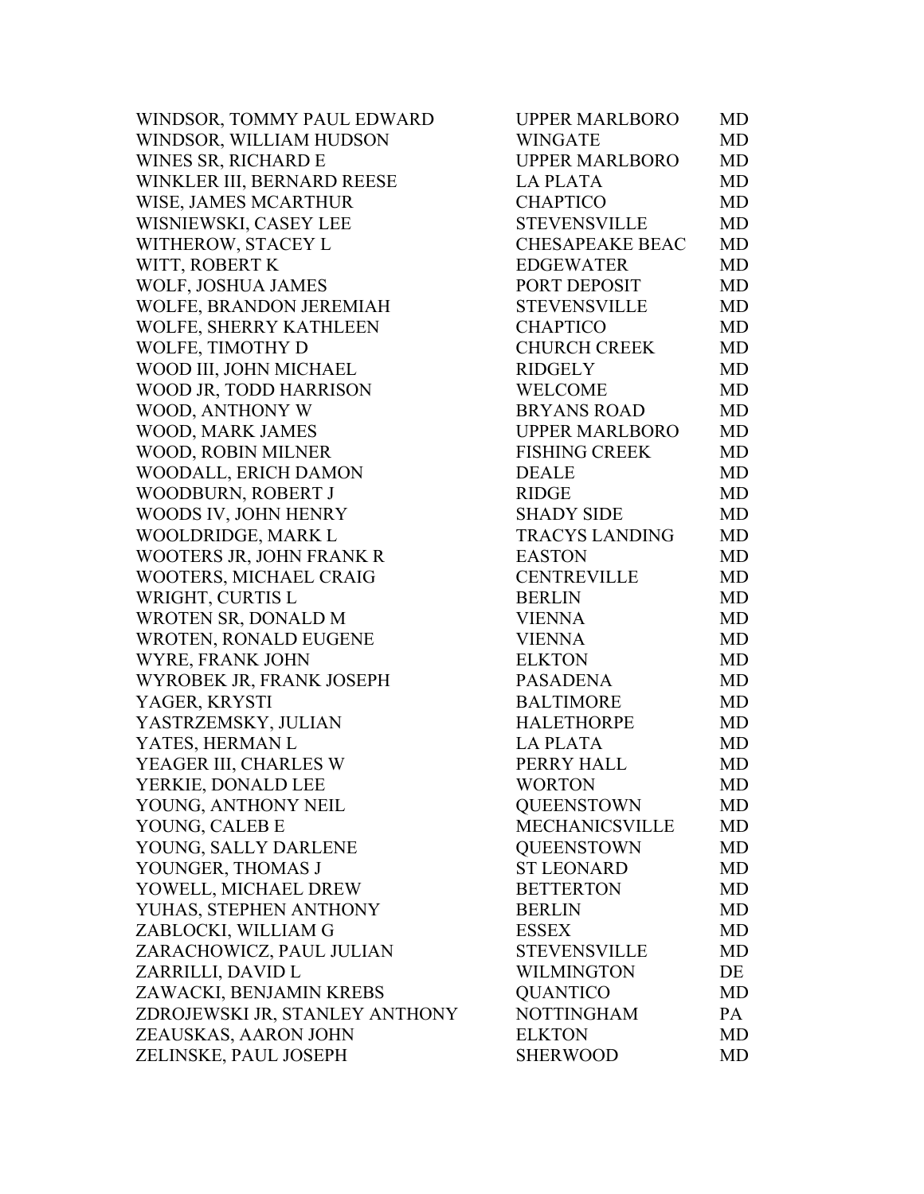| | | |
|---|---|---|
| WINDSOR, TOMMY PAUL EDWARD | UPPER MARLBORO | MD |
| WINDSOR, WILLIAM HUDSON | WINGATE | MD |
| WINES SR, RICHARD E | UPPER MARLBORO | MD |
| WINKLER III, BERNARD REESE | LA PLATA | MD |
| WISE, JAMES MCARTHUR | CHAPTICO | MD |
| WISNIEWSKI, CASEY LEE | STEVENSVILLE | MD |
| WITHEROW, STACEY L | CHESAPEAKE BEAC | MD |
| WITT, ROBERT K | EDGEWATER | MD |
| WOLF, JOSHUA JAMES | PORT DEPOSIT | MD |
| WOLFE, BRANDON JEREMIAH | STEVENSVILLE | MD |
| WOLFE, SHERRY KATHLEEN | CHAPTICO | MD |
| WOLFE, TIMOTHY D | CHURCH CREEK | MD |
| WOOD III, JOHN MICHAEL | RIDGELY | MD |
| WOOD JR, TODD HARRISON | WELCOME | MD |
| WOOD, ANTHONY W | BRYANS ROAD | MD |
| WOOD, MARK JAMES | UPPER MARLBORO | MD |
| WOOD, ROBIN MILNER | FISHING CREEK | MD |
| WOODALL, ERICH DAMON | DEALE | MD |
| WOODBURN, ROBERT J | RIDGE | MD |
| WOODS IV, JOHN HENRY | SHADY SIDE | MD |
| WOOLDRIDGE, MARK L | TRACYS LANDING | MD |
| WOOTERS JR, JOHN FRANK R | EASTON | MD |
| WOOTERS, MICHAEL CRAIG | CENTREVILLE | MD |
| WRIGHT, CURTIS L | BERLIN | MD |
| WROTEN SR, DONALD M | VIENNA | MD |
| WROTEN, RONALD EUGENE | VIENNA | MD |
| WYRE, FRANK JOHN | ELKTON | MD |
| WYROBEK JR, FRANK JOSEPH | PASADENA | MD |
| YAGER, KRYSTI | BALTIMORE | MD |
| YASTRZEMSKY, JULIAN | HALETHORPE | MD |
| YATES, HERMAN L | LA PLATA | MD |
| YEAGER III, CHARLES W | PERRY HALL | MD |
| YERKIE, DONALD LEE | WORTON | MD |
| YOUNG, ANTHONY NEIL | QUEENSTOWN | MD |
| YOUNG, CALEB E | MECHANICSVILLE | MD |
| YOUNG, SALLY DARLENE | QUEENSTOWN | MD |
| YOUNGER, THOMAS J | ST LEONARD | MD |
| YOWELL, MICHAEL DREW | BETTERTON | MD |
| YUHAS, STEPHEN ANTHONY | BERLIN | MD |
| ZABLOCKI, WILLIAM G | ESSEX | MD |
| ZARACHOWICZ, PAUL JULIAN | STEVENSVILLE | MD |
| ZARRILLI, DAVID L | WILMINGTON | DE |
| ZAWACKI, BENJAMIN KREBS | QUANTICO | MD |
| ZDROJEWSKI JR, STANLEY ANTHONY | NOTTINGHAM | PA |
| ZEAUSKAS, AARON JOHN | ELKTON | MD |
| ZELINSKE, PAUL JOSEPH | SHERWOOD | MD |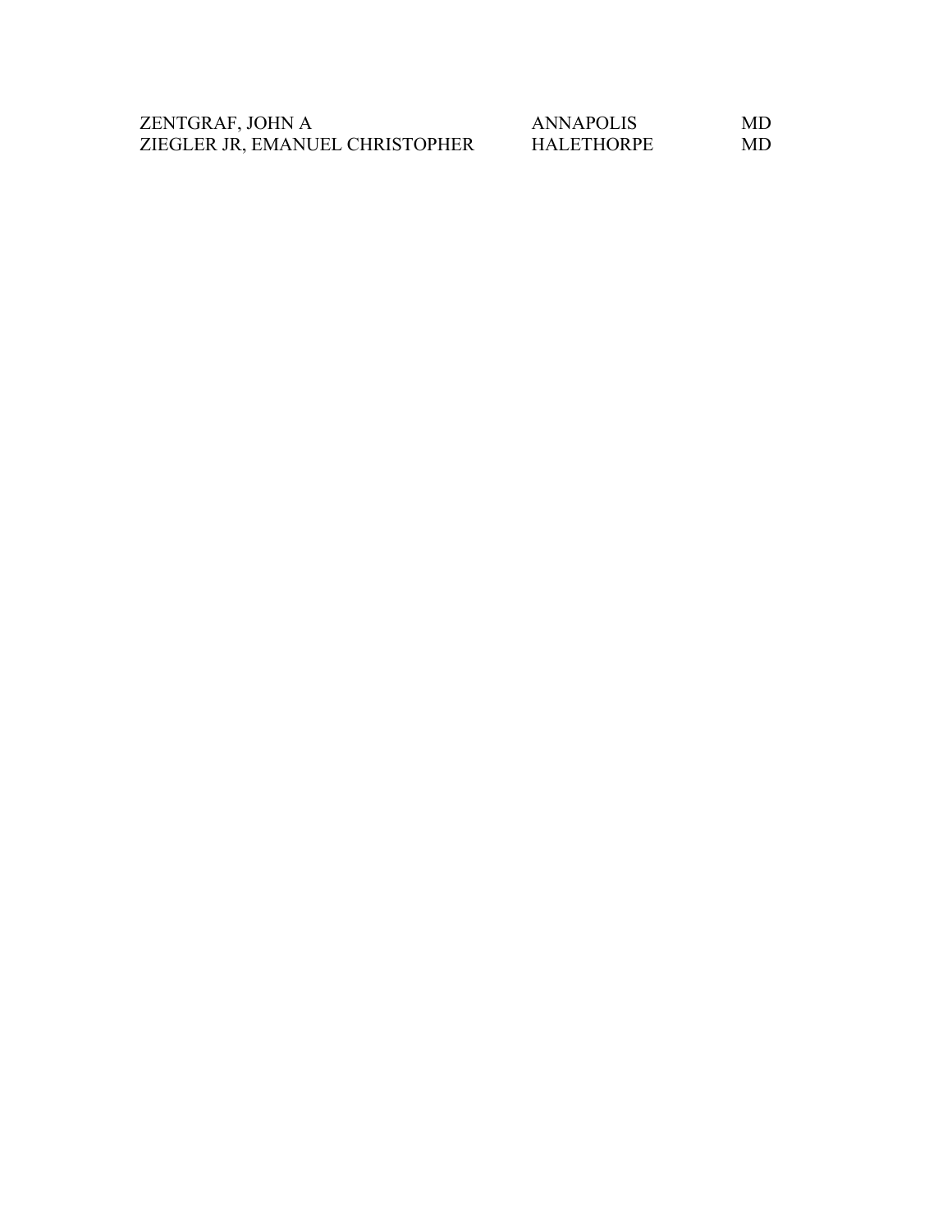| | | |
|---|---|---|
| ZENTGRAF, JOHN A | ANNAPOLIS | MD |
| ZIEGLER JR, EMANUEL CHRISTOPHER | HALETHORPE | MD |